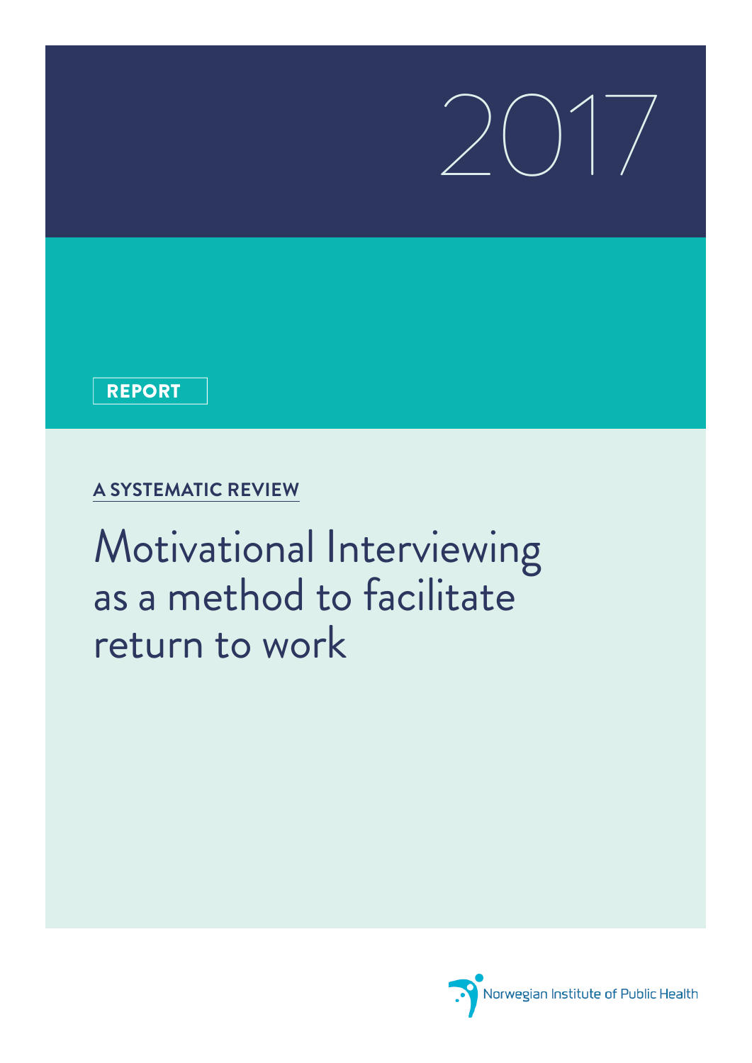2017

REPORT

A SYSTEMATIC REVIEW

# Motivational Interviewing as a method to facilitate return to work

Norwegian Institute of Public Health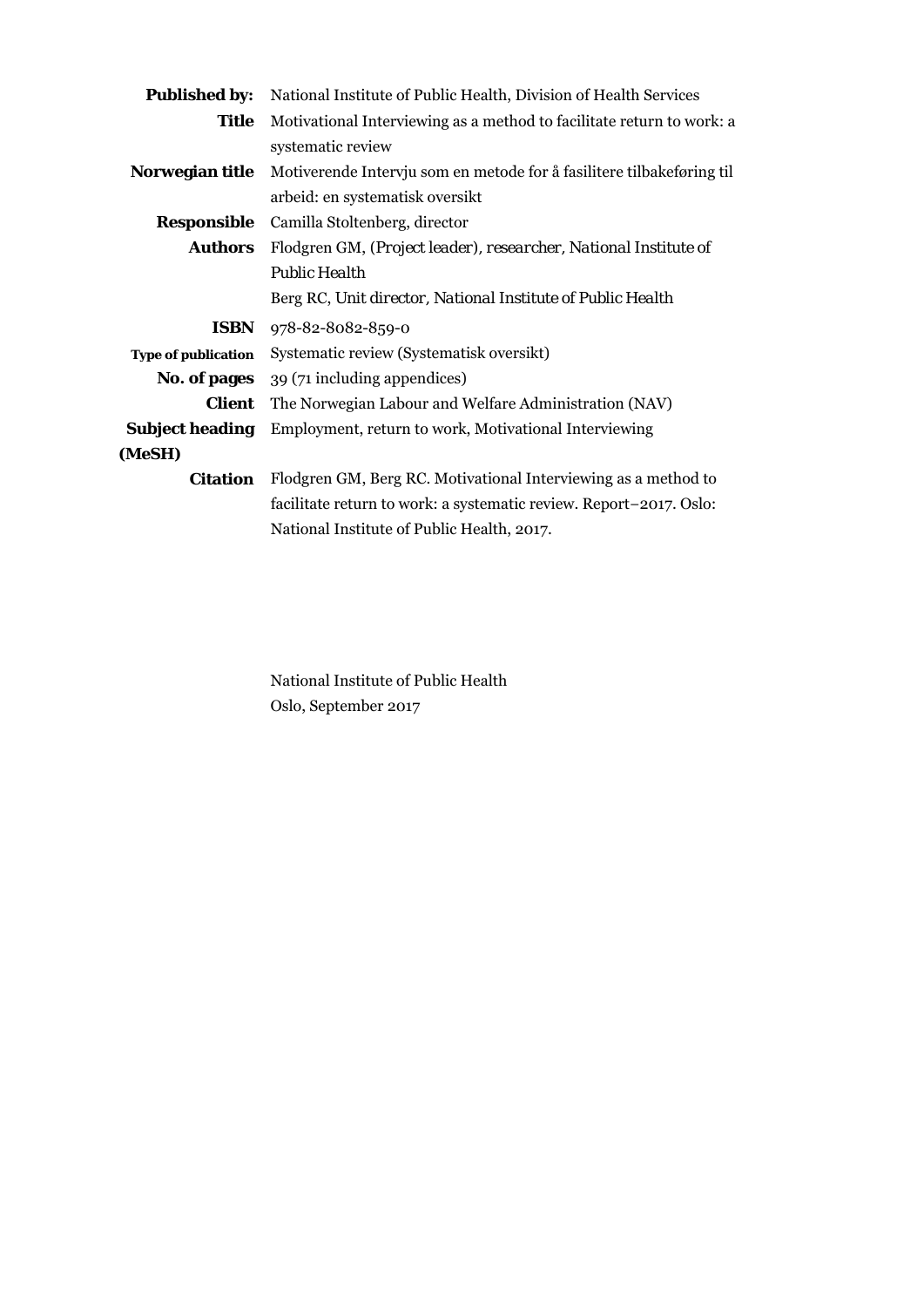| | |
|---|---|
| **Published by:** | National Institute of Public Health, Division of Health Services |
| **Title** | Motivational Interviewing as a method to facilitate return to work: a systematic review |
| **Norwegian title** | Motiverende Intervju som en metode for å fasilitere tilbakeføring til arbeid: en systematisk oversikt |
| **Responsible** | Camilla Stoltenberg, director |
| **Authors** | Flodgren GM, *(Project leader), researcher, National Institute of Public Health*<br>Berg RC, *Unit director, National Institute of Public Health* |
| **ISBN** | 978-82-8082-859-0 |
| **Type of publication** | Systematic review (Systematisk oversikt) |
| **No. of pages** | 39 (71 including appendices) |
| **Client** | The Norwegian Labour and Welfare Administration (NAV) |
| **Subject heading (MeSH)** | Employment, return to work, Motivational Interviewing |
| **Citation** | Flodgren GM, Berg RC. Motivational Interviewing as a method to facilitate return to work: a systematic review. Report−2017. Oslo: National Institute of Public Health, 2017. |

National Institute of Public Health
Oslo, September 2017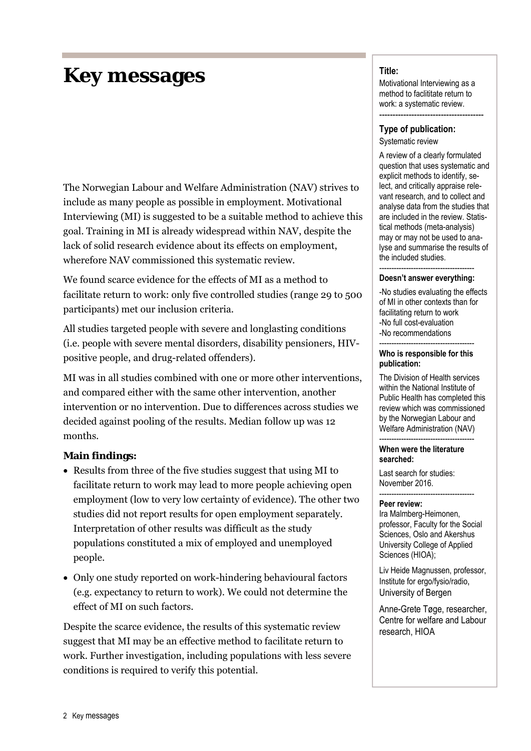# Key messages

The Norwegian Labour and Welfare Administration (NAV) strives to include as many people as possible in employment. Motivational Interviewing (MI) is suggested to be a suitable method to achieve this goal. Training in MI is already widespread within NAV, despite the lack of solid research evidence about its effects on employment, wherefore NAV commissioned this systematic review.

We found scarce evidence for the effects of MI as a method to facilitate return to work: only five controlled studies (range 29 to 500 participants) met our inclusion criteria.

All studies targeted people with severe and longlasting conditions (i.e. people with severe mental disorders, disability pensioners, HIV-positive people, and drug-related offenders).

MI was in all studies combined with one or more other interventions, and compared either with the same other intervention, another intervention or no intervention. Due to differences across studies we decided against pooling of the results. Median follow up was 12 months.

### Main findings:

- Results from three of the five studies suggest that using MI to facilitate return to work may lead to more people achieving open employment (low to very low certainty of evidence). The other two studies did not report results for open employment separately. Interpretation of other results was difficult as the study populations constituted a mix of employed and unemployed people.
- Only one study reported on work-hindering behavioural factors (e.g. expectancy to return to work). We could not determine the effect of MI on such factors.

Despite the scarce evidence, the results of this systematic review suggest that MI may be an effective method to facilitate return to work. Further investigation, including populations with less severe conditions is required to verify this potential.

---

**Title:**
Motivational Interviewing as a method to faclititate return to work: a systematic review.

---

**Type of publication:**
Systematic review

A review of a clearly formulated question that uses systematic and explicit methods to identify, select, and critically appraise relevant research, and to collect and analyse data from the studies that are included in the review. Statistical methods (meta-analysis) may or may not be used to analyse and summarise the results of the included studies.

---

**Doesn't answer everything:**

-No studies evaluating the effects of MI in other contexts than for facilitating return to work
-No full cost-evaluation
-No recommendations

---

**Who is responsible for this publication:**

The Division of Health services within the National Institute of Public Health has completed this review which was commissioned by the Norwegian Labour and Welfare Administration (NAV)

---

**When were the literature searched:**

Last search for studies: November 2016.

---

**Peer review:**
Ira Malmberg-Heimonen, professor, Faculty for the Social Sciences, Oslo and Akershus University College of Applied Sciences (HIOA);

Liv Heide Magnussen, professor, Institute for ergo/fysio/radio, University of Bergen

Anne-Grete Tøge, researcher, Centre for welfare and Labour research, HIOA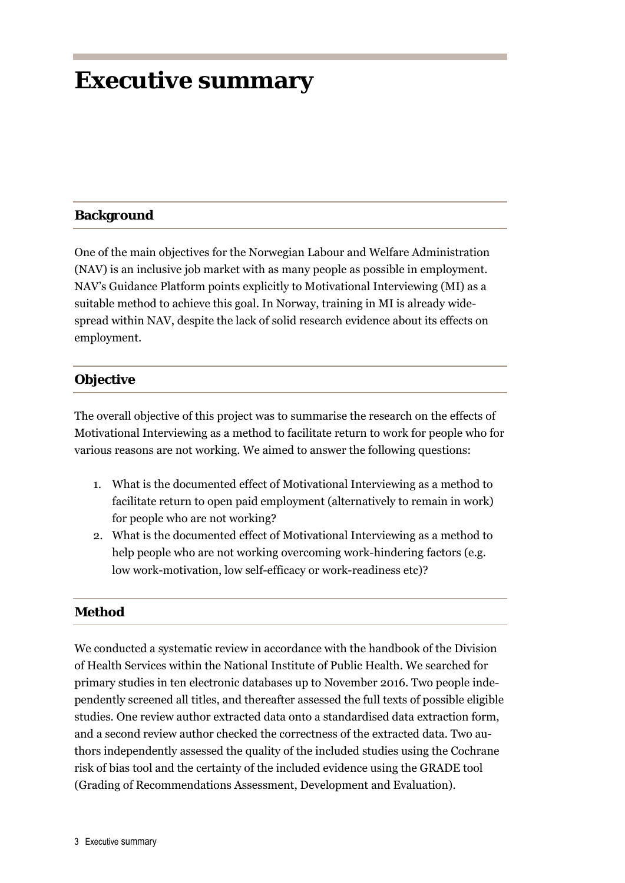# Executive summary

## Background

One of the main objectives for the Norwegian Labour and Welfare Administration (NAV) is an inclusive job market with as many people as possible in employment. NAV's Guidance Platform points explicitly to Motivational Interviewing (MI) as a suitable method to achieve this goal. In Norway, training in MI is already widespread within NAV, despite the lack of solid research evidence about its effects on employment.

## Objective

The overall objective of this project was to summarise the research on the effects of Motivational Interviewing as a method to facilitate return to work for people who for various reasons are not working. We aimed to answer the following questions:

1. What is the documented effect of Motivational Interviewing as a method to facilitate return to open paid employment (alternatively to remain in work) for people who are not working?
2. What is the documented effect of Motivational Interviewing as a method to help people who are not working overcoming work-hindering factors (e.g. low work-motivation, low self-efficacy or work-readiness etc)?

## Method

We conducted a systematic review in accordance with the handbook of the Division of Health Services within the National Institute of Public Health. We searched for primary studies in ten electronic databases up to November 2016. Two people independently screened all titles, and thereafter assessed the full texts of possible eligible studies. One review author extracted data onto a standardised data extraction form, and a second review author checked the correctness of the extracted data. Two authors independently assessed the quality of the included studies using the Cochrane risk of bias tool and the certainty of the included evidence using the GRADE tool (Grading of Recommendations Assessment, Development and Evaluation).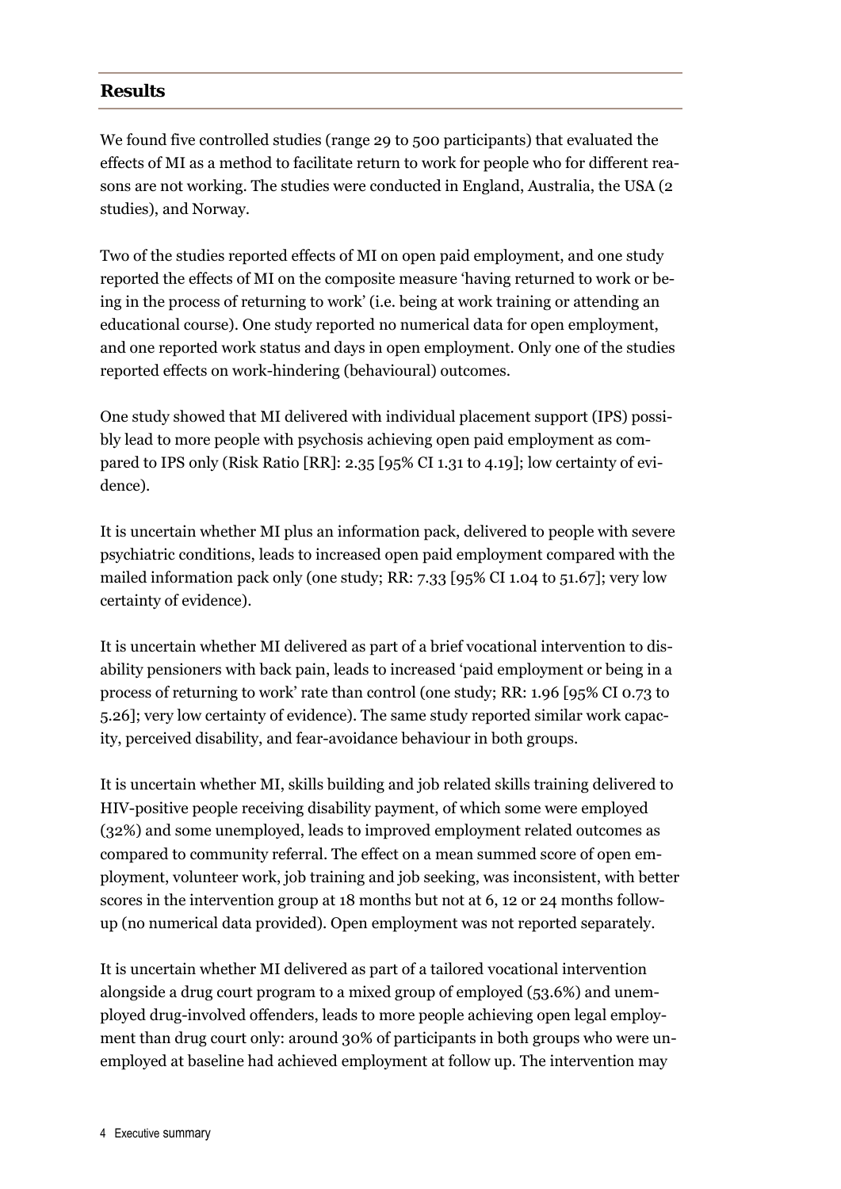## Results

We found five controlled studies (range 29 to 500 participants) that evaluated the effects of MI as a method to facilitate return to work for people who for different reasons are not working. The studies were conducted in England, Australia, the USA (2 studies), and Norway.

Two of the studies reported effects of MI on open paid employment, and one study reported the effects of MI on the composite measure 'having returned to work or being in the process of returning to work' (i.e. being at work training or attending an educational course). One study reported no numerical data for open employment, and one reported work status and days in open employment. Only one of the studies reported effects on work-hindering (behavioural) outcomes.

One study showed that MI delivered with individual placement support (IPS) possibly lead to more people with psychosis achieving open paid employment as compared to IPS only (Risk Ratio [RR]: 2.35 [95% CI 1.31 to 4.19]; low certainty of evidence).

It is uncertain whether MI plus an information pack, delivered to people with severe psychiatric conditions, leads to increased open paid employment compared with the mailed information pack only (one study; RR: 7.33 [95% CI 1.04 to 51.67]; very low certainty of evidence).

It is uncertain whether MI delivered as part of a brief vocational intervention to disability pensioners with back pain, leads to increased 'paid employment or being in a process of returning to work' rate than control (one study; RR: 1.96 [95% CI 0.73 to 5.26]; very low certainty of evidence). The same study reported similar work capacity, perceived disability, and fear-avoidance behaviour in both groups.

It is uncertain whether MI, skills building and job related skills training delivered to HIV-positive people receiving disability payment, of which some were employed (32%) and some unemployed, leads to improved employment related outcomes as compared to community referral. The effect on a mean summed score of open employment, volunteer work, job training and job seeking, was inconsistent, with better scores in the intervention group at 18 months but not at 6, 12 or 24 months follow-up (no numerical data provided). Open employment was not reported separately.

It is uncertain whether MI delivered as part of a tailored vocational intervention alongside a drug court program to a mixed group of employed (53.6%) and unemployed drug-involved offenders, leads to more people achieving open legal employment than drug court only: around 30% of participants in both groups who were unemployed at baseline had achieved employment at follow up. The intervention may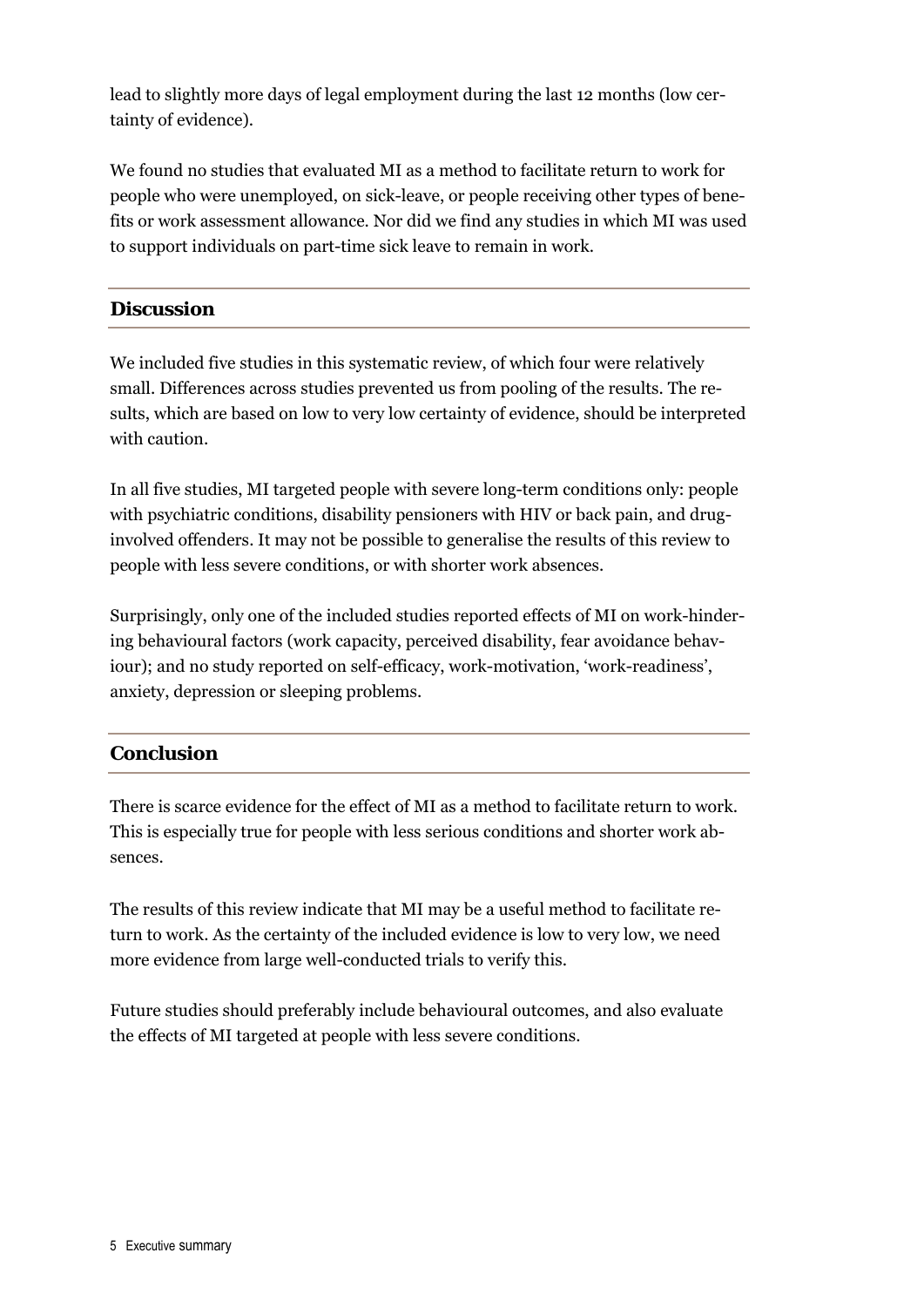lead to slightly more days of legal employment during the last 12 months (low certainty of evidence).

We found no studies that evaluated MI as a method to facilitate return to work for people who were unemployed, on sick-leave, or people receiving other types of benefits or work assessment allowance. Nor did we find any studies in which MI was used to support individuals on part-time sick leave to remain in work.

## Discussion

We included five studies in this systematic review, of which four were relatively small. Differences across studies prevented us from pooling of the results. The results, which are based on low to very low certainty of evidence, should be interpreted with caution.

In all five studies, MI targeted people with severe long-term conditions only: people with psychiatric conditions, disability pensioners with HIV or back pain, and drug-involved offenders. It may not be possible to generalise the results of this review to people with less severe conditions, or with shorter work absences.

Surprisingly, only one of the included studies reported effects of MI on work-hindering behavioural factors (work capacity, perceived disability, fear avoidance behaviour); and no study reported on self-efficacy, work-motivation, 'work-readiness', anxiety, depression or sleeping problems.

## Conclusion

There is scarce evidence for the effect of MI as a method to facilitate return to work. This is especially true for people with less serious conditions and shorter work absences.

The results of this review indicate that MI may be a useful method to facilitate return to work. As the certainty of the included evidence is low to very low, we need more evidence from large well-conducted trials to verify this.

Future studies should preferably include behavioural outcomes, and also evaluate the effects of MI targeted at people with less severe conditions.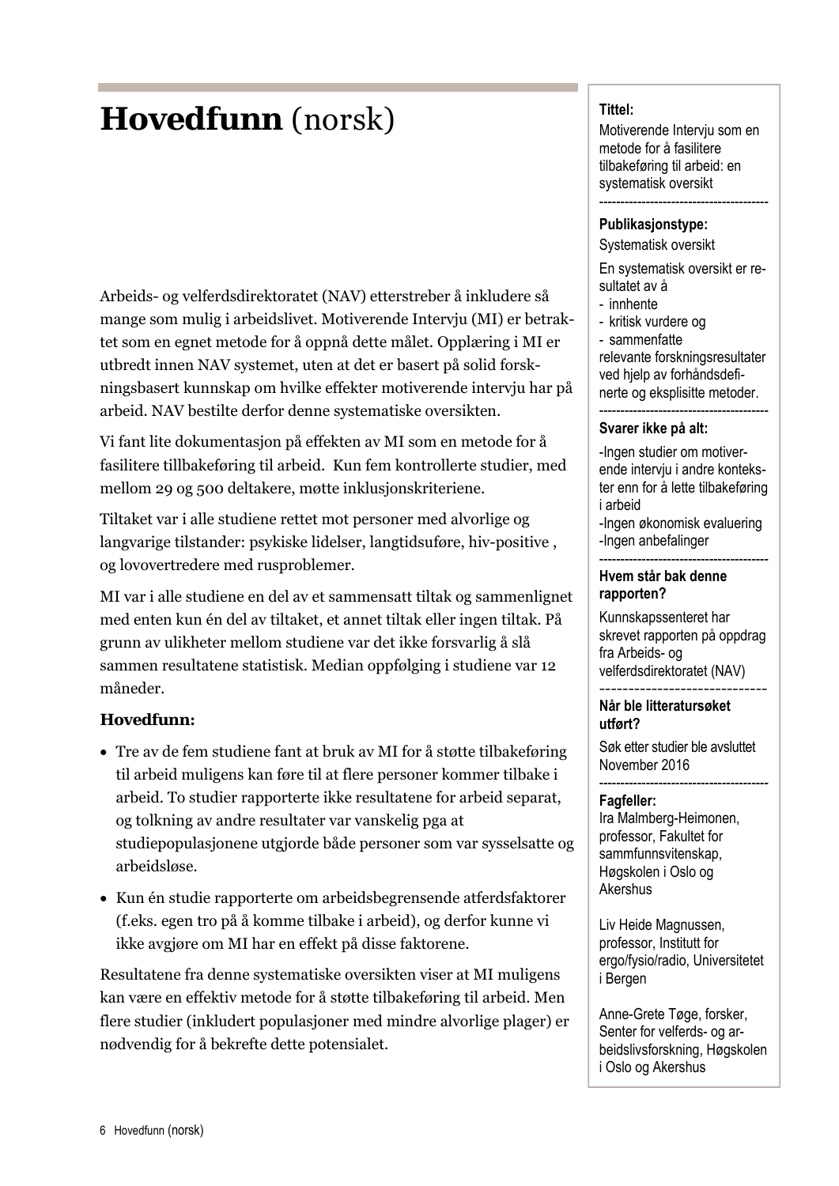# Hovedfunn (norsk)

Arbeids- og velferdsdirektoratet (NAV) etterstreber å inkludere så mange som mulig i arbeidslivet. Motiverende Intervju (MI) er betraktet som en egnet metode for å oppnå dette målet. Opplæring i MI er utbredt innen NAV systemet, uten at det er basert på solid forskningsbasert kunnskap om hvilke effekter motiverende intervju har på arbeid. NAV bestilte derfor denne systematiske oversikten.

Vi fant lite dokumentasjon på effekten av MI som en metode for å fasilitere tillbakeføring til arbeid. Kun fem kontrollerte studier, med mellom 29 og 500 deltakere, møtte inklusjonskriteriene.

Tiltaket var i alle studiene rettet mot personer med alvorlige og langvarige tilstander: psykiske lidelser, langtidsuføre, hiv-positive , og lovovertredere med rusproblemer.

MI var i alle studiene en del av et sammensatt tiltak og sammenlignet med enten kun én del av tiltaket, et annet tiltak eller ingen tiltak. På grunn av ulikheter mellom studiene var det ikke forsvarlig å slå sammen resultatene statistisk. Median oppfølging i studiene var 12 måneder.

### Hovedfunn:

- Tre av de fem studiene fant at bruk av MI for å støtte tilbakeføring til arbeid muligens kan føre til at flere personer kommer tilbake i arbeid. To studier rapporterte ikke resultatene for arbeid separat, og tolkning av andre resultater var vanskelig pga at studiepopulasjonene utgjorde både personer som var sysselsatte og arbeidsløse.
- Kun én studie rapporterte om arbeidsbegrensende atferdsfaktorer (f.eks. egen tro på å komme tilbake i arbeid), og derfor kunne vi ikke avgjøre om MI har en effekt på disse faktorene.

Resultatene fra denne systematiske oversikten viser at MI muligens kan være en effektiv metode for å støtte tilbakeføring til arbeid. Men flere studier (inkludert populasjoner med mindre alvorlige plager) er nødvendig for å bekrefte dette potensialet.

---

**Tittel:**
Motiverende Intervju som en metode for å fasilitere tilbakeføring til arbeid: en systematisk oversikt

**Publikasjonstype:**
Systematisk oversikt

En systematisk oversikt er resultatet av å
- innhente
- kritisk vurdere og
- sammenfatte

relevante forskningsresultater ved hjelp av forhåndsdefinerte og eksplisitte metoder.

**Svarer ikke på alt:**

-Ingen studier om motiverende intervju i andre kontekster enn for å lette tilbakeføring i arbeid
-Ingen økonomisk evaluering
-Ingen anbefalinger

**Hvem står bak denne rapporten?**

Kunnskapssenteret har skrevet rapporten på oppdrag fra Arbeids- og velferdsdirektoratet (NAV)

**Når ble litteratursøket utført?**

Søk etter studier ble avsluttet November 2016

**Fagfeller:**
Ira Malmberg-Heimonen, professor, Fakultet for sammfunnsvitenskap, Høgskolen i Oslo og Akershus

Liv Heide Magnussen, professor, Institutt for ergo/fysio/radio, Universitetet i Bergen

Anne-Grete Tøge, forsker, Senter for velferds- og arbeidslivsforskning, Høgskolen i Oslo og Akershus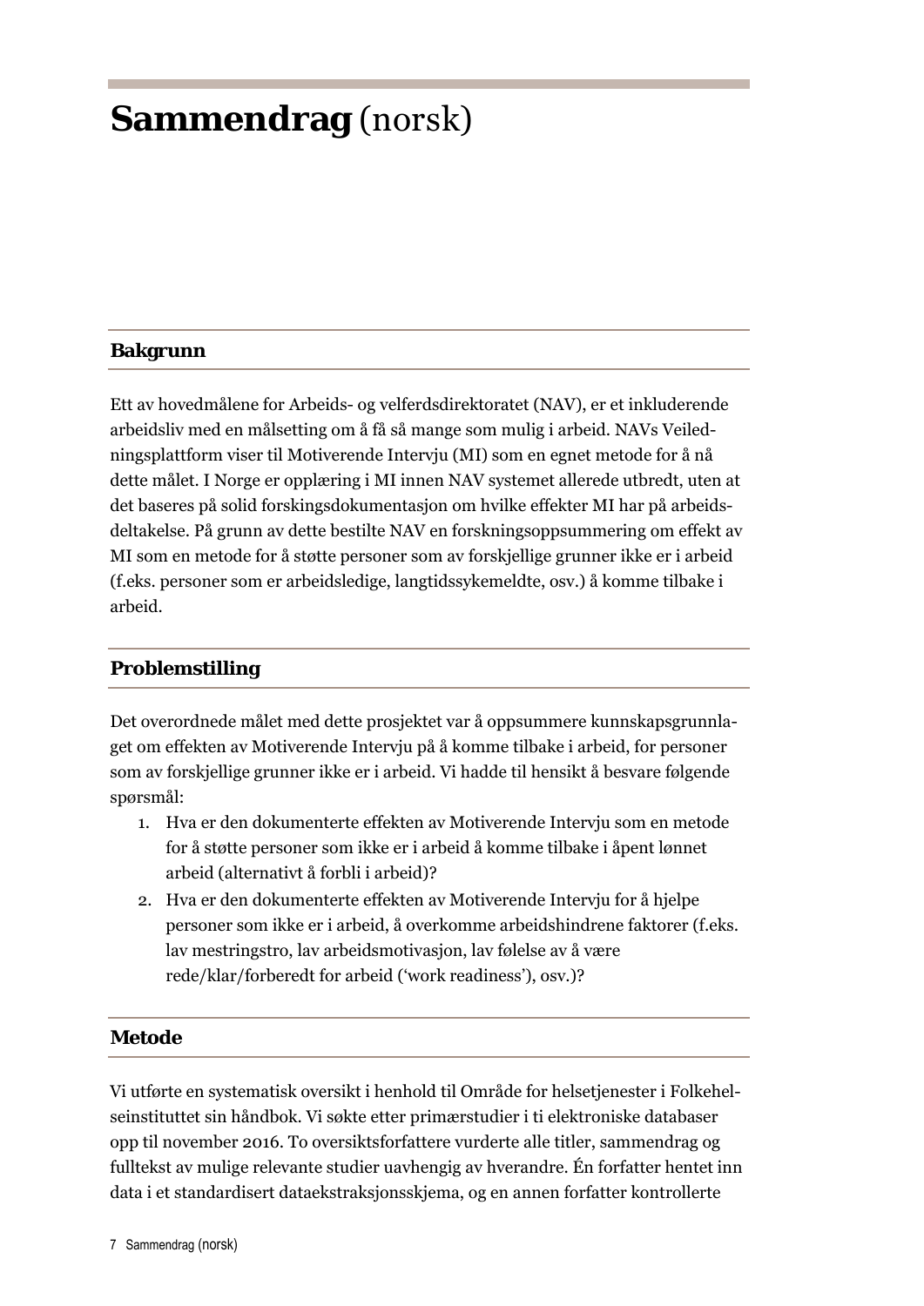# **Sammendrag** (norsk)

## Bakgrunn

Ett av hovedmålene for Arbeids- og velferdsdirektoratet (NAV), er et inkluderende arbeidsliv med en målsetting om å få så mange som mulig i arbeid. NAVs Veiledningsplattform viser til Motiverende Intervju (MI) som en egnet metode for å nå dette målet. I Norge er opplæring i MI innen NAV systemet allerede utbredt, uten at det baseres på solid forskingsdokumentasjon om hvilke effekter MI har på arbeidsdeltakelse. På grunn av dette bestilte NAV en forskningsoppsummering om effekt av MI som en metode for å støtte personer som av forskjellige grunner ikke er i arbeid (f.eks. personer som er arbeidsledige, langtidssykemeldte, osv.) å komme tilbake i arbeid.

## Problemstilling

Det overordnede målet med dette prosjektet var å oppsummere kunnskapsgrunnlaget om effekten av Motiverende Intervju på å komme tilbake i arbeid, for personer som av forskjellige grunner ikke er i arbeid. Vi hadde til hensikt å besvare følgende spørsmål:

1. Hva er den dokumenterte effekten av Motiverende Intervju som en metode for å støtte personer som ikke er i arbeid å komme tilbake i åpent lønnet arbeid (alternativt å forbli i arbeid)?
2. Hva er den dokumenterte effekten av Motiverende Intervju for å hjelpe personer som ikke er i arbeid, å overkomme arbeidshindrende faktorer (f.eks. lav mestringstro, lav arbeidsmotivasjon, lav følelse av å være rede/klar/forberedt for arbeid ('work readiness'), osv.)?

## Metode

Vi utførte en systematisk oversikt i henhold til Område for helsetjenester i Folkehelseinstituttet sin håndbok. Vi søkte etter primærstudier i ti elektroniske databaser opp til november 2016. To oversiktsforfattere vurderte alle titler, sammendrag og fulltekst av mulige relevante studier uavhengig av hverandre. Én forfatter hentet inn data i et standardisert dataekstraksjonsskjema, og en annen forfatter kontrollerte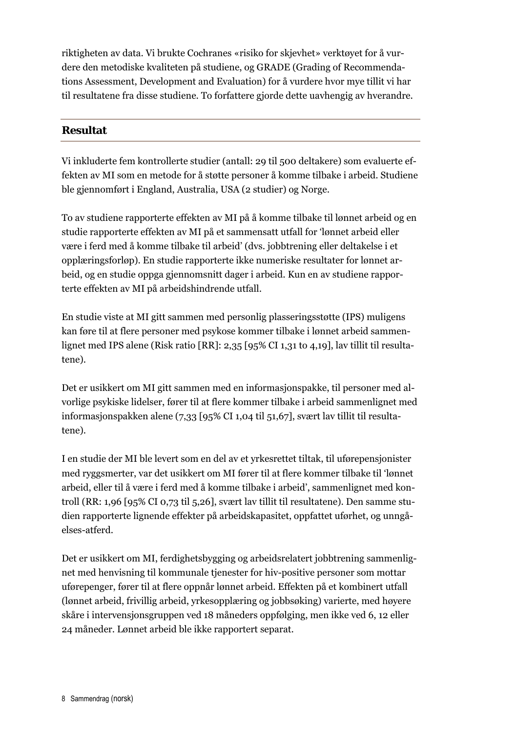riktigheten av data. Vi brukte Cochranes «risiko for skjevhet» verktøyet for å vurdere den metodiske kvaliteten på studiene, og GRADE (Grading of Recommendations Assessment, Development and Evaluation) for å vurdere hvor mye tillit vi har til resultatene fra disse studiene. To forfattere gjorde dette uavhengig av hverandre.

## Resultat

Vi inkluderte fem kontrollerte studier (antall: 29 til 500 deltakere) som evaluerte effekten av MI som en metode for å støtte personer å komme tilbake i arbeid. Studiene ble gjennomført i England, Australia, USA (2 studier) og Norge.

To av studiene rapporterte effekten av MI på å komme tilbake til lønnet arbeid og en studie rapporterte effekten av MI på et sammensatt utfall for 'lønnet arbeid eller være i ferd med å komme tilbake til arbeid' (dvs. jobbtrening eller deltakelse i et opplæringsforløp). En studie rapporterte ikke numeriske resultater for lønnet arbeid, og en studie oppga gjennomsnitt dager i arbeid. Kun en av studiene rapporterte effekten av MI på arbeidshindrende utfall.

En studie viste at MI gitt sammen med personlig plasseringsstøtte (IPS) muligens kan føre til at flere personer med psykose kommer tilbake i lønnet arbeid sammenlignet med IPS alene (Risk ratio [RR]: 2,35 [95% CI 1,31 to 4,19], lav tillit til resultatene).

Det er usikkert om MI gitt sammen med en informasjonspakke, til personer med alvorlige psykiske lidelser, fører til at flere kommer tilbake i arbeid sammenlignet med informasjonspakken alene (7,33 [95% CI 1,04 til 51,67], svært lav tillit til resultatene).

I en studie der MI ble levert som en del av et yrkesrettet tiltak, til uførepensjonister med ryggsmerter, var det usikkert om MI fører til at flere kommer tilbake til 'lønnet arbeid, eller til å være i ferd med å komme tilbake i arbeid', sammenlignet med kontroll (RR: 1,96 [95% CI 0,73 til 5,26], svært lav tillit til resultatene). Den samme studien rapporterte lignende effekter på arbeidskapasitet, oppfattet uførhet, og unngåelses-atferd.

Det er usikkert om MI, ferdighetsbygging og arbeidsrelatert jobbtrening sammenlignet med henvisning til kommunale tjenester for hiv-positive personer som mottar uførepenger, fører til at flere oppnår lønnet arbeid. Effekten på et kombinert utfall (lønnet arbeid, frivillig arbeid, yrkesopplæring og jobbsøking) varierte, med høyere skåre i intervensjonsgruppen ved 18 måneders oppfølging, men ikke ved 6, 12 eller 24 måneder. Lønnet arbeid ble ikke rapportert separat.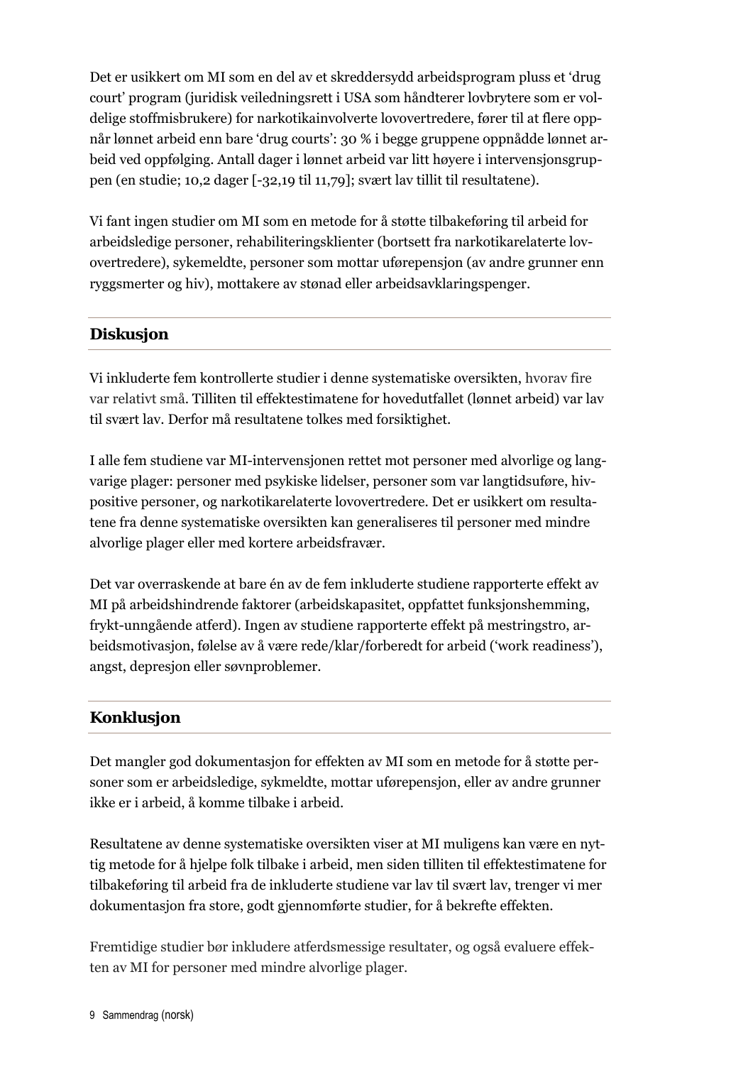Det er usikkert om MI som en del av et skreddersydd arbeidsprogram pluss et 'drug court' program (juridisk veiledningsrett i USA som håndterer lovbrytere som er voldelige stoffmisbrukere) for narkotikainvolverte lovovertredere, fører til at flere oppnår lønnet arbeid enn bare 'drug courts': 30 % i begge gruppene oppnådde lønnet arbeid ved oppfølging. Antall dager i lønnet arbeid var litt høyere i intervensjonsgruppen (en studie; 10,2 dager [-32,19 til 11,79]; svært lav tillit til resultatene).

Vi fant ingen studier om MI som en metode for å støtte tilbakeføring til arbeid for arbeidsledige personer, rehabiliteringsklienter (bortsett fra narkotikarelaterte lovovertredere), sykemeldte, personer som mottar uførepensjon (av andre grunner enn ryggsmerter og hiv), mottakere av stønad eller arbeidsavklaringspenger.

## Diskusjon

Vi inkluderte fem kontrollerte studier i denne systematiske oversikten, hvorav fire var relativt små. Tilliten til effektestimatene for hovedutfallet (lønnet arbeid) var lav til svært lav. Derfor må resultatene tolkes med forsiktighet.

I alle fem studiene var MI-intervensjonen rettet mot personer med alvorlige og langvarige plager: personer med psykiske lidelser, personer som var langtidsuføre, hiv-positive personer, og narkotikarelaterte lovovertredere. Det er usikkert om resultatene fra denne systematiske oversikten kan generaliseres til personer med mindre alvorlige plager eller med kortere arbeidsfravær.

Det var overraskende at bare én av de fem inkluderte studiene rapporterte effekt av MI på arbeidshindrende faktorer (arbeidskapasitet, oppfattet funksjonshemming, frykt-unngående atferd). Ingen av studiene rapporterte effekt på mestringstro, arbeidsmotivasjon, følelse av å være rede/klar/forberedt for arbeid ('work readiness'), angst, depresjon eller søvnproblemer.

## Konklusjon

Det mangler god dokumentasjon for effekten av MI som en metode for å støtte personer som er arbeidsledige, sykmeldte, mottar uførepensjon, eller av andre grunner ikke er i arbeid, å komme tilbake i arbeid.

Resultatene av denne systematiske oversikten viser at MI muligens kan være en nyttig metode for å hjelpe folk tilbake i arbeid, men siden tilliten til effektestimatene for tilbakeføring til arbeid fra de inkluderte studiene var lav til svært lav, trenger vi mer dokumentasjon fra store, godt gjennomførte studier, for å bekrefte effekten.

Fremtidige studier bør inkludere atferdsmessige resultater, og også evaluere effekten av MI for personer med mindre alvorlige plager.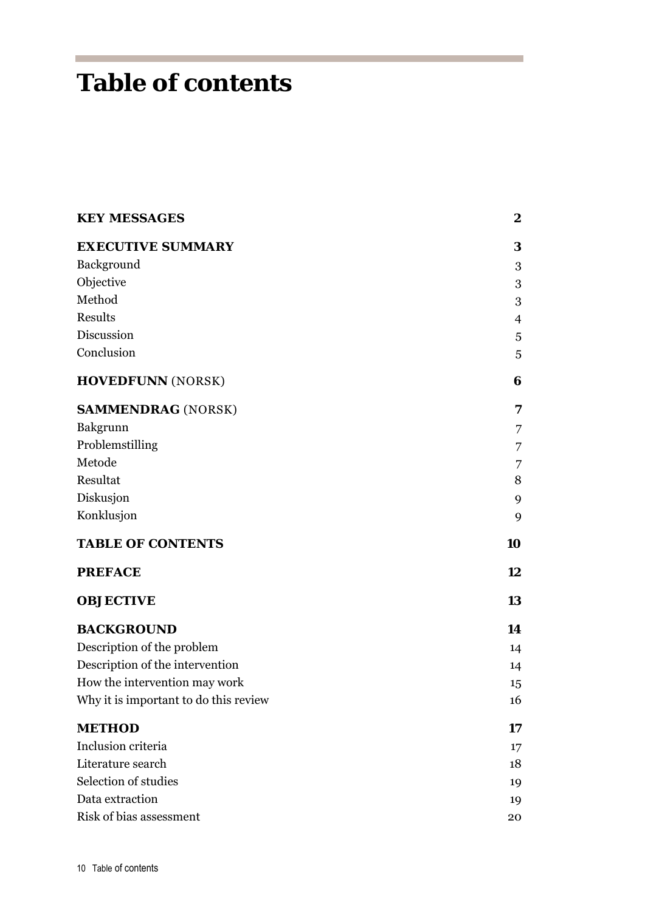# Table of contents

| | |
|---|---|
| **KEY MESSAGES** | **2** |
| **EXECUTIVE SUMMARY** | **3** |
| Background | 3 |
| Objective | 3 |
| Method | 3 |
| Results | 4 |
| Discussion | 5 |
| Conclusion | 5 |
| **HOVEDFUNN** (NORSK) | **6** |
| **SAMMENDRAG** (NORSK) | **7** |
| Bakgrunn | 7 |
| Problemstilling | 7 |
| Metode | 7 |
| Resultat | 8 |
| Diskusjon | 9 |
| Konklusjon | 9 |
| **TABLE OF CONTENTS** | **10** |
| **PREFACE** | **12** |
| **OBJECTIVE** | **13** |
| **BACKGROUND** | **14** |
| Description of the problem | 14 |
| Description of the intervention | 14 |
| How the intervention may work | 15 |
| Why it is important to do this review | 16 |
| **METHOD** | **17** |
| Inclusion criteria | 17 |
| Literature search | 18 |
| Selection of studies | 19 |
| Data extraction | 19 |
| Risk of bias assessment | 20 |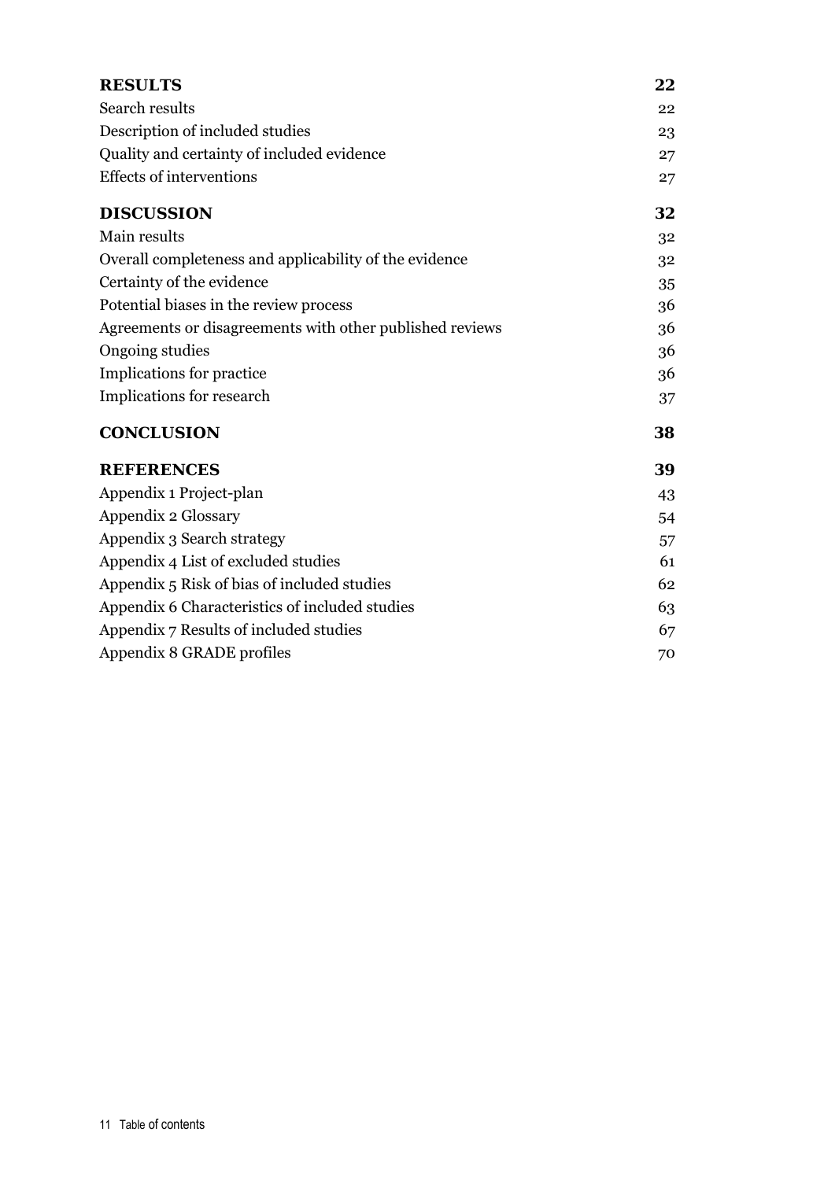| | |
|---|---|
| **RESULTS** | **22** |
| Search results | 22 |
| Description of included studies | 23 |
| Quality and certainty of included evidence | 27 |
| Effects of interventions | 27 |
| **DISCUSSION** | **32** |
| Main results | 32 |
| Overall completeness and applicability of the evidence | 32 |
| Certainty of the evidence | 35 |
| Potential biases in the review process | 36 |
| Agreements or disagreements with other published reviews | 36 |
| Ongoing studies | 36 |
| Implications for practice | 36 |
| Implications for research | 37 |
| **CONCLUSION** | **38** |
| **REFERENCES** | **39** |
| Appendix 1 Project-plan | 43 |
| Appendix 2 Glossary | 54 |
| Appendix 3 Search strategy | 57 |
| Appendix 4 List of excluded studies | 61 |
| Appendix 5 Risk of bias of included studies | 62 |
| Appendix 6 Characteristics of included studies | 63 |
| Appendix 7 Results of included studies | 67 |
| Appendix 8 GRADE profiles | 70 |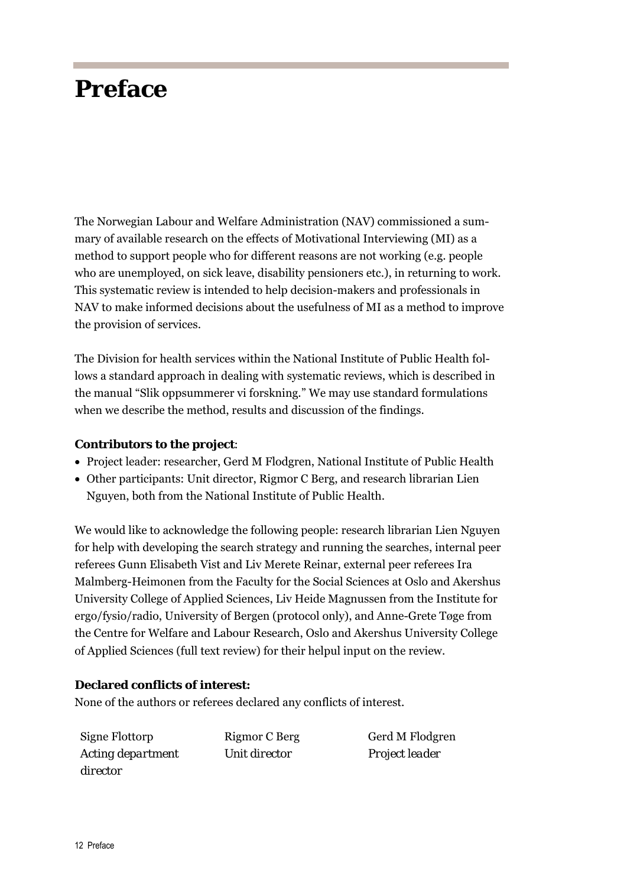# Preface

The Norwegian Labour and Welfare Administration (NAV) commissioned a summary of available research on the effects of Motivational Interviewing (MI) as a method to support people who for different reasons are not working (e.g. people who are unemployed, on sick leave, disability pensioners etc.), in returning to work. This systematic review is intended to help decision-makers and professionals in NAV to make informed decisions about the usefulness of MI as a method to improve the provision of services.

The Division for health services within the National Institute of Public Health follows a standard approach in dealing with systematic reviews, which is described in the manual "Slik oppsummerer vi forskning." We may use standard formulations when we describe the method, results and discussion of the findings.

**Contributors to the project**:

- Project leader: researcher, Gerd M Flodgren, National Institute of Public Health
- Other participants: Unit director, Rigmor C Berg, and research librarian Lien Nguyen, both from the National Institute of Public Health.

We would like to acknowledge the following people: research librarian Lien Nguyen for help with developing the search strategy and running the searches, internal peer referees Gunn Elisabeth Vist and Liv Merete Reinar, external peer referees Ira Malmberg-Heimonen from the Faculty for the Social Sciences at Oslo and Akershus University College of Applied Sciences, Liv Heide Magnussen from the Institute for ergo/fysio/radio, University of Bergen (protocol only), and Anne-Grete Tøge from the Centre for Welfare and Labour Research, Oslo and Akershus University College of Applied Sciences (full text review) for their helpul input on the review.

**Declared conflicts of interest:**

None of the authors or referees declared any conflicts of interest.

| Signe Flottorp | Rigmor C Berg | Gerd M Flodgren |
|---|---|---|
| *Acting department director* | *Unit director* | *Project leader* |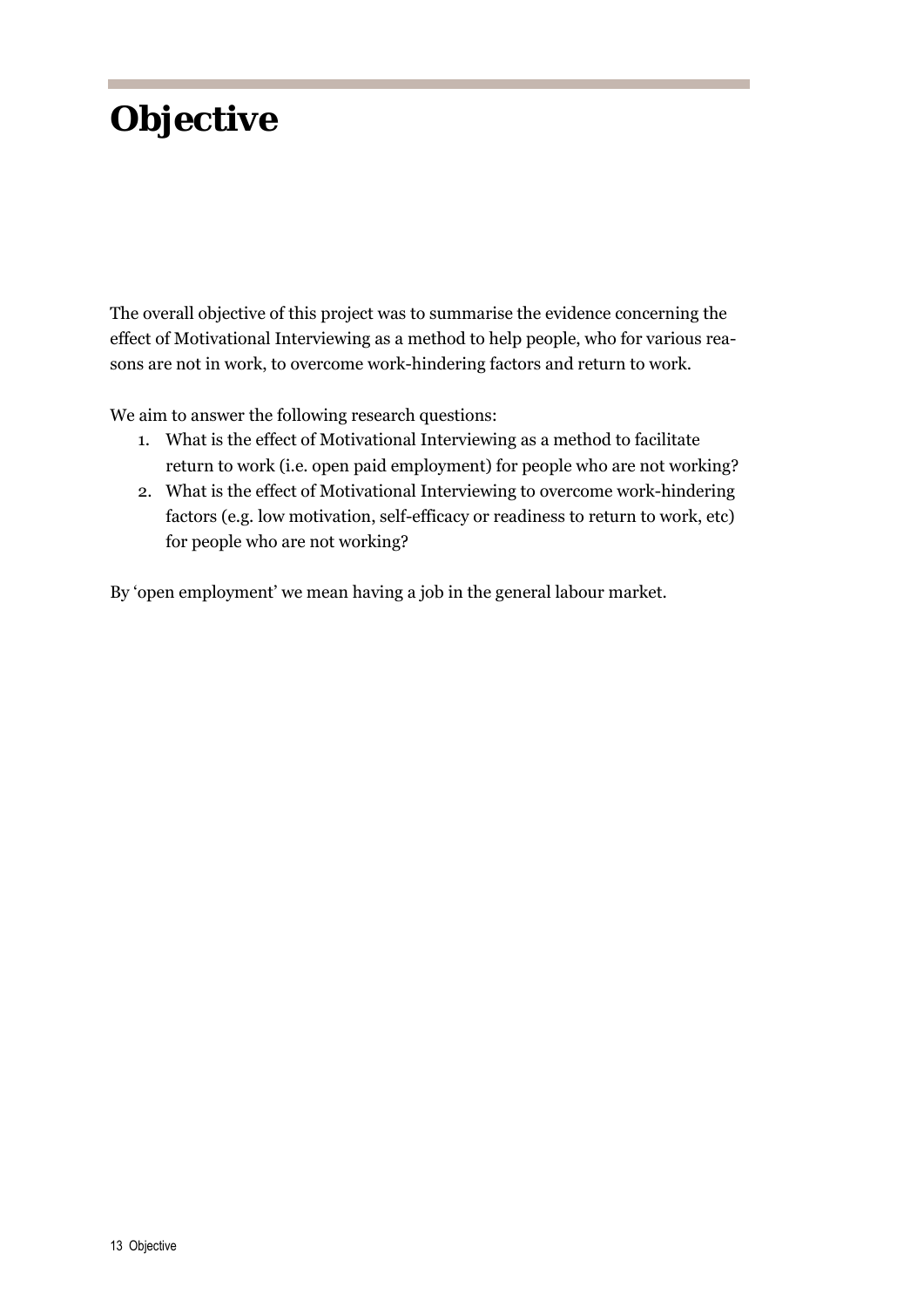# Objective

The overall objective of this project was to summarise the evidence concerning the effect of Motivational Interviewing as a method to help people, who for various reasons are not in work, to overcome work-hindering factors and return to work.

We aim to answer the following research questions:

1. What is the effect of Motivational Interviewing as a method to facilitate return to work (i.e. open paid employment) for people who are not working?
2. What is the effect of Motivational Interviewing to overcome work-hindering factors (e.g. low motivation, self-efficacy or readiness to return to work, etc) for people who are not working?

By 'open employment' we mean having a job in the general labour market.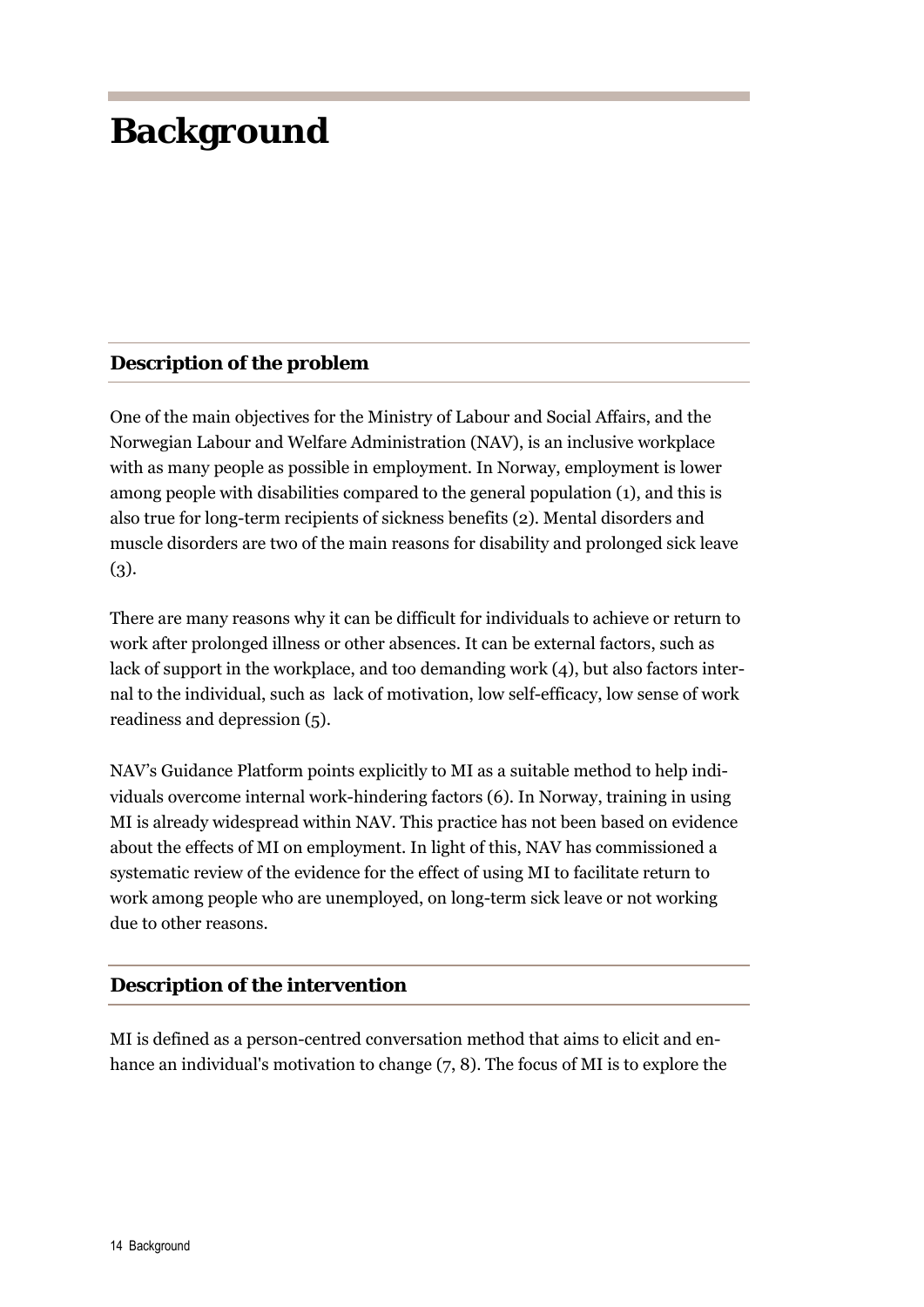# Background

## Description of the problem

One of the main objectives for the Ministry of Labour and Social Affairs, and the Norwegian Labour and Welfare Administration (NAV), is an inclusive workplace with as many people as possible in employment. In Norway, employment is lower among people with disabilities compared to the general population (1), and this is also true for long-term recipients of sickness benefits (2). Mental disorders and muscle disorders are two of the main reasons for disability and prolonged sick leave (3).

There are many reasons why it can be difficult for individuals to achieve or return to work after prolonged illness or other absences. It can be external factors, such as lack of support in the workplace, and too demanding work (4), but also factors internal to the individual, such as lack of motivation, low self-efficacy, low sense of work readiness and depression (5).

NAV's Guidance Platform points explicitly to MI as a suitable method to help individuals overcome internal work-hindering factors (6). In Norway, training in using MI is already widespread within NAV. This practice has not been based on evidence about the effects of MI on employment. In light of this, NAV has commissioned a systematic review of the evidence for the effect of using MI to facilitate return to work among people who are unemployed, on long-term sick leave or not working due to other reasons.

## Description of the intervention

MI is defined as a person-centred conversation method that aims to elicit and enhance an individual's motivation to change (7, 8). The focus of MI is to explore the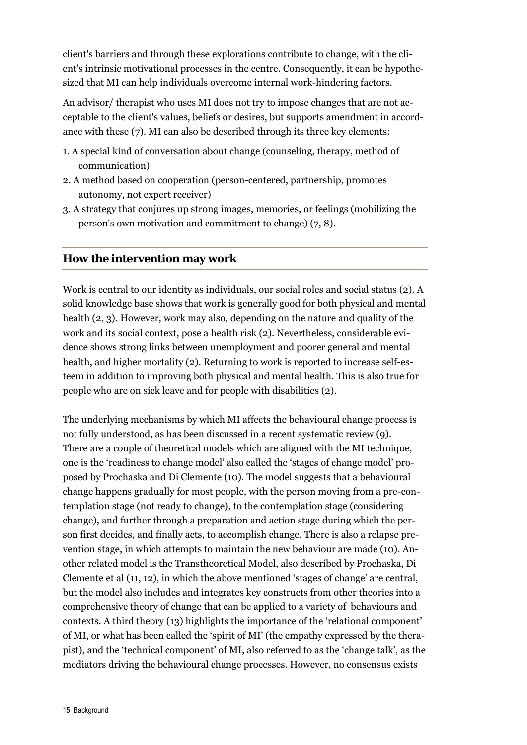client's barriers and through these explorations contribute to change, with the client's intrinsic motivational processes in the centre. Consequently, it can be hypothesized that MI can help individuals overcome internal work-hindering factors.

An advisor/ therapist who uses MI does not try to impose changes that are not acceptable to the client's values, beliefs or desires, but supports amendment in accordance with these (7). MI can also be described through its three key elements:

1. A special kind of conversation about change (counseling, therapy, method of communication)
2. A method based on cooperation (person-centered, partnership, promotes autonomy, not expert receiver)
3. A strategy that conjures up strong images, memories, or feelings (mobilizing the person's own motivation and commitment to change) (7, 8).

## How the intervention may work

Work is central to our identity as individuals, our social roles and social status (2). A solid knowledge base shows that work is generally good for both physical and mental health (2, 3). However, work may also, depending on the nature and quality of the work and its social context, pose a health risk (2). Nevertheless, considerable evidence shows strong links between unemployment and poorer general and mental health, and higher mortality (2). Returning to work is reported to increase self-esteem in addition to improving both physical and mental health. This is also true for people who are on sick leave and for people with disabilities (2).

The underlying mechanisms by which MI affects the behavioural change process is not fully understood, as has been discussed in a recent systematic review (9). There are a couple of theoretical models which are aligned with the MI technique, one is the 'readiness to change model' also called the 'stages of change model' proposed by Prochaska and Di Clemente (10). The model suggests that a behavioural change happens gradually for most people, with the person moving from a pre-contemplation stage (not ready to change), to the contemplation stage (considering change), and further through a preparation and action stage during which the person first decides, and finally acts, to accomplish change. There is also a relapse prevention stage, in which attempts to maintain the new behaviour are made (10). Another related model is the Transtheoretical Model, also described by Prochaska, Di Clemente et al (11, 12), in which the above mentioned 'stages of change' are central, but the model also includes and integrates key constructs from other theories into a comprehensive theory of change that can be applied to a variety of behaviours and contexts. A third theory (13) highlights the importance of the 'relational component' of MI, or what has been called the 'spirit of MI' (the empathy expressed by the therapist), and the 'technical component' of MI, also referred to as the 'change talk', as the mediators driving the behavioural change processes. However, no consensus exists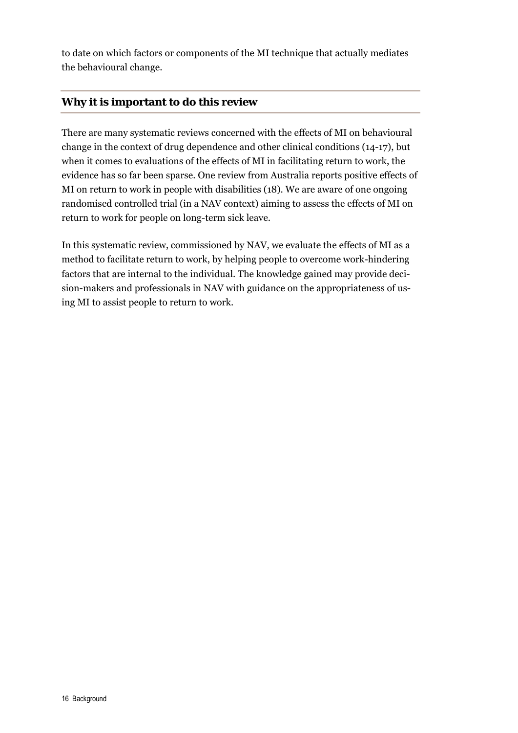to date on which factors or components of the MI technique that actually mediates the behavioural change.

## Why it is important to do this review

There are many systematic reviews concerned with the effects of MI on behavioural change in the context of drug dependence and other clinical conditions (14-17), but when it comes to evaluations of the effects of MI in facilitating return to work, the evidence has so far been sparse. One review from Australia reports positive effects of MI on return to work in people with disabilities (18). We are aware of one ongoing randomised controlled trial (in a NAV context) aiming to assess the effects of MI on return to work for people on long-term sick leave.

In this systematic review, commissioned by NAV, we evaluate the effects of MI as a method to facilitate return to work, by helping people to overcome work-hindering factors that are internal to the individual. The knowledge gained may provide decision-makers and professionals in NAV with guidance on the appropriateness of using MI to assist people to return to work.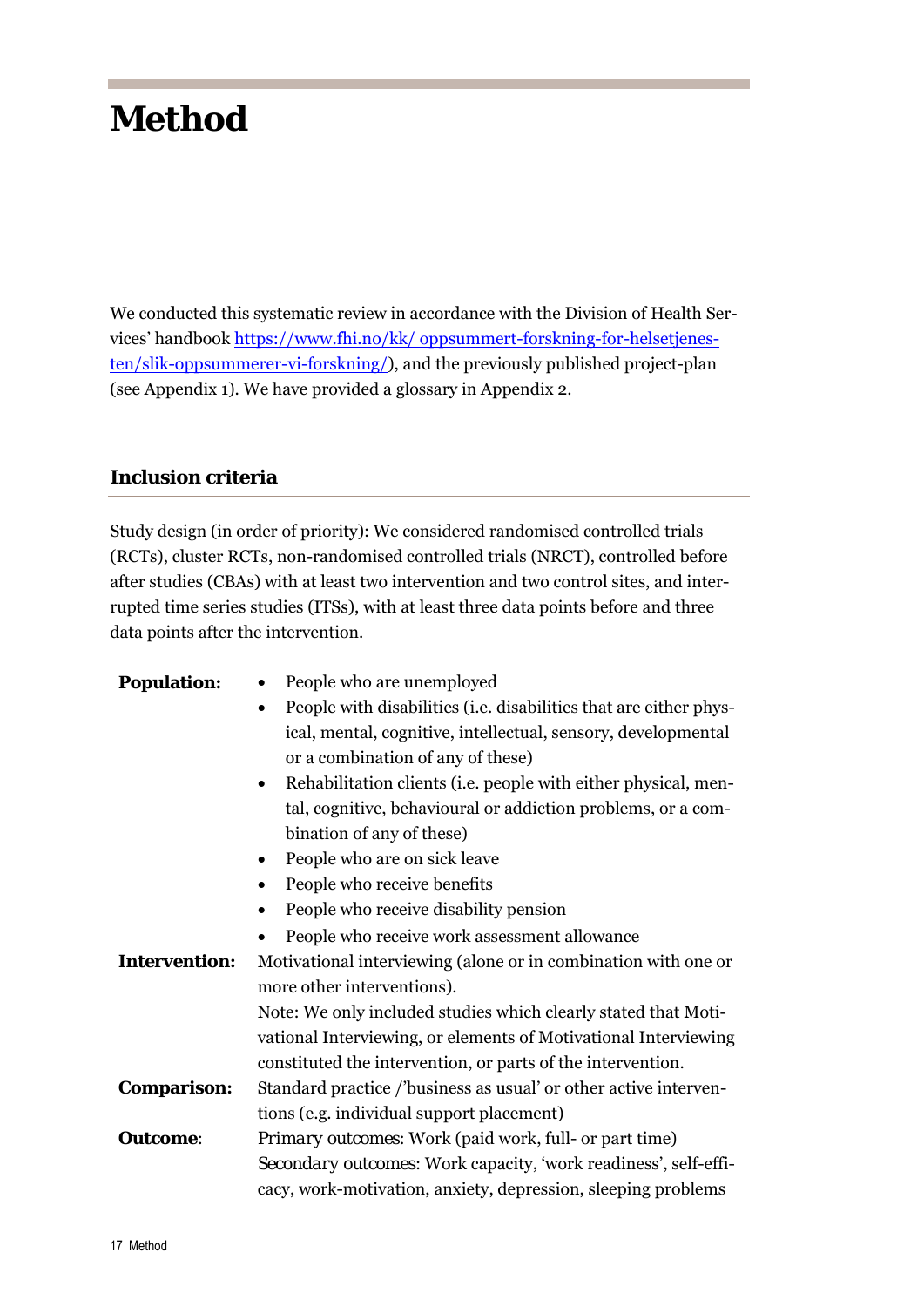# Method

We conducted this systematic review in accordance with the Division of Health Services' handbook https://www.fhi.no/kk/ oppsummert-forskning-for-helsetjenesten/slik-oppsummerer-vi-forskning/), and the previously published project-plan (see Appendix 1). We have provided a glossary in Appendix 2.

## Inclusion criteria

Study design (in order of priority): We considered randomised controlled trials (RCTs), cluster RCTs, non-randomised controlled trials (NRCT), controlled before after studies (CBAs) with at least two intervention and two control sites, and interrupted time series studies (ITSs), with at least three data points before and three data points after the intervention.

**Population:**

- People who are unemployed
- People with disabilities (i.e. disabilities that are either physical, mental, cognitive, intellectual, sensory, developmental or a combination of any of these)
- Rehabilitation clients (i.e. people with either physical, mental, cognitive, behavioural or addiction problems, or a combination of any of these)
- People who are on sick leave
- People who receive benefits
- People who receive disability pension
- People who receive work assessment allowance

**Intervention:** Motivational interviewing (alone or in combination with one or more other interventions).
Note: We only included studies which clearly stated that Motivational Interviewing, or elements of Motivational Interviewing constituted the intervention, or parts of the intervention.

**Comparison:** Standard practice /'business as usual' or other active interventions (e.g. individual support placement)

**Outcome**: Primary outcomes: Work (paid work, full- or part time)
Secondary outcomes: Work capacity, 'work readiness', self-efficacy, work-motivation, anxiety, depression, sleeping problems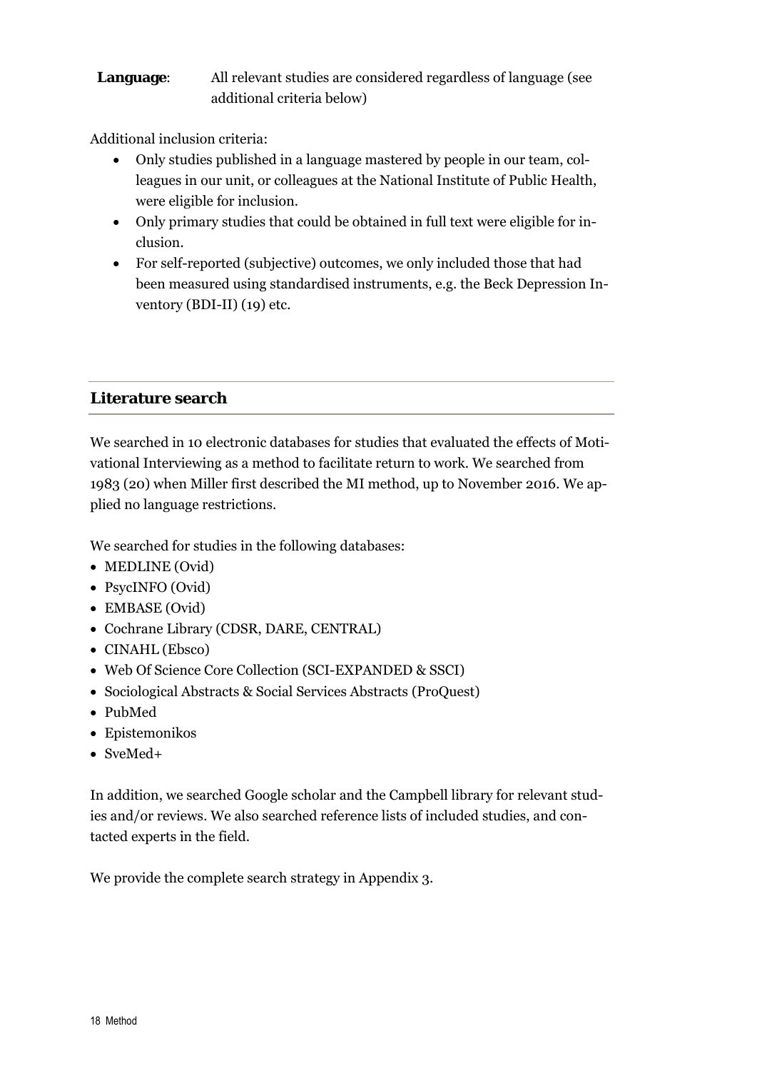**Language**: All relevant studies are considered regardless of language (see additional criteria below)

Additional inclusion criteria:

- Only studies published in a language mastered by people in our team, colleagues in our unit, or colleagues at the National Institute of Public Health, were eligible for inclusion.
- Only primary studies that could be obtained in full text were eligible for inclusion.
- For self-reported (subjective) outcomes, we only included those that had been measured using standardised instruments, e.g. the Beck Depression Inventory (BDI-II) (19) etc.

## Literature search

We searched in 10 electronic databases for studies that evaluated the effects of Motivational Interviewing as a method to facilitate return to work. We searched from 1983 (20) when Miller first described the MI method, up to November 2016. We applied no language restrictions.

We searched for studies in the following databases:

- MEDLINE (Ovid)
- PsycINFO (Ovid)
- EMBASE (Ovid)
- Cochrane Library (CDSR, DARE, CENTRAL)
- CINAHL (Ebsco)
- Web Of Science Core Collection (SCI-EXPANDED & SSCI)
- Sociological Abstracts & Social Services Abstracts (ProQuest)
- PubMed
- Epistemonikos
- SveMed+

In addition, we searched Google scholar and the Campbell library for relevant studies and/or reviews. We also searched reference lists of included studies, and contacted experts in the field.

We provide the complete search strategy in Appendix 3.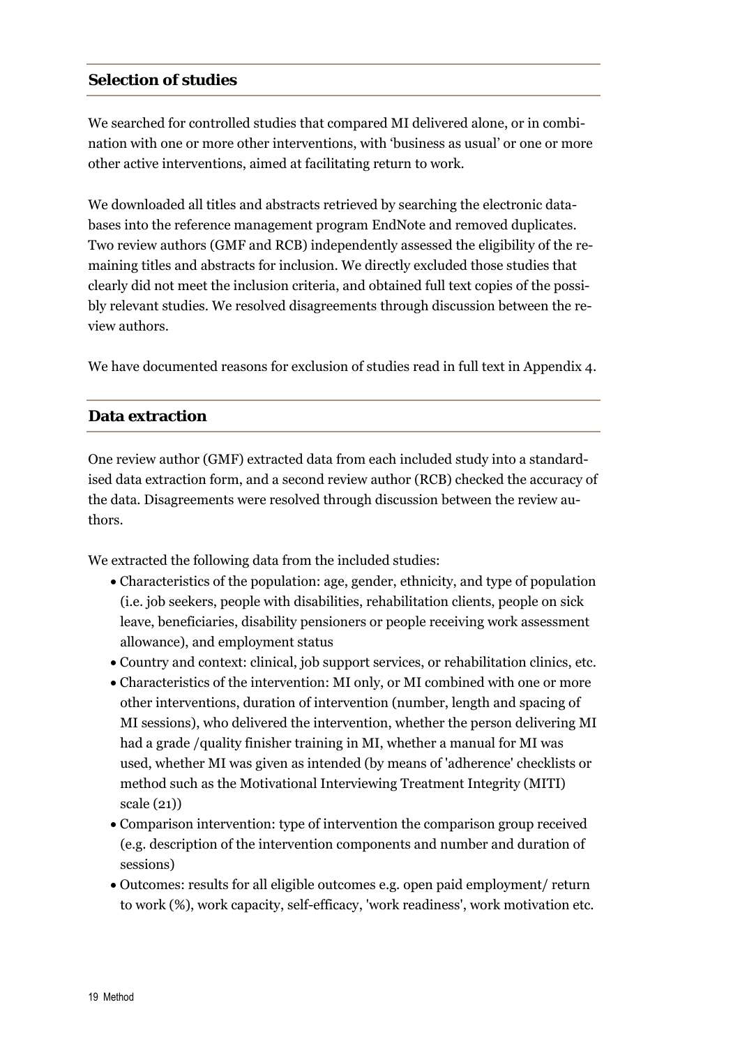## Selection of studies

We searched for controlled studies that compared MI delivered alone, or in combination with one or more other interventions, with 'business as usual' or one or more other active interventions, aimed at facilitating return to work.

We downloaded all titles and abstracts retrieved by searching the electronic databases into the reference management program EndNote and removed duplicates. Two review authors (GMF and RCB) independently assessed the eligibility of the remaining titles and abstracts for inclusion. We directly excluded those studies that clearly did not meet the inclusion criteria, and obtained full text copies of the possibly relevant studies. We resolved disagreements through discussion between the review authors.

We have documented reasons for exclusion of studies read in full text in Appendix 4.

## Data extraction

One review author (GMF) extracted data from each included study into a standardised data extraction form, and a second review author (RCB) checked the accuracy of the data. Disagreements were resolved through discussion between the review authors.

We extracted the following data from the included studies:

- Characteristics of the population: age, gender, ethnicity, and type of population (i.e. job seekers, people with disabilities, rehabilitation clients, people on sick leave, beneficiaries, disability pensioners or people receiving work assessment allowance), and employment status
- Country and context: clinical, job support services, or rehabilitation clinics, etc.
- Characteristics of the intervention: MI only, or MI combined with one or more other interventions, duration of intervention (number, length and spacing of MI sessions), who delivered the intervention, whether the person delivering MI had a grade /quality finisher training in MI, whether a manual for MI was used, whether MI was given as intended (by means of 'adherence' checklists or method such as the Motivational Interviewing Treatment Integrity (MITI) scale (21))
- Comparison intervention: type of intervention the comparison group received (e.g. description of the intervention components and number and duration of sessions)
- Outcomes: results for all eligible outcomes e.g. open paid employment/ return to work (%), work capacity, self-efficacy, 'work readiness', work motivation etc.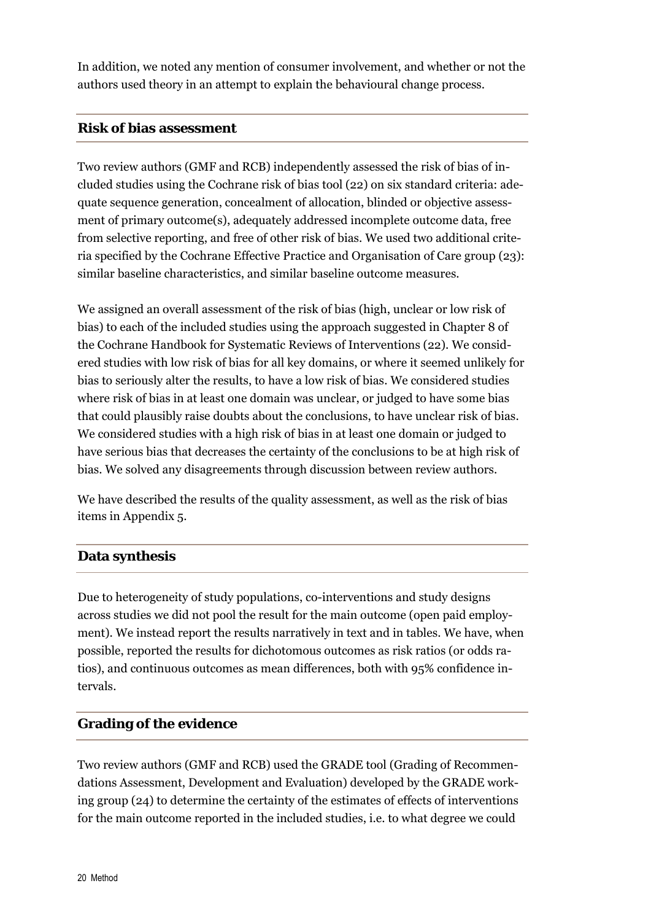In addition, we noted any mention of consumer involvement, and whether or not the authors used theory in an attempt to explain the behavioural change process.

## Risk of bias assessment

Two review authors (GMF and RCB) independently assessed the risk of bias of included studies using the Cochrane risk of bias tool (22) on six standard criteria: adequate sequence generation, concealment of allocation, blinded or objective assessment of primary outcome(s), adequately addressed incomplete outcome data, free from selective reporting, and free of other risk of bias. We used two additional criteria specified by the Cochrane Effective Practice and Organisation of Care group (23): similar baseline characteristics, and similar baseline outcome measures.

We assigned an overall assessment of the risk of bias (high, unclear or low risk of bias) to each of the included studies using the approach suggested in Chapter 8 of the Cochrane Handbook for Systematic Reviews of Interventions (22). We considered studies with low risk of bias for all key domains, or where it seemed unlikely for bias to seriously alter the results, to have a low risk of bias. We considered studies where risk of bias in at least one domain was unclear, or judged to have some bias that could plausibly raise doubts about the conclusions, to have unclear risk of bias. We considered studies with a high risk of bias in at least one domain or judged to have serious bias that decreases the certainty of the conclusions to be at high risk of bias. We solved any disagreements through discussion between review authors.

We have described the results of the quality assessment, as well as the risk of bias items in Appendix 5.

## Data synthesis

Due to heterogeneity of study populations, co-interventions and study designs across studies we did not pool the result for the main outcome (open paid employment). We instead report the results narratively in text and in tables. We have, when possible, reported the results for dichotomous outcomes as risk ratios (or odds ratios), and continuous outcomes as mean differences, both with 95% confidence intervals.

## Grading of the evidence

Two review authors (GMF and RCB) used the GRADE tool (Grading of Recommendations Assessment, Development and Evaluation) developed by the GRADE working group (24) to determine the certainty of the estimates of effects of interventions for the main outcome reported in the included studies, i.e. to what degree we could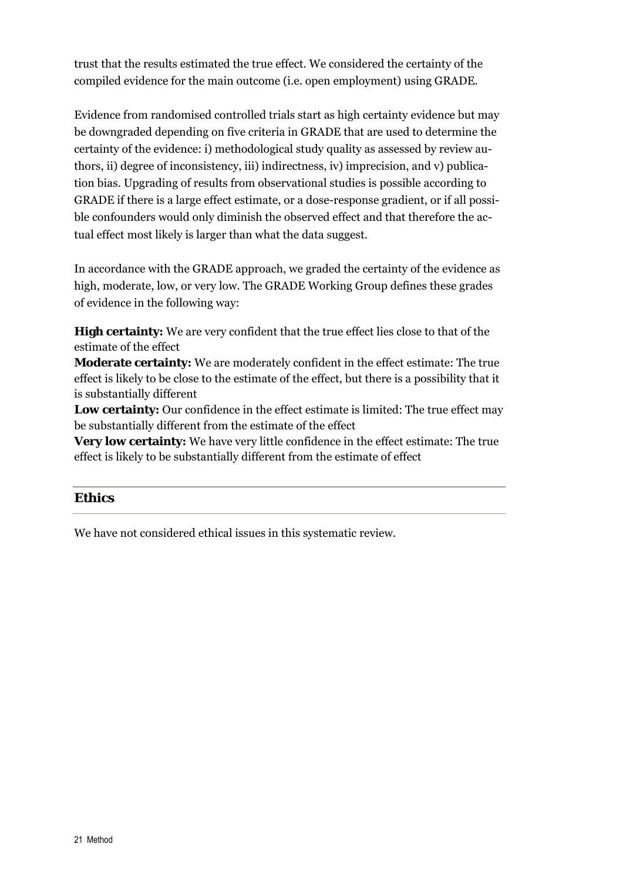trust that the results estimated the true effect. We considered the certainty of the compiled evidence for the main outcome (i.e. open employment) using GRADE.

Evidence from randomised controlled trials start as high certainty evidence but may be downgraded depending on five criteria in GRADE that are used to determine the certainty of the evidence: i) methodological study quality as assessed by review authors, ii) degree of inconsistency, iii) indirectness, iv) imprecision, and v) publication bias. Upgrading of results from observational studies is possible according to GRADE if there is a large effect estimate, or a dose-response gradient, or if all possible confounders would only diminish the observed effect and that therefore the actual effect most likely is larger than what the data suggest.

In accordance with the GRADE approach, we graded the certainty of the evidence as high, moderate, low, or very low. The GRADE Working Group defines these grades of evidence in the following way:

**High certainty:** We are very confident that the true effect lies close to that of the estimate of the effect
**Moderate certainty:** We are moderately confident in the effect estimate: The true effect is likely to be close to the estimate of the effect, but there is a possibility that it is substantially different
**Low certainty:** Our confidence in the effect estimate is limited: The true effect may be substantially different from the estimate of the effect
**Very low certainty:** We have very little confidence in the effect estimate: The true effect is likely to be substantially different from the estimate of effect

## Ethics

We have not considered ethical issues in this systematic review.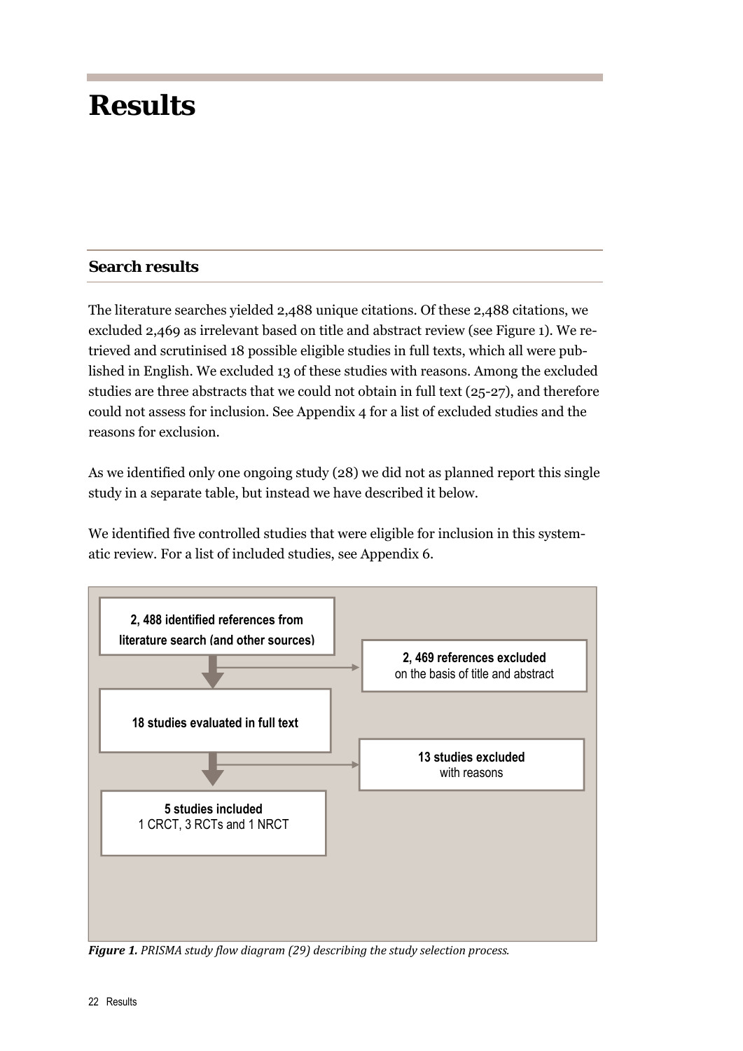# Results

## Search results

The literature searches yielded 2,488 unique citations. Of these 2,488 citations, we excluded 2,469 as irrelevant based on title and abstract review (see Figure 1). We retrieved and scrutinised 18 possible eligible studies in full texts, which all were published in English. We excluded 13 of these studies with reasons. Among the excluded studies are three abstracts that we could not obtain in full text (25-27), and therefore could not assess for inclusion. See Appendix 4 for a list of excluded studies and the reasons for exclusion.

As we identified only one ongoing study (28) we did not as planned report this single study in a separate table, but instead we have described it below.

We identified five controlled studies that were eligible for inclusion in this systematic review. For a list of included studies, see Appendix 6.

**2, 488 identified references from literature search (and other sources)**

**2, 469 references excluded** on the basis of title and abstract

**18 studies evaluated in full text**

**13 studies excluded** with reasons

**5 studies included** 1 CRCT, 3 RCTs and 1 NRCT

***Figure 1.*** *PRISMA study flow diagram (29) describing the study selection process.*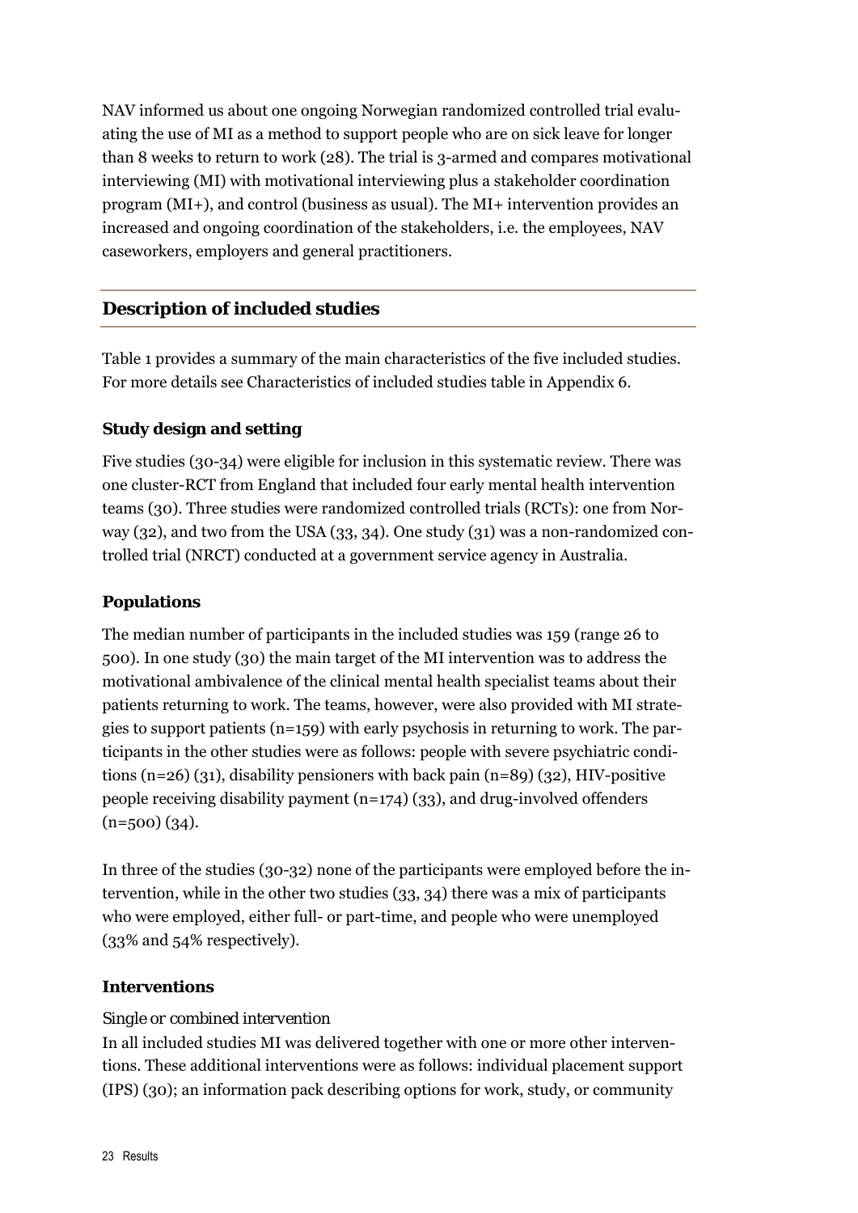NAV informed us about one ongoing Norwegian randomized controlled trial evaluating the use of MI as a method to support people who are on sick leave for longer than 8 weeks to return to work (28). The trial is 3-armed and compares motivational interviewing (MI) with motivational interviewing plus a stakeholder coordination program (MI+), and control (business as usual). The MI+ intervention provides an increased and ongoing coordination of the stakeholders, i.e. the employees, NAV caseworkers, employers and general practitioners.

## Description of included studies

Table 1 provides a summary of the main characteristics of the five included studies. For more details see Characteristics of included studies table in Appendix 6.

### Study design and setting

Five studies (30-34) were eligible for inclusion in this systematic review. There was one cluster-RCT from England that included four early mental health intervention teams (30). Three studies were randomized controlled trials (RCTs): one from Norway (32), and two from the USA (33, 34). One study (31) was a non-randomized controlled trial (NRCT) conducted at a government service agency in Australia.

### Populations

The median number of participants in the included studies was 159 (range 26 to 500). In one study (30) the main target of the MI intervention was to address the motivational ambivalence of the clinical mental health specialist teams about their patients returning to work. The teams, however, were also provided with MI strategies to support patients (n=159) with early psychosis in returning to work. The participants in the other studies were as follows: people with severe psychiatric conditions (n=26) (31), disability pensioners with back pain (n=89) (32), HIV-positive people receiving disability payment (n=174) (33), and drug-involved offenders (n=500) (34).

In three of the studies (30-32) none of the participants were employed before the intervention, while in the other two studies (33, 34) there was a mix of participants who were employed, either full- or part-time, and people who were unemployed (33% and 54% respectively).

### Interventions

*Single or combined intervention*

In all included studies MI was delivered together with one or more other interventions. These additional interventions were as follows: individual placement support (IPS) (30); an information pack describing options for work, study, or community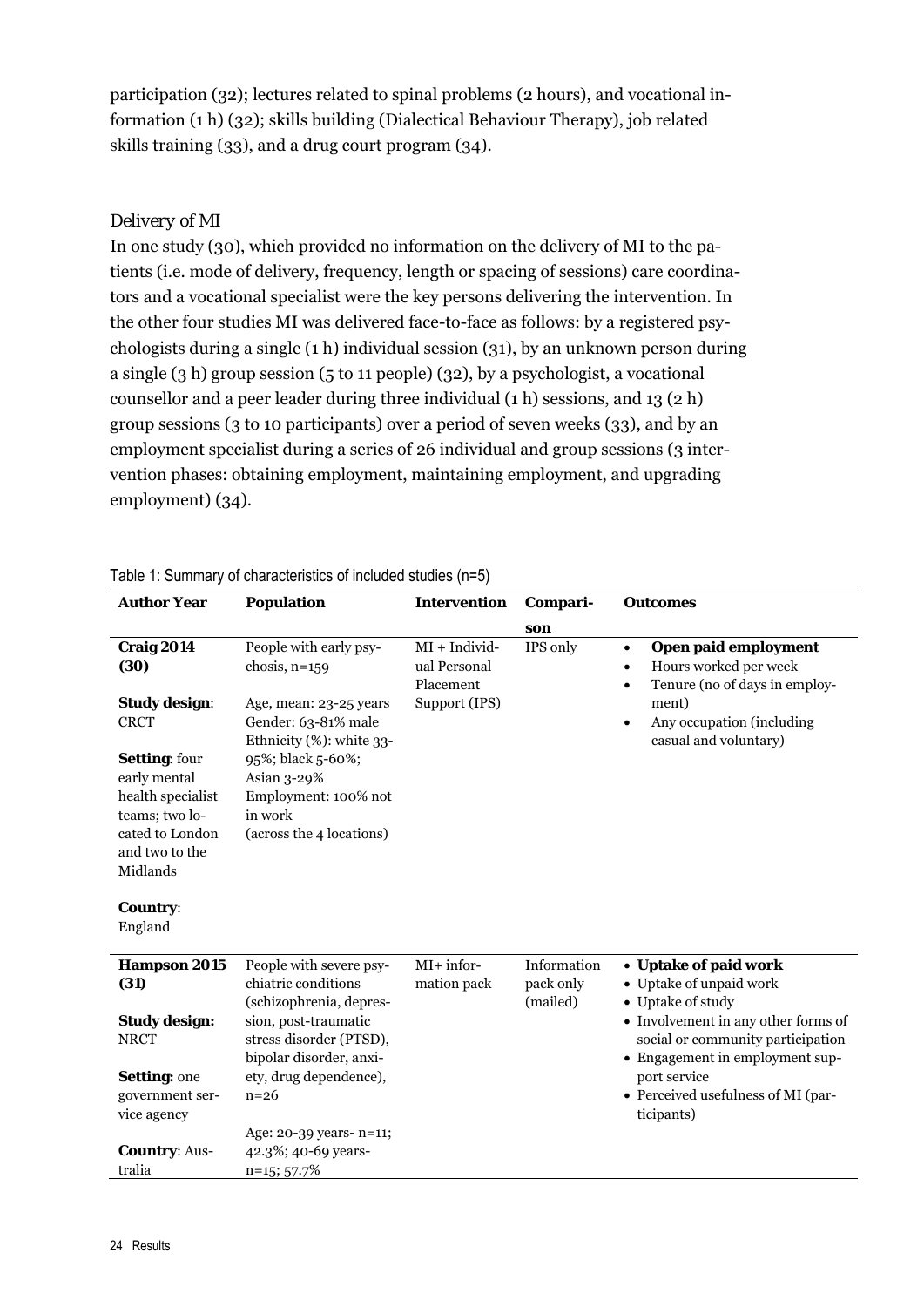participation (32); lectures related to spinal problems (2 hours), and vocational information (1 h) (32); skills building (Dialectical Behaviour Therapy), job related skills training (33), and a drug court program (34).

### Delivery of MI

In one study (30), which provided no information on the delivery of MI to the patients (i.e. mode of delivery, frequency, length or spacing of sessions) care coordinators and a vocational specialist were the key persons delivering the intervention. In the other four studies MI was delivered face-to-face as follows: by a registered psychologists during a single (1 h) individual session (31), by an unknown person during a single (3 h) group session (5 to 11 people) (32), by a psychologist, a vocational counsellor and a peer leader during three individual (1 h) sessions, and 13 (2 h) group sessions (3 to 10 participants) over a period of seven weeks (33), and by an employment specialist during a series of 26 individual and group sessions (3 intervention phases: obtaining employment, maintaining employment, and upgrading employment) (34).

Table 1: Summary of characteristics of included studies (n=5)

| Author Year | Population | Intervention | Comparison | Outcomes |
|---|---|---|---|---|
| **Craig 2014 (30)**<br><br>**Study design**: CRCT<br><br>**Setting**: four early mental health specialist teams; two located to London and two to the Midlands<br><br>**Country**: England | People with early psychosis, n=159<br><br>Age, mean: 23-25 years<br>Gender: 63-81% male<br>Ethnicity (%): white 33-95%; black 5-60%; Asian 3-29%<br>Employment: 100% not in work<br>(across the 4 locations) | MI + Individual Personal Placement Support (IPS) | IPS only | • **Open paid employment**<br>• Hours worked per week<br>• Tenure (no of days in employment)<br>• Any occupation (including casual and voluntary) |
| **Hampson 2015 (31)**<br><br>**Study design:** NRCT<br><br>**Setting:** one government service agency<br><br>**Country**: Australia | People with severe psychiatric conditions (schizophrenia, depression, post-traumatic stress disorder (PTSD), bipolar disorder, anxiety, drug dependence), n=26<br><br>Age: 20-39 years- n=11; 42.3%; 40-69 years- n=15; 57.7% | MI+ information pack | Information pack only (mailed) | • **Uptake of paid work**<br>• Uptake of unpaid work<br>• Uptake of study<br>• Involvement in any other forms of social or community participation<br>• Engagement in employment support service<br>• Perceived usefulness of MI (participants) |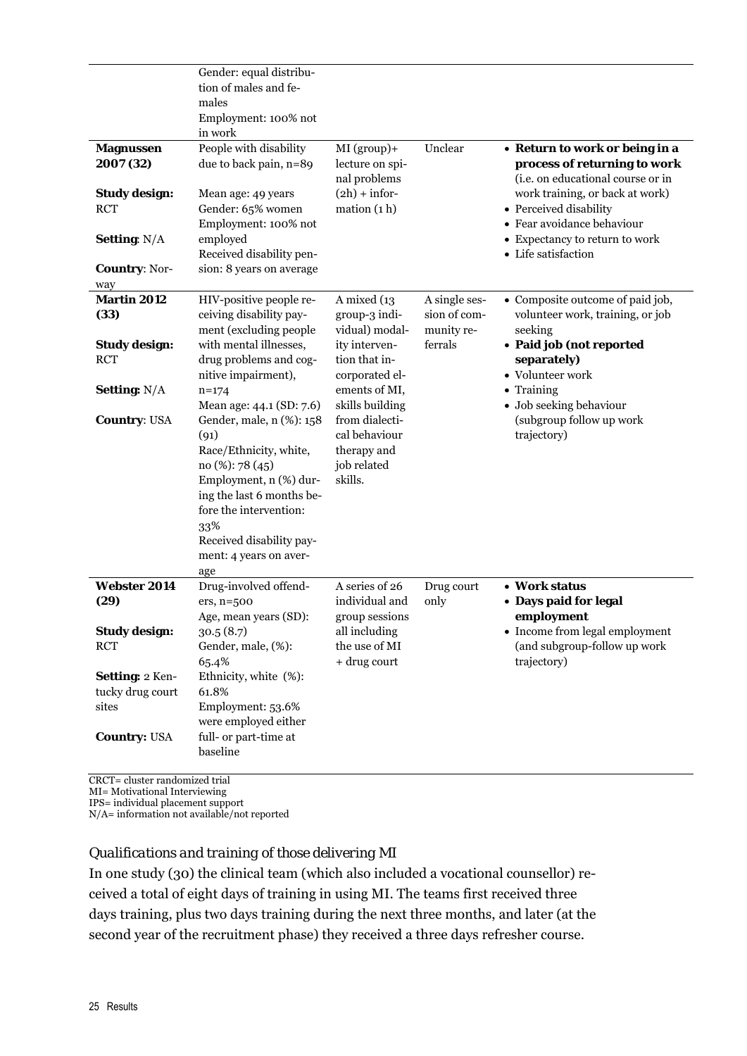| | | | | |
|---|---|---|---|---|
| | Gender: equal distribution of males and females<br>Employment: 100% not in work | | | |
| **Magnussen 2007 (32)**<br><br>**Study design:** RCT<br><br>**Setting**: N/A<br><br>**Country**: Norway | People with disability due to back pain, n=89<br><br>Mean age: 49 years<br>Gender: 65% women<br>Employment: 100% not employed<br>Received disability pension: 8 years on average | MI (group)+ lecture on spinal problems (2h) + information (1 h) | Unclear | • **Return to work or being in a process of returning to work** (i.e. on educational course or in work training, or back at work)<br>• Perceived disability<br>• Fear avoidance behaviour<br>• Expectancy to return to work<br>• Life satisfaction |
| **Martin 2012 (33)**<br><br>**Study design:** RCT<br><br>**Setting:** N/A<br><br>**Country**: USA | HIV-positive people receiving disability payment (excluding people with mental illnesses, drug problems and cognitive impairment), n=174<br>Mean age: 44.1 (SD: 7.6)<br>Gender, male, n (%): 158 (91)<br>Race/Ethnicity, white, no (%): 78 (45)<br>Employment, n (%) during the last 6 months before the intervention: 33%<br>Received disability payment: 4 years on average | A mixed (13 group-3 individual) modality intervention that incorporated elements of MI, skills building from dialectical behaviour therapy and job related skills. | A single session of community referrals | • Composite outcome of paid job, volunteer work, training, or job seeking<br>• **Paid job (not reported separately)**<br>• Volunteer work<br>• Training<br>• Job seeking behaviour (subgroup follow up work trajectory) |
| **Webster 2014 (29)**<br><br>**Study design:** RCT<br><br>**Setting:** 2 Kentucky drug court sites<br><br>**Country:** USA | Drug-involved offenders, n=500<br>Age, mean years (SD): 30.5 (8.7)<br>Gender, male, (%): 65.4%<br>Ethnicity, white (%): 61.8%<br>Employment: 53.6% were employed either full- or part-time at baseline | A series of 26 individual and group sessions all including the use of MI + drug court | Drug court only | • **Work status**<br>• **Days paid for legal employment**<br>• Income from legal employment (and subgroup-follow up work trajectory) |

CRCT= cluster randomized trial
MI= Motivational Interviewing
IPS= individual placement support
N/A= information not available/not reported

### *Qualifications and training of those delivering MI*

In one study (30) the clinical team (which also included a vocational counsellor) received a total of eight days of training in using MI. The teams first received three days training, plus two days training during the next three months, and later (at the second year of the recruitment phase) they received a three days refresher course.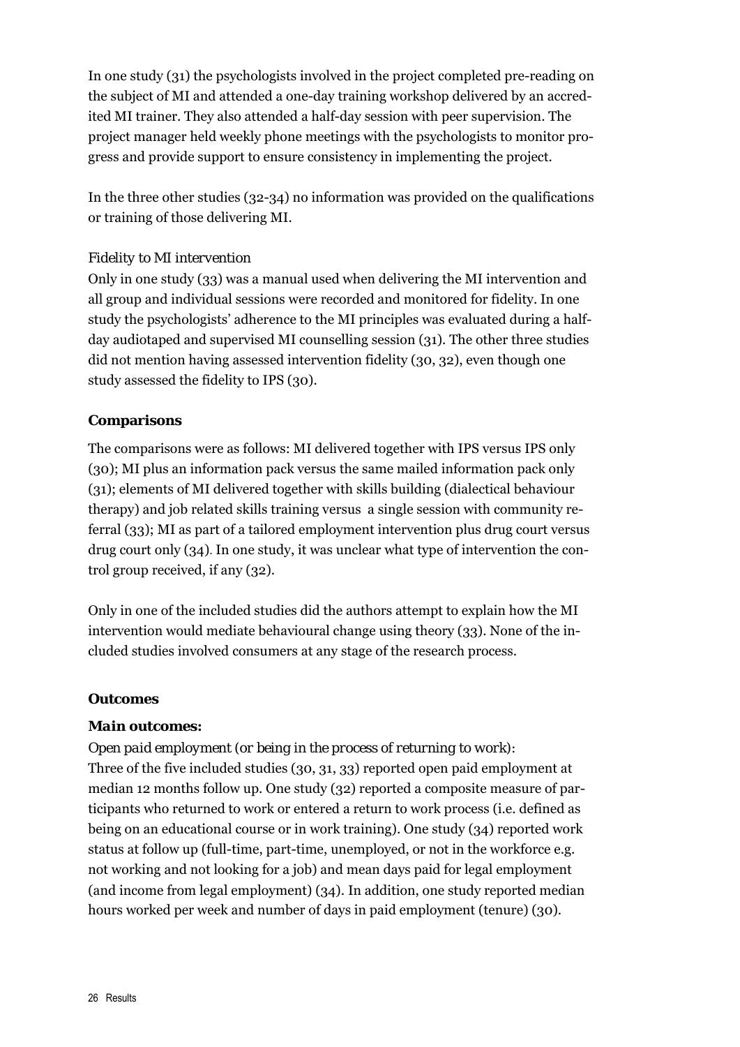In one study (31) the psychologists involved in the project completed pre-reading on the subject of MI and attended a one-day training workshop delivered by an accredited MI trainer. They also attended a half-day session with peer supervision. The project manager held weekly phone meetings with the psychologists to monitor progress and provide support to ensure consistency in implementing the project.

In the three other studies (32-34) no information was provided on the qualifications or training of those delivering MI.

*Fidelity to MI intervention*

Only in one study (33) was a manual used when delivering the MI intervention and all group and individual sessions were recorded and monitored for fidelity. In one study the psychologists' adherence to the MI principles was evaluated during a half-day audiotaped and supervised MI counselling session (31). The other three studies did not mention having assessed intervention fidelity (30, 32), even though one study assessed the fidelity to IPS (30).

### Comparisons

The comparisons were as follows: MI delivered together with IPS versus IPS only (30); MI plus an information pack versus the same mailed information pack only (31); elements of MI delivered together with skills building (dialectical behaviour therapy) and job related skills training versus a single session with community referral (33); MI as part of a tailored employment intervention plus drug court versus drug court only (34). In one study, it was unclear what type of intervention the control group received, if any (32).

Only in one of the included studies did the authors attempt to explain how the MI intervention would mediate behavioural change using theory (33). None of the included studies involved consumers at any stage of the research process.

### Outcomes

#### *Main outcomes:*

*Open paid employment (or being in the process of returning to work):*
Three of the five included studies (30, 31, 33) reported open paid employment at median 12 months follow up. One study (32) reported a composite measure of participants who returned to work or entered a return to work process (i.e. defined as being on an educational course or in work training). One study (34) reported work status at follow up (full-time, part-time, unemployed, or not in the workforce e.g. not working and not looking for a job) and mean days paid for legal employment (and income from legal employment) (34). In addition, one study reported median hours worked per week and number of days in paid employment (tenure) (30).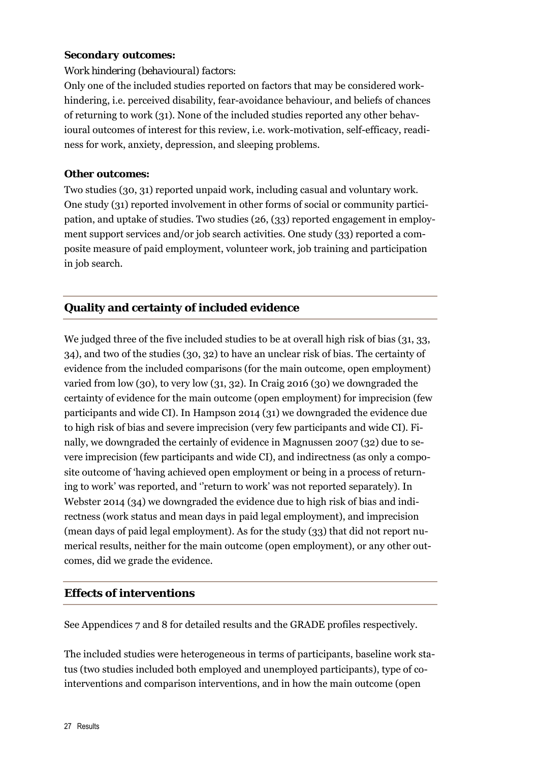**Secondary outcomes:**

*Work hindering (behavioural) factors:*

Only one of the included studies reported on factors that may be considered work-hindering, i.e. perceived disability, fear-avoidance behaviour, and beliefs of chances of returning to work (31). None of the included studies reported any other behavioural outcomes of interest for this review, i.e. work-motivation, self-efficacy, readiness for work, anxiety, depression, and sleeping problems.

**Other outcomes:**

Two studies (30, 31) reported unpaid work, including casual and voluntary work. One study (31) reported involvement in other forms of social or community participation, and uptake of studies. Two studies (26, (33) reported engagement in employment support services and/or job search activities. One study (33) reported a composite measure of paid employment, volunteer work, job training and participation in job search.

## Quality and certainty of included evidence

We judged three of the five included studies to be at overall high risk of bias (31, 33, 34), and two of the studies (30, 32) to have an unclear risk of bias. The certainty of evidence from the included comparisons (for the main outcome, open employment) varied from low (30), to very low (31, 32). In Craig 2016 (30) we downgraded the certainty of evidence for the main outcome (open employment) for imprecision (few participants and wide CI). In Hampson 2014 (31) we downgraded the evidence due to high risk of bias and severe imprecision (very few participants and wide CI). Finally, we downgraded the certainly of evidence in Magnussen 2007 (32) due to severe imprecision (few participants and wide CI), and indirectness (as only a composite outcome of 'having achieved open employment or being in a process of returning to work' was reported, and ''return to work' was not reported separately). In Webster 2014 (34) we downgraded the evidence due to high risk of bias and indirectness (work status and mean days in paid legal employment), and imprecision (mean days of paid legal employment). As for the study (33) that did not report numerical results, neither for the main outcome (open employment), or any other outcomes, did we grade the evidence.

## Effects of interventions

See Appendices 7 and 8 for detailed results and the GRADE profiles respectively.

The included studies were heterogeneous in terms of participants, baseline work status (two studies included both employed and unemployed participants), type of co-interventions and comparison interventions, and in how the main outcome (open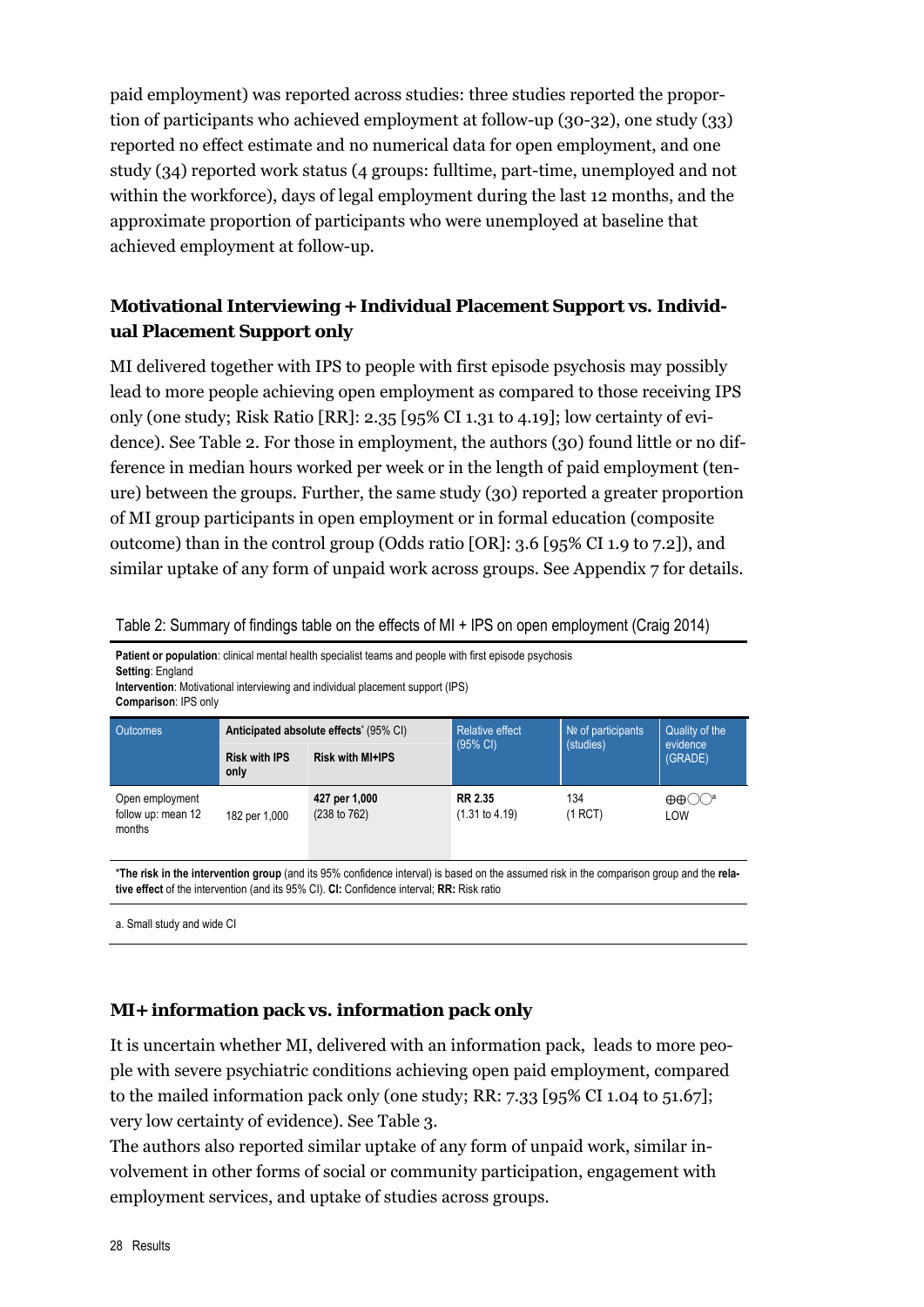paid employment) was reported across studies: three studies reported the proportion of participants who achieved employment at follow-up (30-32), one study (33) reported no effect estimate and no numerical data for open employment, and one study (34) reported work status (4 groups: fulltime, part-time, unemployed and not within the workforce), days of legal employment during the last 12 months, and the approximate proportion of participants who were unemployed at baseline that achieved employment at follow-up.

### Motivational Interviewing + Individual Placement Support vs. Individual Placement Support only

MI delivered together with IPS to people with first episode psychosis may possibly lead to more people achieving open employment as compared to those receiving IPS only (one study; Risk Ratio [RR]: 2.35 [95% CI 1.31 to 4.19]; low certainty of evidence). See Table 2. For those in employment, the authors (30) found little or no difference in median hours worked per week or in the length of paid employment (tenure) between the groups. Further, the same study (30) reported a greater proportion of MI group participants in open employment or in formal education (composite outcome) than in the control group (Odds ratio [OR]: 3.6 [95% CI 1.9 to 7.2]), and similar uptake of any form of unpaid work across groups. See Appendix 7 for details.

Table 2: Summary of findings table on the effects of MI + IPS on open employment (Craig 2014)

**Patient or population**: clinical mental health specialist teams and people with first episode psychosis
**Setting**: England
**Intervention**: Motivational interviewing and individual placement support (IPS)
**Comparison**: IPS only

| Outcomes | Anticipated absolute effects* (95% CI) | | Relative effect (95% CI) | № of participants (studies) | Quality of the evidence (GRADE) |
|---|---|---|---|---|---|
| | Risk with IPS only | Risk with MI+IPS | | | |
| Open employment follow up: mean 12 months | 182 per 1,000 | **427 per 1,000** (238 to 762) | **RR 2.35** (1.31 to 4.19) | 134 (1 RCT) | ⊕⊕◯◯[a] LOW |

***The risk in the intervention group** (and its 95% confidence interval) is based on the assumed risk in the comparison group and the **relative effect** of the intervention (and its 95% CI). **CI:** Confidence interval; **RR:** Risk ratio

a. Small study and wide CI

### MI+ information pack vs. information pack only

It is uncertain whether MI, delivered with an information pack, leads to more people with severe psychiatric conditions achieving open paid employment, compared to the mailed information pack only (one study; RR: 7.33 [95% CI 1.04 to 51.67]; very low certainty of evidence). See Table 3.
The authors also reported similar uptake of any form of unpaid work, similar involvement in other forms of social or community participation, engagement with employment services, and uptake of studies across groups.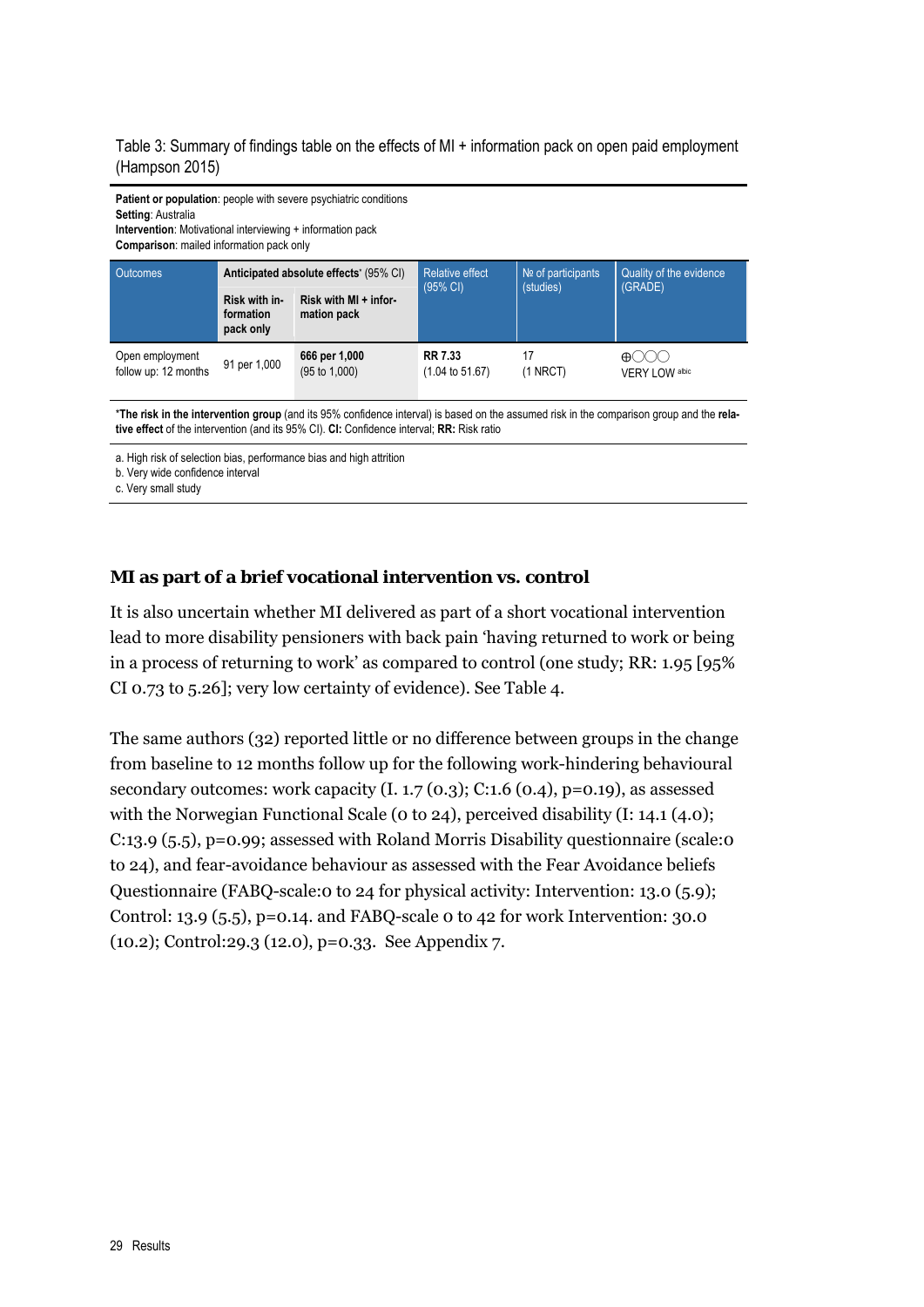Table 3: Summary of findings table on the effects of MI + information pack on open paid employment (Hampson 2015)

**Patient or population**: people with severe psychiatric conditions
**Setting**: Australia
**Intervention**: Motivational interviewing + information pack
**Comparison**: mailed information pack only

| Outcomes | Anticipated absolute effects* (95% CI) | | Relative effect (95% CI) | № of participants (studies) | Quality of the evidence (GRADE) |
|---|---|---|---|---|---|
| | **Risk with information pack only** | **Risk with MI + information pack** | | | |
| Open employment follow up: 12 months | 91 per 1,000 | **666 per 1,000** (95 to 1,000) | **RR 7.33** (1.04 to 51.67) | 17 (1 NRCT) | ⊕◯◯◯ VERY LOW a,b,c |

***The risk in the intervention group** (and its 95% confidence interval) is based on the assumed risk in the comparison group and the **relative effect** of the intervention (and its 95% CI). **CI:** Confidence interval; **RR:** Risk ratio

a. High risk of selection bias, performance bias and high attrition
b. Very wide confidence interval
c. Very small study

### MI as part of a brief vocational intervention vs. control

It is also uncertain whether MI delivered as part of a short vocational intervention lead to more disability pensioners with back pain 'having returned to work or being in a process of returning to work' as compared to control (one study; RR: 1.95 [95% CI 0.73 to 5.26]; very low certainty of evidence). See Table 4.

The same authors (32) reported little or no difference between groups in the change from baseline to 12 months follow up for the following work-hindering behavioural secondary outcomes: work capacity (I. 1.7 (0.3); C:1.6 (0.4), p=0.19), as assessed with the Norwegian Functional Scale (0 to 24), perceived disability (I: 14.1 (4.0); C:13.9 (5.5), p=0.99; assessed with Roland Morris Disability questionnaire (scale:0 to 24), and fear-avoidance behaviour as assessed with the Fear Avoidance beliefs Questionnaire (FABQ-scale:0 to 24 for physical activity: Intervention: 13.0 (5.9); Control: 13.9 (5.5), p=0.14. and FABQ-scale 0 to 42 for work Intervention: 30.0 (10.2); Control:29.3 (12.0), p=0.33. See Appendix 7.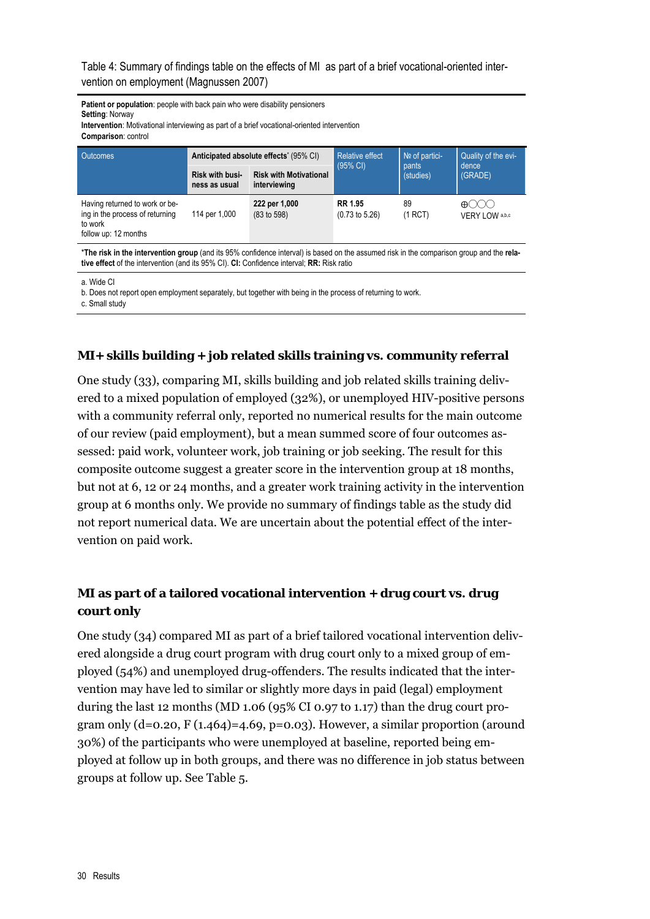Table 4: Summary of findings table on the effects of MI as part of a brief vocational-oriented intervention on employment (Magnussen 2007)

**Patient or population**: people with back pain who were disability pensioners
**Setting**: Norway
**Intervention**: Motivational interviewing as part of a brief vocational-oriented intervention
**Comparison**: control

| Outcomes | Anticipated absolute effects* (95% CI) | | Relative effect (95% CI) | № of participants (studies) | Quality of the evidence (GRADE) |
|---|---|---|---|---|---|
| | Risk with business as usual | Risk with Motivational interviewing | | | |
| Having returned to work or being in the process of returning to work follow up: 12 months | 114 per 1,000 | **222 per 1,000** (83 to 598) | **RR 1.95** (0.73 to 5.26) | 89 (1 RCT) | ⊕◯◯◯ VERY LOW [a,b,c] |

***The risk in the intervention group** (and its 95% confidence interval) is based on the assumed risk in the comparison group and the **relative effect** of the intervention (and its 95% CI). **CI:** Confidence interval; **RR:** Risk ratio

a. Wide CI
b. Does not report open employment separately, but together with being in the process of returning to work.
c. Small study

### MI+ skills building + job related skills training vs. community referral

One study (33), comparing MI, skills building and job related skills training delivered to a mixed population of employed (32%), or unemployed HIV-positive persons with a community referral only, reported no numerical results for the main outcome of our review (paid employment), but a mean summed score of four outcomes assessed: paid work, volunteer work, job training or job seeking. The result for this composite outcome suggest a greater score in the intervention group at 18 months, but not at 6, 12 or 24 months, and a greater work training activity in the intervention group at 6 months only. We provide no summary of findings table as the study did not report numerical data. We are uncertain about the potential effect of the intervention on paid work.

### MI as part of a tailored vocational intervention + drug court vs. drug court only

One study (34) compared MI as part of a brief tailored vocational intervention delivered alongside a drug court program with drug court only to a mixed group of employed (54%) and unemployed drug-offenders. The results indicated that the intervention may have led to similar or slightly more days in paid (legal) employment during the last 12 months (MD 1.06 (95% CI 0.97 to 1.17) than the drug court program only ($d=0.20$, $F(1.464)=4.69$, $p=0.03$). However, a similar proportion (around 30%) of the participants who were unemployed at baseline, reported being employed at follow up in both groups, and there was no difference in job status between groups at follow up. See Table 5.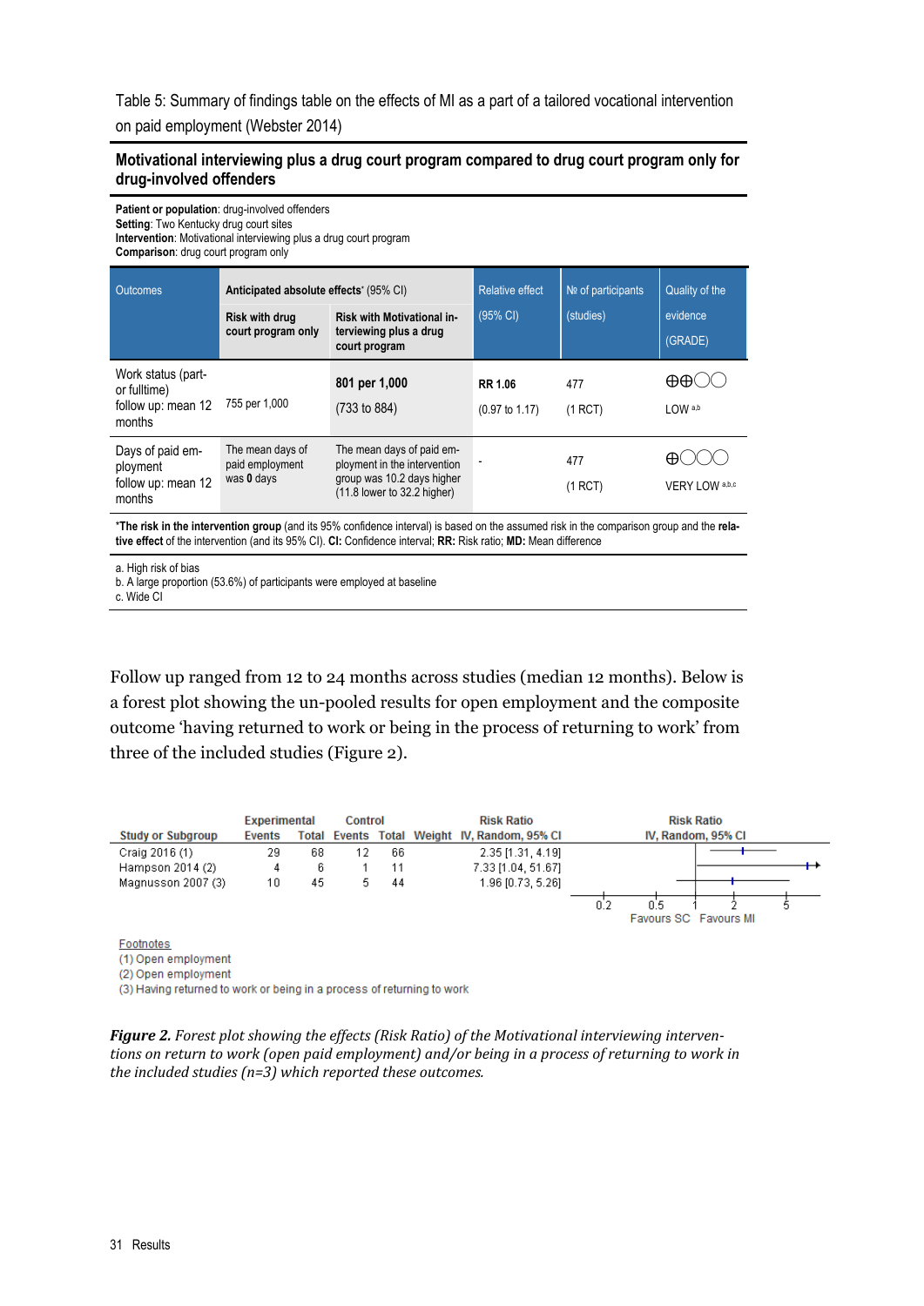Table 5: Summary of findings table on the effects of MI as a part of a tailored vocational intervention on paid employment (Webster 2014)

**Motivational interviewing plus a drug court program compared to drug court program only for drug-involved offenders**

**Patient or population**: drug-involved offenders
**Setting**: Two Kentucky drug court sites
**Intervention**: Motivational interviewing plus a drug court program
**Comparison**: drug court program only

| Outcomes | Anticipated absolute effects* (95% CI) | | Relative effect (95% CI) | № of participants (studies) | Quality of the evidence (GRADE) |
|---|---|---|---|---|---|
| | **Risk with drug court program only** | **Risk with Motivational interviewing plus a drug court program** | | | |
| Work status (part- or fulltime) follow up: mean 12 months | 755 per 1,000 | **801 per 1,000** (733 to 884) | **RR 1.06** (0.97 to 1.17) | 477 (1 RCT) | ⊕⊕◯◯ LOW [a,b] |
| Days of paid employment follow up: mean 12 months | The mean days of paid employment was **0** days | The mean days of paid employment in the intervention group was 10.2 days higher (11.8 lower to 32.2 higher) | - | 477 (1 RCT) | ⊕◯◯◯ VERY LOW [a,b,c] |

***The risk in the intervention group** (and its 95% confidence interval) is based on the assumed risk in the comparison group and the **relative effect** of the intervention (and its 95% CI). **CI:** Confidence interval; **RR:** Risk ratio; **MD:** Mean difference

a. High risk of bias
b. A large proportion (53.6%) of participants were employed at baseline
c. Wide CI

Follow up ranged from 12 to 24 months across studies (median 12 months). Below is a forest plot showing the un-pooled results for open employment and the composite outcome 'having returned to work or being in the process of returning to work' from three of the included studies (Figure 2).

| Study or Subgroup | Experimental Events | Experimental Total | Control Events | Control Total | Weight | Risk Ratio IV, Random, 95% CI |
|---|---|---|---|---|---|---|
| Craig 2016 (1) | 29 | 68 | 12 | 66 | | 2.35 [1.31, 4.19] |
| Hampson 2014 (2) | 4 | 6 | 1 | 11 | | 7.33 [1.04, 51.67] |
| Magnusson 2007 (3) | 10 | 45 | 5 | 44 | | 1.96 [0.73, 5.26] |

Favours SC   Favours MI

Footnotes
(1) Open employment
(2) Open employment
(3) Having returned to work or being in a process of returning to work

***Figure 2.*** *Forest plot showing the effects (Risk Ratio) of the Motivational interviewing interventions on return to work (open paid employment) and/or being in a process of returning to work in the included studies (n=3) which reported these outcomes.*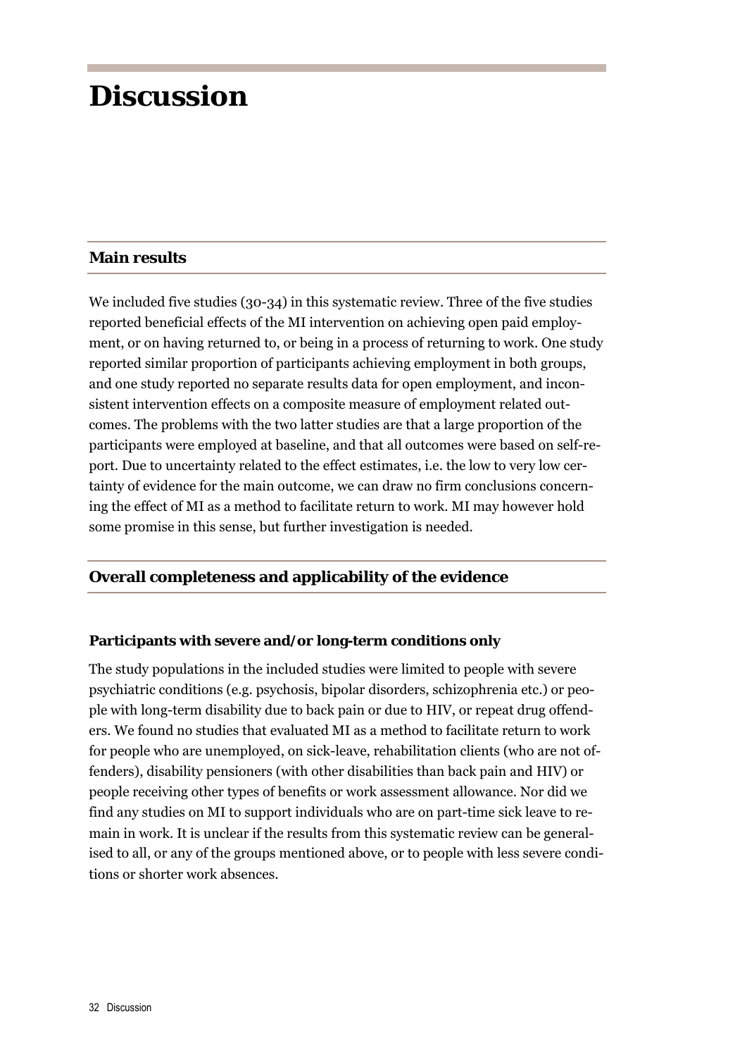# Discussion

## Main results

We included five studies (30-34) in this systematic review. Three of the five studies reported beneficial effects of the MI intervention on achieving open paid employment, or on having returned to, or being in a process of returning to work. One study reported similar proportion of participants achieving employment in both groups, and one study reported no separate results data for open employment, and inconsistent intervention effects on a composite measure of employment related outcomes. The problems with the two latter studies are that a large proportion of the participants were employed at baseline, and that all outcomes were based on self-report. Due to uncertainty related to the effect estimates, i.e. the low to very low certainty of evidence for the main outcome, we can draw no firm conclusions concerning the effect of MI as a method to facilitate return to work. MI may however hold some promise in this sense, but further investigation is needed.

## Overall completeness and applicability of the evidence

### Participants with severe and/or long-term conditions only

The study populations in the included studies were limited to people with severe psychiatric conditions (e.g. psychosis, bipolar disorders, schizophrenia etc.) or people with long-term disability due to back pain or due to HIV, or repeat drug offenders. We found no studies that evaluated MI as a method to facilitate return to work for people who are unemployed, on sick-leave, rehabilitation clients (who are not offenders), disability pensioners (with other disabilities than back pain and HIV) or people receiving other types of benefits or work assessment allowance. Nor did we find any studies on MI to support individuals who are on part-time sick leave to remain in work. It is unclear if the results from this systematic review can be generalised to all, or any of the groups mentioned above, or to people with less severe conditions or shorter work absences.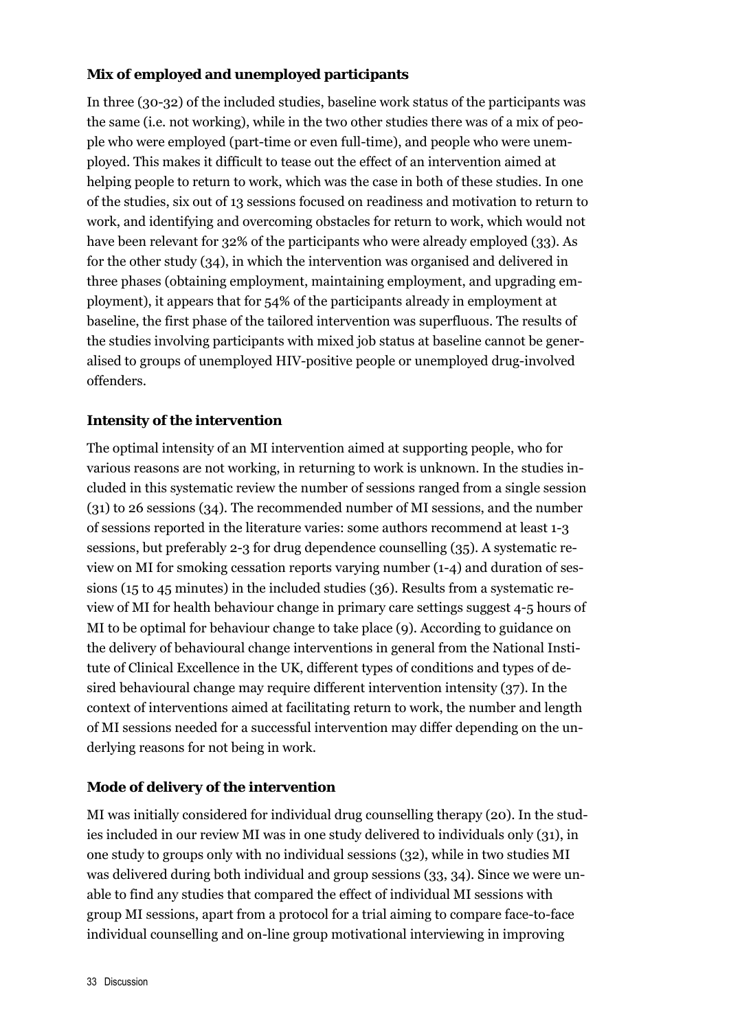### Mix of employed and unemployed participants

In three (30-32) of the included studies, baseline work status of the participants was the same (i.e. not working), while in the two other studies there was of a mix of people who were employed (part-time or even full-time), and people who were unemployed. This makes it difficult to tease out the effect of an intervention aimed at helping people to return to work, which was the case in both of these studies. In one of the studies, six out of 13 sessions focused on readiness and motivation to return to work, and identifying and overcoming obstacles for return to work, which would not have been relevant for 32% of the participants who were already employed (33). As for the other study (34), in which the intervention was organised and delivered in three phases (obtaining employment, maintaining employment, and upgrading employment), it appears that for 54% of the participants already in employment at baseline, the first phase of the tailored intervention was superfluous. The results of the studies involving participants with mixed job status at baseline cannot be generalised to groups of unemployed HIV-positive people or unemployed drug-involved offenders.

### Intensity of the intervention

The optimal intensity of an MI intervention aimed at supporting people, who for various reasons are not working, in returning to work is unknown. In the studies included in this systematic review the number of sessions ranged from a single session (31) to 26 sessions (34). The recommended number of MI sessions, and the number of sessions reported in the literature varies: some authors recommend at least 1-3 sessions, but preferably 2-3 for drug dependence counselling (35). A systematic review on MI for smoking cessation reports varying number (1-4) and duration of sessions (15 to 45 minutes) in the included studies (36). Results from a systematic review of MI for health behaviour change in primary care settings suggest 4-5 hours of MI to be optimal for behaviour change to take place (9). According to guidance on the delivery of behavioural change interventions in general from the National Institute of Clinical Excellence in the UK, different types of conditions and types of desired behavioural change may require different intervention intensity (37). In the context of interventions aimed at facilitating return to work, the number and length of MI sessions needed for a successful intervention may differ depending on the underlying reasons for not being in work.

### Mode of delivery of the intervention

MI was initially considered for individual drug counselling therapy (20). In the studies included in our review MI was in one study delivered to individuals only (31), in one study to groups only with no individual sessions (32), while in two studies MI was delivered during both individual and group sessions (33, 34). Since we were unable to find any studies that compared the effect of individual MI sessions with group MI sessions, apart from a protocol for a trial aiming to compare face-to-face individual counselling and on-line group motivational interviewing in improving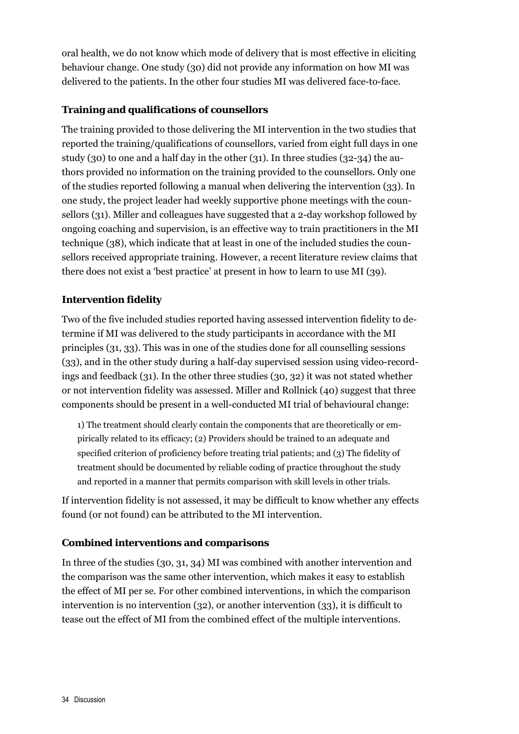oral health, we do not know which mode of delivery that is most effective in eliciting behaviour change. One study (30) did not provide any information on how MI was delivered to the patients. In the other four studies MI was delivered face-to-face.

### Training and qualifications of counsellors

The training provided to those delivering the MI intervention in the two studies that reported the training/qualifications of counsellors, varied from eight full days in one study (30) to one and a half day in the other (31). In three studies (32-34) the authors provided no information on the training provided to the counsellors. Only one of the studies reported following a manual when delivering the intervention (33). In one study, the project leader had weekly supportive phone meetings with the counsellors (31). Miller and colleagues have suggested that a 2-day workshop followed by ongoing coaching and supervision, is an effective way to train practitioners in the MI technique (38), which indicate that at least in one of the included studies the counsellors received appropriate training. However, a recent literature review claims that there does not exist a 'best practice' at present in how to learn to use MI (39).

### Intervention fidelity

Two of the five included studies reported having assessed intervention fidelity to determine if MI was delivered to the study participants in accordance with the MI principles (31, 33). This was in one of the studies done for all counselling sessions (33), and in the other study during a half-day supervised session using video-recordings and feedback (31). In the other three studies (30, 32) it was not stated whether or not intervention fidelity was assessed. Miller and Rollnick (40) suggest that three components should be present in a well-conducted MI trial of behavioural change:

> 1) The treatment should clearly contain the components that are theoretically or empirically related to its efficacy; (2) Providers should be trained to an adequate and specified criterion of proficiency before treating trial patients; and (3) The fidelity of treatment should be documented by reliable coding of practice throughout the study and reported in a manner that permits comparison with skill levels in other trials.

If intervention fidelity is not assessed, it may be difficult to know whether any effects found (or not found) can be attributed to the MI intervention.

### Combined interventions and comparisons

In three of the studies (30, 31, 34) MI was combined with another intervention and the comparison was the same other intervention, which makes it easy to establish the effect of MI per se. For other combined interventions, in which the comparison intervention is no intervention (32), or another intervention (33), it is difficult to tease out the effect of MI from the combined effect of the multiple interventions.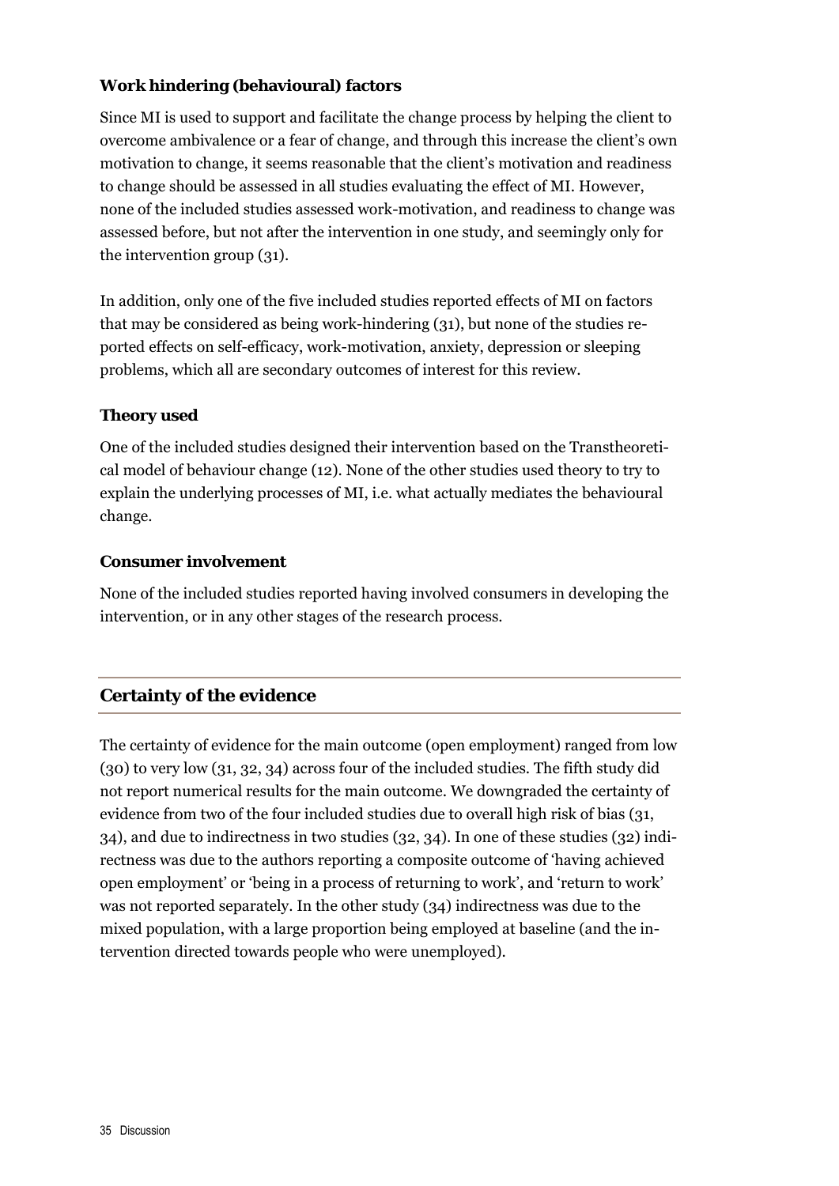### Work hindering (behavioural) factors

Since MI is used to support and facilitate the change process by helping the client to overcome ambivalence or a fear of change, and through this increase the client's own motivation to change, it seems reasonable that the client's motivation and readiness to change should be assessed in all studies evaluating the effect of MI. However, none of the included studies assessed work-motivation, and readiness to change was assessed before, but not after the intervention in one study, and seemingly only for the intervention group (31).

In addition, only one of the five included studies reported effects of MI on factors that may be considered as being work-hindering (31), but none of the studies reported effects on self-efficacy, work-motivation, anxiety, depression or sleeping problems, which all are secondary outcomes of interest for this review.

### Theory used

One of the included studies designed their intervention based on the Transtheoretical model of behaviour change (12). None of the other studies used theory to try to explain the underlying processes of MI, i.e. what actually mediates the behavioural change.

### Consumer involvement

None of the included studies reported having involved consumers in developing the intervention, or in any other stages of the research process.

## Certainty of the evidence

The certainty of evidence for the main outcome (open employment) ranged from low (30) to very low (31, 32, 34) across four of the included studies. The fifth study did not report numerical results for the main outcome. We downgraded the certainty of evidence from two of the four included studies due to overall high risk of bias (31, 34), and due to indirectness in two studies (32, 34). In one of these studies (32) indirectness was due to the authors reporting a composite outcome of 'having achieved open employment' or 'being in a process of returning to work', and 'return to work' was not reported separately. In the other study (34) indirectness was due to the mixed population, with a large proportion being employed at baseline (and the intervention directed towards people who were unemployed).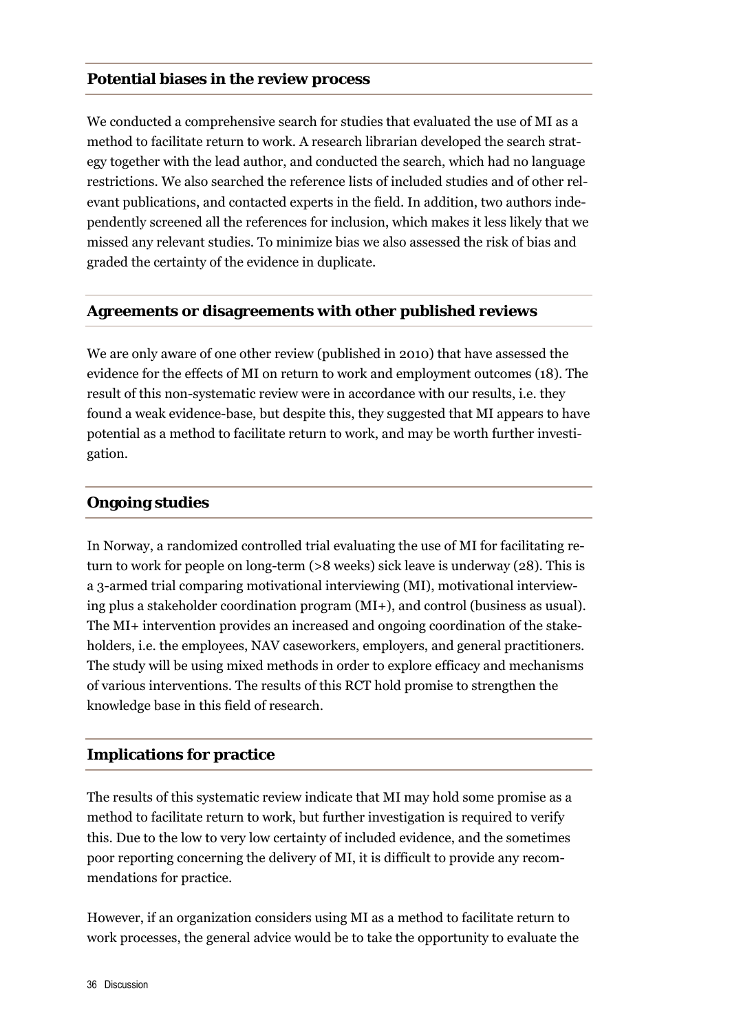## Potential biases in the review process

We conducted a comprehensive search for studies that evaluated the use of MI as a method to facilitate return to work. A research librarian developed the search strategy together with the lead author, and conducted the search, which had no language restrictions. We also searched the reference lists of included studies and of other relevant publications, and contacted experts in the field. In addition, two authors independently screened all the references for inclusion, which makes it less likely that we missed any relevant studies. To minimize bias we also assessed the risk of bias and graded the certainty of the evidence in duplicate.

## Agreements or disagreements with other published reviews

We are only aware of one other review (published in 2010) that have assessed the evidence for the effects of MI on return to work and employment outcomes (18). The result of this non-systematic review were in accordance with our results, i.e. they found a weak evidence-base, but despite this, they suggested that MI appears to have potential as a method to facilitate return to work, and may be worth further investigation.

## Ongoing studies

In Norway, a randomized controlled trial evaluating the use of MI for facilitating return to work for people on long-term (>8 weeks) sick leave is underway (28). This is a 3-armed trial comparing motivational interviewing (MI), motivational interviewing plus a stakeholder coordination program (MI+), and control (business as usual). The MI+ intervention provides an increased and ongoing coordination of the stakeholders, i.e. the employees, NAV caseworkers, employers, and general practitioners. The study will be using mixed methods in order to explore efficacy and mechanisms of various interventions. The results of this RCT hold promise to strengthen the knowledge base in this field of research.

## Implications for practice

The results of this systematic review indicate that MI may hold some promise as a method to facilitate return to work, but further investigation is required to verify this. Due to the low to very low certainty of included evidence, and the sometimes poor reporting concerning the delivery of MI, it is difficult to provide any recommendations for practice.

However, if an organization considers using MI as a method to facilitate return to work processes, the general advice would be to take the opportunity to evaluate the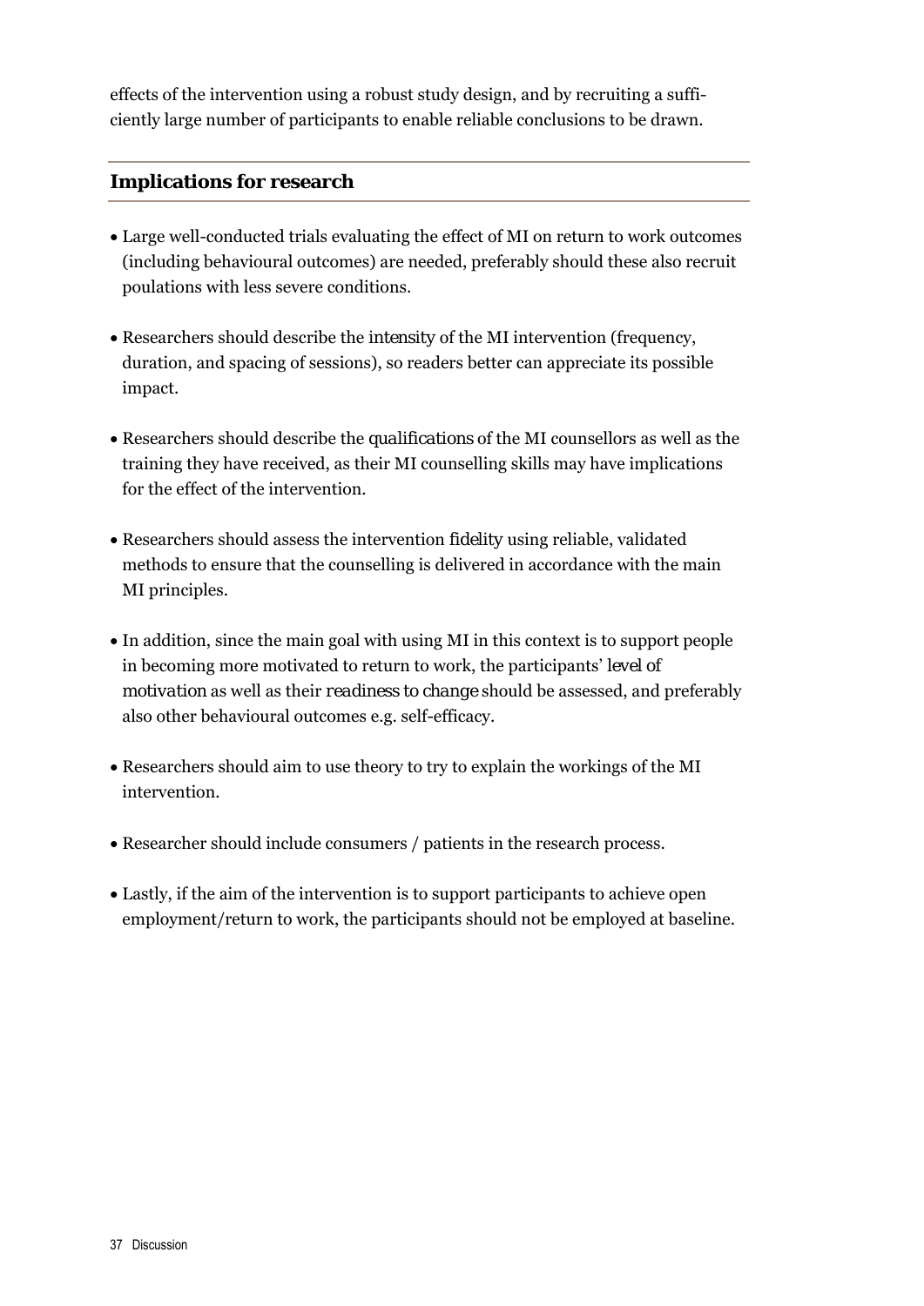effects of the intervention using a robust study design, and by recruiting a sufficiently large number of participants to enable reliable conclusions to be drawn.

## Implications for research

- Large well-conducted trials evaluating the effect of MI on return to work outcomes (including behavioural outcomes) are needed, preferably should these also recruit poulations with less severe conditions.
- Researchers should describe the *intensity* of the MI intervention (frequency, duration, and spacing of sessions), so readers better can appreciate its possible impact.
- Researchers should describe the *qualifications* of the MI counsellors as well as the training they have received, as their MI counselling skills may have implications for the effect of the intervention.
- Researchers should assess the intervention *fidelity* using reliable, validated methods to ensure that the counselling is delivered in accordance with the main MI principles.
- In addition, since the main goal with using MI in this context is to support people in becoming more motivated to return to work, the participants' *level of motivation* as well as their *readiness to change* should be assessed, and preferably also other behavioural outcomes e.g. self-efficacy.
- Researchers should aim to use theory to try to explain the workings of the MI intervention.
- Researcher should include consumers / patients in the research process.
- Lastly, if the aim of the intervention is to support participants to achieve open employment/return to work, the participants should not be employed at baseline.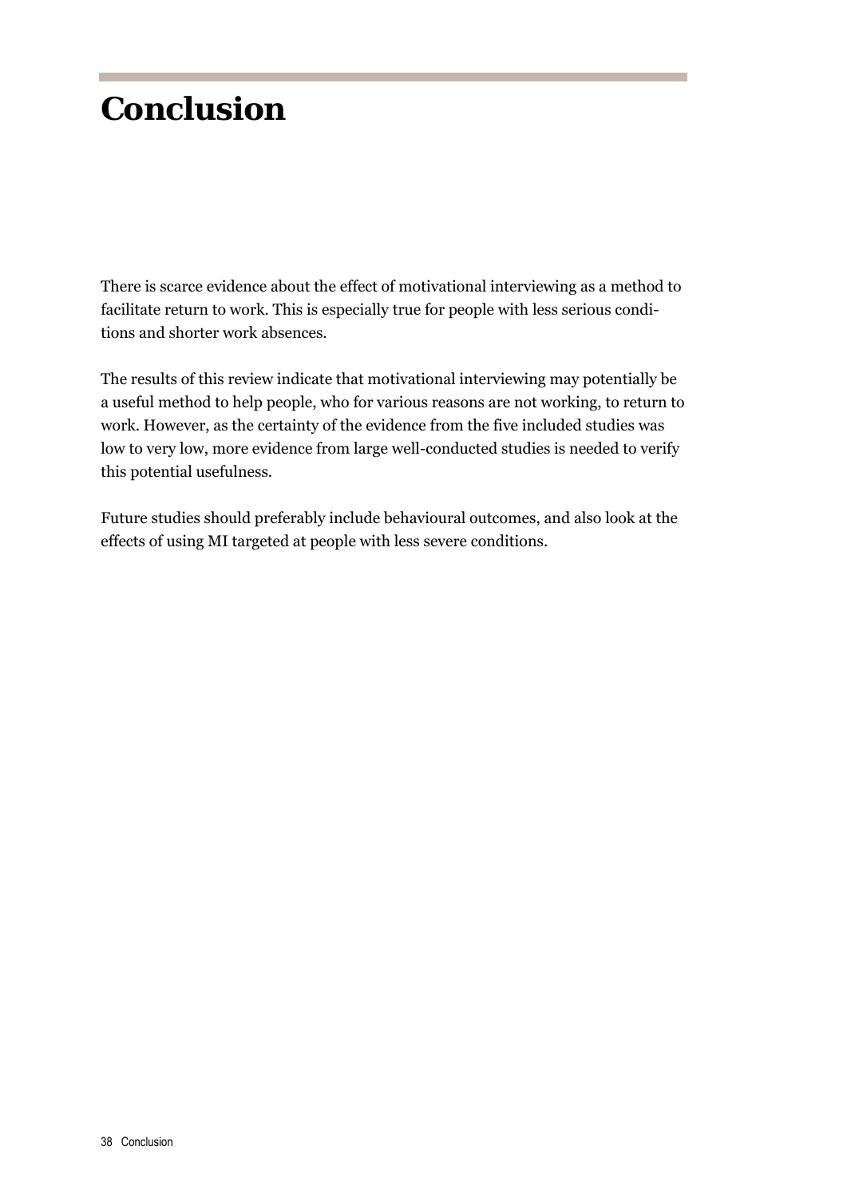# Conclusion

There is scarce evidence about the effect of motivational interviewing as a method to facilitate return to work. This is especially true for people with less serious conditions and shorter work absences.

The results of this review indicate that motivational interviewing may potentially be a useful method to help people, who for various reasons are not working, to return to work. However, as the certainty of the evidence from the five included studies was low to very low, more evidence from large well-conducted studies is needed to verify this potential usefulness.

Future studies should preferably include behavioural outcomes, and also look at the effects of using MI targeted at people with less severe conditions.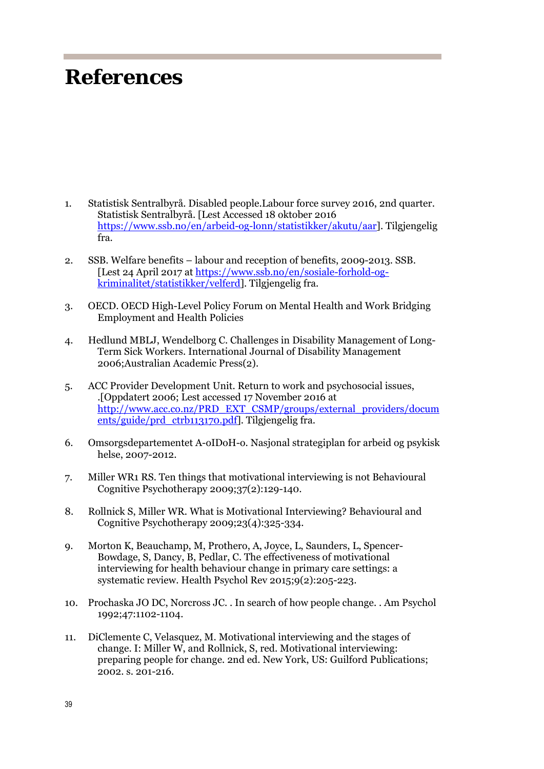# References

1. Statistisk Sentralbyrå. Disabled people.Labour force survey 2016, 2nd quarter. Statistisk Sentralbyrå. [Lest Accessed 18 oktober 2016 https://www.ssb.no/en/arbeid-og-lonn/statistikker/akutu/aar]. Tilgjengelig fra.

2. SSB. Welfare benefits – labour and reception of benefits, 2009-2013. SSB. [Lest 24 April 2017 at https://www.ssb.no/en/sosiale-forhold-og-kriminalitet/statistikker/velferd]. Tilgjengelig fra.

3. OECD. OECD High-Level Policy Forum on Mental Health and Work Bridging Employment and Health Policies

4. Hedlund MBLJ, Wendelborg C. Challenges in Disability Management of Long-Term Sick Workers. International Journal of Disability Management 2006;Australian Academic Press(2).

5. ACC Provider Development Unit. Return to work and psychosocial issues, .[Oppdatert 2006; Lest accessed 17 November 2016 at http://www.acc.co.nz/PRD_EXT_CSMP/groups/external_providers/documents/guide/prd_ctrb113170.pdf]. Tilgjengelig fra.

6. Omsorgsdepartementet A-oIDoH-o. Nasjonal strategiplan for arbeid og psykisk helse, 2007-2012.

7. Miller WR1 RS. Ten things that motivational interviewing is not Behavioural Cognitive Psychotherapy 2009;37(2):129-140.

8. Rollnick S, Miller WR. What is Motivational Interviewing? Behavioural and Cognitive Psychotherapy 2009;23(4):325-334.

9. Morton K, Beauchamp, M, Prothero, A, Joyce, L, Saunders, L, Spencer-Bowdage, S, Dancy, B, Pedlar, C. The effectiveness of motivational interviewing for health behaviour change in primary care settings: a systematic review. Health Psychol Rev 2015;9(2):205-223.

10. Prochaska JO DC, Norcross JC. . In search of how people change. . Am Psychol 1992;47:1102-1104.

11. DiClemente C, Velasquez, M. Motivational interviewing and the stages of change. I: Miller W, and Rollnick, S, red. Motivational interviewing: preparing people for change. 2nd ed. New York, US: Guilford Publications; 2002. s. 201-216.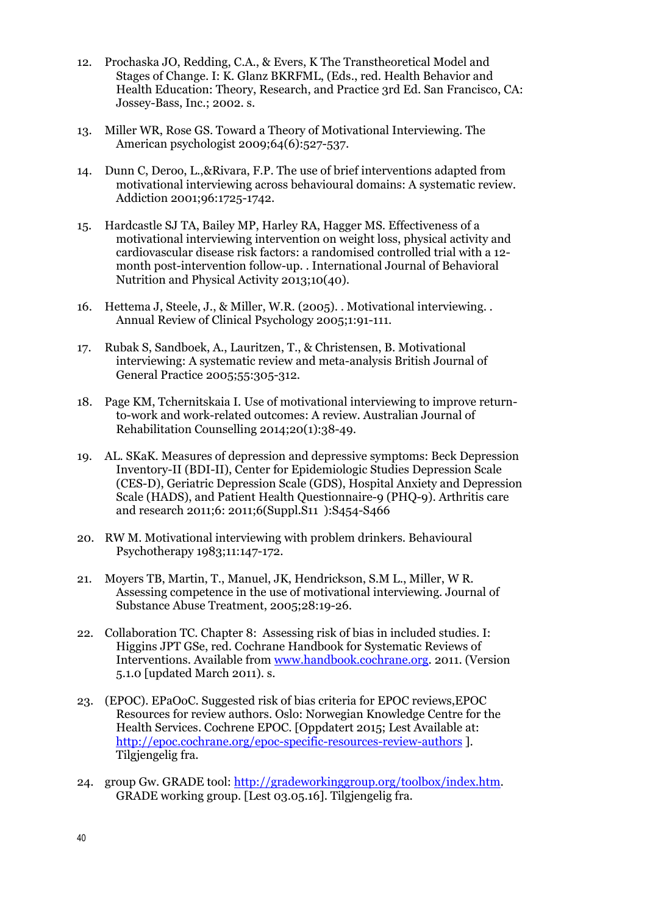12. Prochaska JO, Redding, C.A., & Evers, K The Transtheoretical Model and Stages of Change. I: K. Glanz BKRFML, (Eds., red. Health Behavior and Health Education: Theory, Research, and Practice 3rd Ed. San Francisco, CA: Jossey-Bass, Inc.; 2002. s.

13. Miller WR, Rose GS. Toward a Theory of Motivational Interviewing. The American psychologist 2009;64(6):527-537.

14. Dunn C, Deroo, L.,&Rivara, F.P. The use of brief interventions adapted from motivational interviewing across behavioural domains: A systematic review. Addiction 2001;96:1725-1742.

15. Hardcastle SJ TA, Bailey MP, Harley RA, Hagger MS. Effectiveness of a motivational interviewing intervention on weight loss, physical activity and cardiovascular disease risk factors: a randomised controlled trial with a 12-month post-intervention follow-up. . International Journal of Behavioral Nutrition and Physical Activity 2013;10(40).

16. Hettema J, Steele, J., & Miller, W.R. (2005). . Motivational interviewing. . Annual Review of Clinical Psychology 2005;1:91-111.

17. Rubak S, Sandboek, A., Lauritzen, T., & Christensen, B. Motivational interviewing: A systematic review and meta-analysis British Journal of General Practice 2005;55:305-312.

18. Page KM, Tchernitskaia I. Use of motivational interviewing to improve return-to-work and work-related outcomes: A review. Australian Journal of Rehabilitation Counselling 2014;20(1):38-49.

19. AL. SKaK. Measures of depression and depressive symptoms: Beck Depression Inventory-II (BDI-II), Center for Epidemiologic Studies Depression Scale (CES-D), Geriatric Depression Scale (GDS), Hospital Anxiety and Depression Scale (HADS), and Patient Health Questionnaire-9 (PHQ-9). Arthritis care and research 2011;6: 2011;6(Suppl.S11 ):S454-S466

20. RW M. Motivational interviewing with problem drinkers. Behavioural Psychotherapy 1983;11:147-172.

21. Moyers TB, Martin, T., Manuel, JK, Hendrickson, S.M L., Miller, W R. Assessing competence in the use of motivational interviewing. Journal of Substance Abuse Treatment, 2005;28:19-26.

22. Collaboration TC. Chapter 8: Assessing risk of bias in included studies. I: Higgins JPT GSe, red. Cochrane Handbook for Systematic Reviews of Interventions. Available from www.handbook.cochrane.org. 2011. (Version 5.1.0 [updated March 2011). s.

23. (EPOC). EPaOoC. Suggested risk of bias criteria for EPOC reviews,EPOC Resources for review authors. Oslo: Norwegian Knowledge Centre for the Health Services. Cochrene EPOC. [Oppdatert 2015; Lest Available at: http://epoc.cochrane.org/epoc-specific-resources-review-authors ]. Tilgjengelig fra.

24. group Gw. GRADE tool: http://gradeworkinggroup.org/toolbox/index.htm. GRADE working group. [Lest 03.05.16]. Tilgjengelig fra.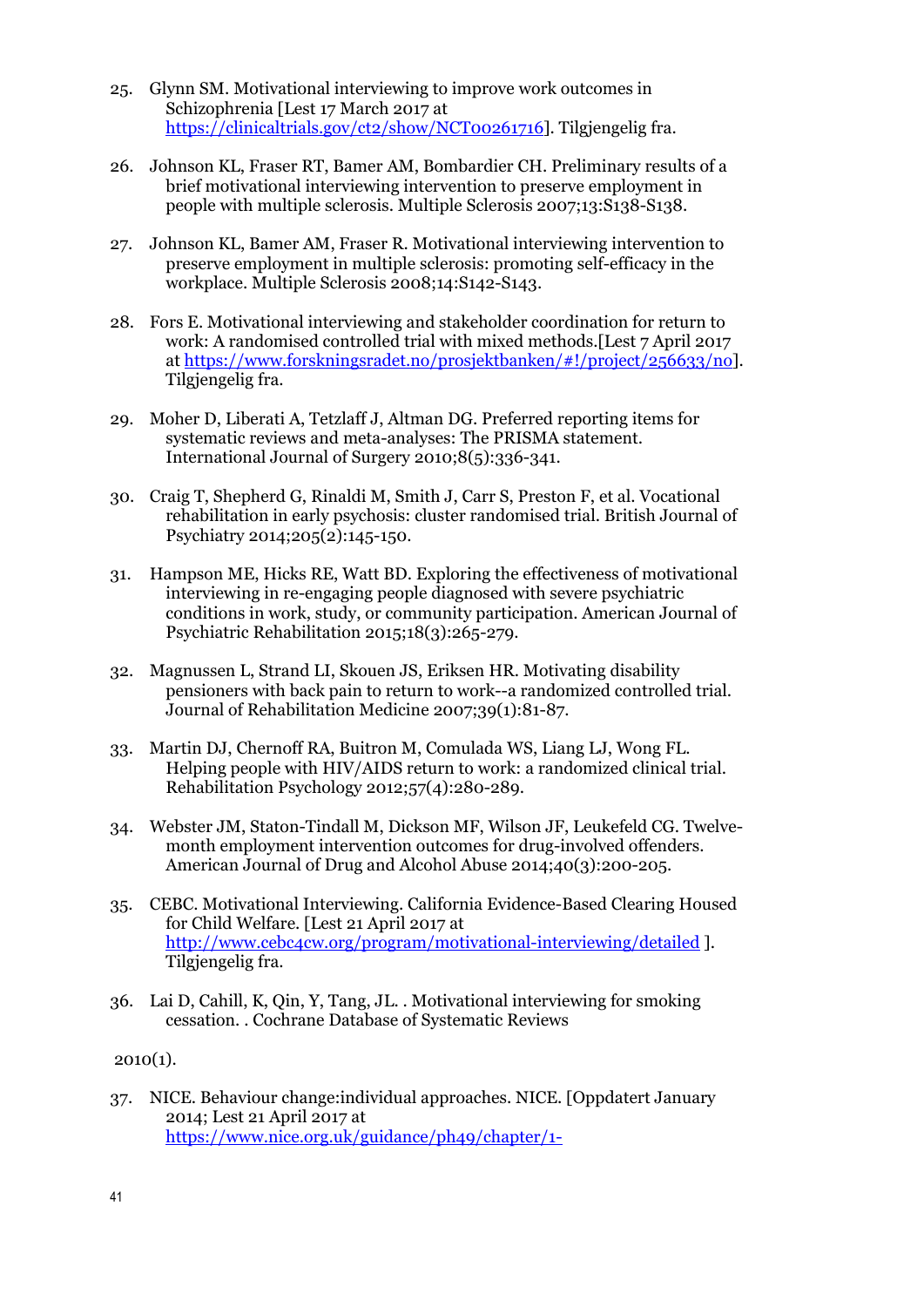25. Glynn SM. Motivational interviewing to improve work outcomes in Schizophrenia [Lest 17 March 2017 at https://clinicaltrials.gov/ct2/show/NCT00261716]. Tilgjengelig fra.

26. Johnson KL, Fraser RT, Bamer AM, Bombardier CH. Preliminary results of a brief motivational interviewing intervention to preserve employment in people with multiple sclerosis. Multiple Sclerosis 2007;13:S138-S138.

27. Johnson KL, Bamer AM, Fraser R. Motivational interviewing intervention to preserve employment in multiple sclerosis: promoting self-efficacy in the workplace. Multiple Sclerosis 2008;14:S142-S143.

28. Fors E. Motivational interviewing and stakeholder coordination for return to work: A randomised controlled trial with mixed methods.[Lest 7 April 2017 at https://www.forskningsradet.no/prosjektbanken/#!/project/256633/no]. Tilgjengelig fra.

29. Moher D, Liberati A, Tetzlaff J, Altman DG. Preferred reporting items for systematic reviews and meta-analyses: The PRISMA statement. International Journal of Surgery 2010;8(5):336-341.

30. Craig T, Shepherd G, Rinaldi M, Smith J, Carr S, Preston F, et al. Vocational rehabilitation in early psychosis: cluster randomised trial. British Journal of Psychiatry 2014;205(2):145-150.

31. Hampson ME, Hicks RE, Watt BD. Exploring the effectiveness of motivational interviewing in re-engaging people diagnosed with severe psychiatric conditions in work, study, or community participation. American Journal of Psychiatric Rehabilitation 2015;18(3):265-279.

32. Magnussen L, Strand LI, Skouen JS, Eriksen HR. Motivating disability pensioners with back pain to return to work--a randomized controlled trial. Journal of Rehabilitation Medicine 2007;39(1):81-87.

33. Martin DJ, Chernoff RA, Buitron M, Comulada WS, Liang LJ, Wong FL. Helping people with HIV/AIDS return to work: a randomized clinical trial. Rehabilitation Psychology 2012;57(4):280-289.

34. Webster JM, Staton-Tindall M, Dickson MF, Wilson JF, Leukefeld CG. Twelve-month employment intervention outcomes for drug-involved offenders. American Journal of Drug and Alcohol Abuse 2014;40(3):200-205.

35. CEBC. Motivational Interviewing. California Evidence-Based Clearing Housed for Child Welfare. [Lest 21 April 2017 at http://www.cebc4cw.org/program/motivational-interviewing/detailed ]. Tilgjengelig fra.

36. Lai D, Cahill, K, Qin, Y, Tang, JL. . Motivational interviewing for smoking cessation. . Cochrane Database of Systematic Reviews

2010(1).

37. NICE. Behaviour change:individual approaches. NICE. [Oppdatert January 2014; Lest 21 April 2017 at https://www.nice.org.uk/guidance/ph49/chapter/1-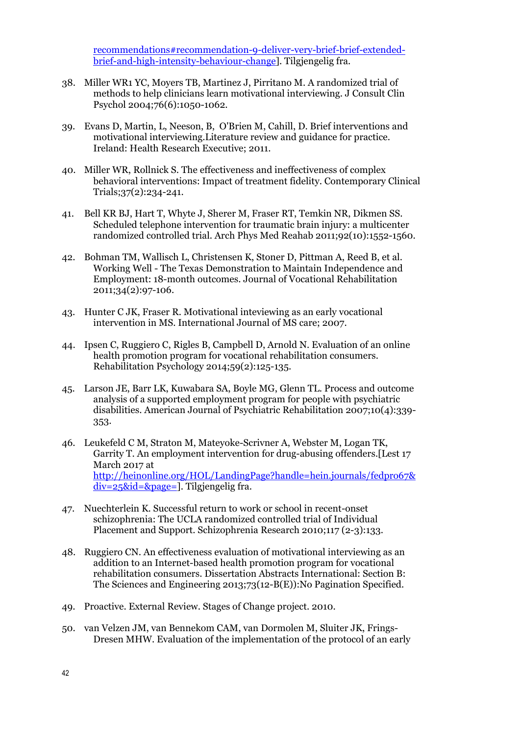recommendations#recommendation-9-deliver-very-brief-brief-extended-brief-and-high-intensity-behaviour-change]. Tilgjengelig fra.

38. Miller WR1 YC, Moyers TB, Martinez J, Pirritano M. A randomized trial of methods to help clinicians learn motivational interviewing. J Consult Clin Psychol 2004;76(6):1050-1062.

39. Evans D, Martin, L, Neeson, B, O'Brien M, Cahill, D. Brief interventions and motivational interviewing.Literature review and guidance for practice. Ireland: Health Research Executive; 2011.

40. Miller WR, Rollnick S. The effectiveness and ineffectiveness of complex behavioral interventions: Impact of treatment fidelity. Contemporary Clinical Trials;37(2):234-241.

41. Bell KR BJ, Hart T, Whyte J, Sherer M, Fraser RT, Temkin NR, Dikmen SS. Scheduled telephone intervention for traumatic brain injury: a multicenter randomized controlled trial. Arch Phys Med Reahab 2011;92(10):1552-1560.

42. Bohman TM, Wallisch L, Christensen K, Stoner D, Pittman A, Reed B, et al. Working Well - The Texas Demonstration to Maintain Independence and Employment: 18-month outcomes. Journal of Vocational Rehabilitation 2011;34(2):97-106.

43. Hunter C JK, Fraser R. Motivational inteviewing as an early vocational intervention in MS. International Journal of MS care; 2007.

44. Ipsen C, Ruggiero C, Rigles B, Campbell D, Arnold N. Evaluation of an online health promotion program for vocational rehabilitation consumers. Rehabilitation Psychology 2014;59(2):125-135.

45. Larson JE, Barr LK, Kuwabara SA, Boyle MG, Glenn TL. Process and outcome analysis of a supported employment program for people with psychiatric disabilities. American Journal of Psychiatric Rehabilitation 2007;10(4):339-353.

46. Leukefeld C M, Straton M, Mateyoke-Scrivner A, Webster M, Logan TK, Garrity T. An employment intervention for drug-abusing offenders.[Lest 17 March 2017 at http://heinonline.org/HOL/LandingPage?handle=hein.journals/fedpro67&div=25&id=&page=]. Tilgjengelig fra.

47. Nuechterlein K. Successful return to work or school in recent-onset schizophrenia: The UCLA randomized controlled trial of Individual Placement and Support. Schizophrenia Research 2010;117 (2-3):133.

48. Ruggiero CN. An effectiveness evaluation of motivational interviewing as an addition to an Internet-based health promotion program for vocational rehabilitation consumers. Dissertation Abstracts International: Section B: The Sciences and Engineering 2013;73(12-B(E)):No Pagination Specified.

49. Proactive. External Review. Stages of Change project. 2010.

50. van Velzen JM, van Bennekom CAM, van Dormolen M, Sluiter JK, Frings-Dresen MHW. Evaluation of the implementation of the protocol of an early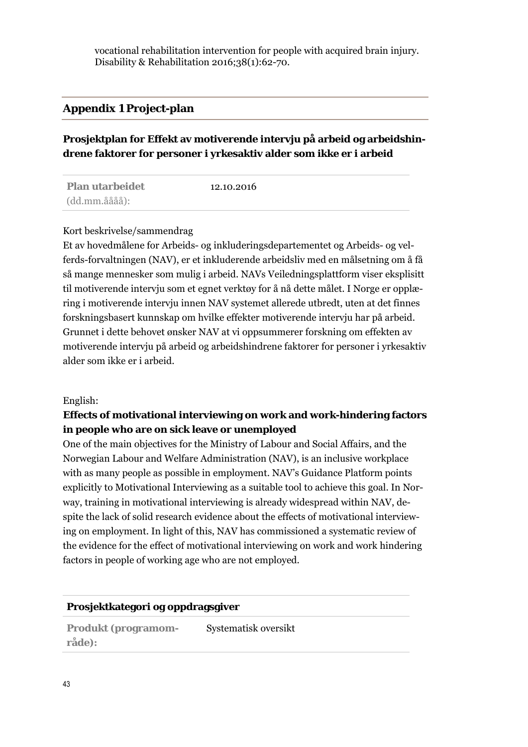vocational rehabilitation intervention for people with acquired brain injury. Disability & Rehabilitation 2016;38(1):62-70.

## Appendix 1 Project-plan

### Prosjektplan for Effekt av motiverende intervju på arbeid og arbeidshindrene faktorer for personer i yrkesaktiv alder som ikke er i arbeid

| | |
|---|---|
| **Plan utarbeidet** (dd.mm.åååå): | 12.10.2016 |

Kort beskrivelse/sammendrag

Et av hovedmålene for Arbeids- og inkluderingsdepartementet og Arbeids- og velferds-forvaltningen (NAV), er et inkluderende arbeidsliv med en målsetning om å få så mange mennesker som mulig i arbeid. NAVs Veiledningsplattform viser eksplisitt til motiverende intervju som et egnet verktøy for å nå dette målet. I Norge er opplæring i motiverende intervju innen NAV systemet allerede utbredt, uten at det finnes forskningsbasert kunnskap om hvilke effekter motiverende intervju har på arbeid. Grunnet i dette behovet ønsker NAV at vi oppsummerer forskning om effekten av motiverende intervju på arbeid og arbeidshindrene faktorer for personer i yrkesaktiv alder som ikke er i arbeid.

English:

**Effects of motivational interviewing on work and work-hindering factors in people who are on sick leave or unemployed**

One of the main objectives for the Ministry of Labour and Social Affairs, and the Norwegian Labour and Welfare Administration (NAV), is an inclusive workplace with as many people as possible in employment. NAV's Guidance Platform points explicitly to Motivational Interviewing as a suitable tool to achieve this goal. In Norway, training in motivational interviewing is already widespread within NAV, despite the lack of solid research evidence about the effects of motivational interviewing on employment. In light of this, NAV has commissioned a systematic review of the evidence for the effect of motivational interviewing on work and work hindering factors in people of working age who are not employed.

| **Prosjektkategori og oppdragsgiver** | |
|---|---|
| **Produkt (programområde):** | Systematisk oversikt |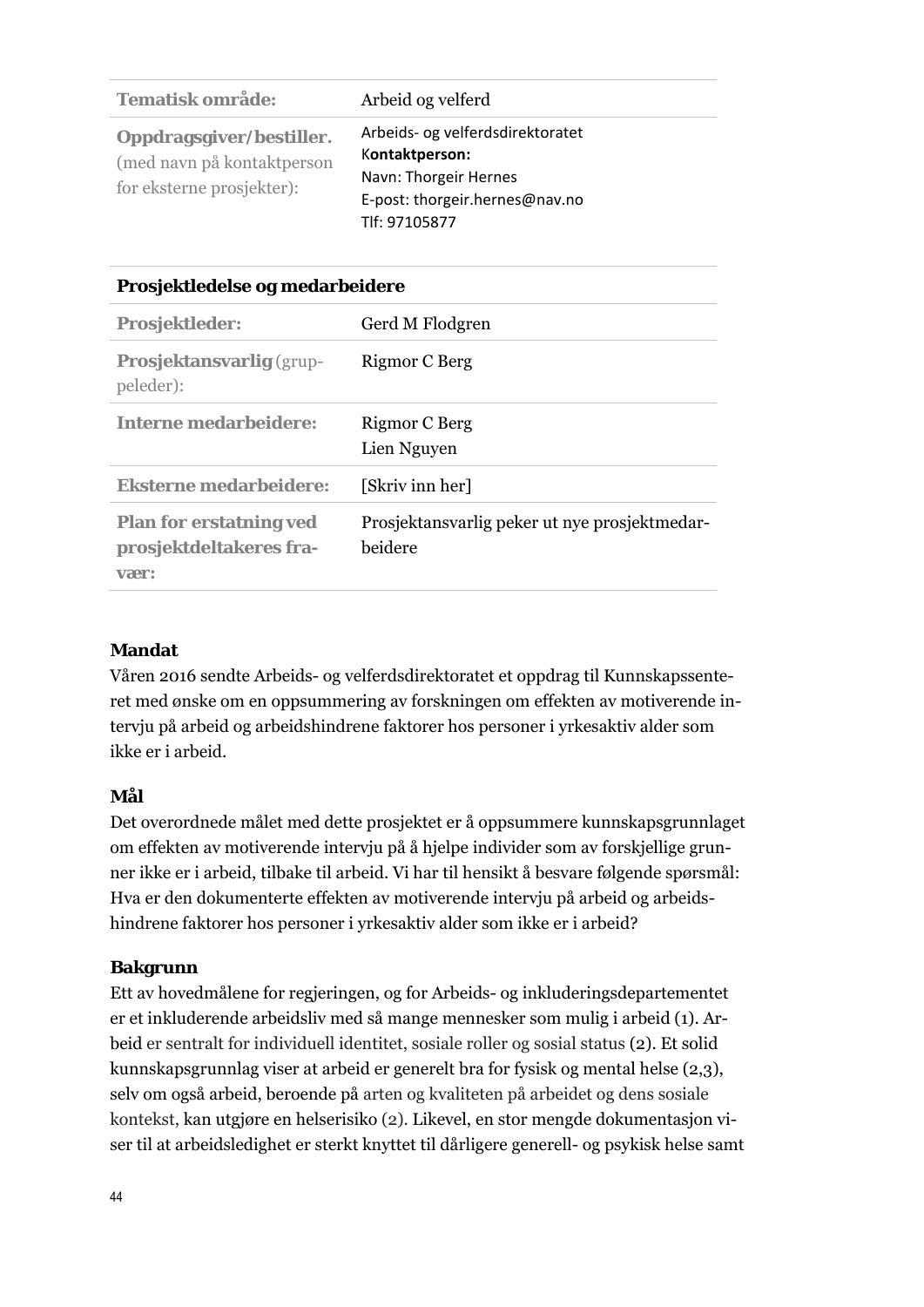| Tematisk område: | Arbeid og velferd |
|---|---|
| **Oppdragsgiver/bestiller.** (med navn på kontaktperson for eksterne prosjekter): | Arbeids- og velferdsdirektoratet<br>K**ontaktperson:**<br>Navn: Thorgeir Hernes<br>E-post: thorgeir.hernes@nav.no<br>Tlf: 97105877 |

| **Prosjektledelse og medarbeidere** | |
|---|---|
| **Prosjektleder:** | Gerd M Flodgren |
| **Prosjektansvarlig** (gruppeleder): | Rigmor C Berg |
| **Interne medarbeidere:** | Rigmor C Berg<br>Lien Nguyen |
| **Eksterne medarbeidere:** | [Skriv inn her] |
| **Plan for erstatning ved prosjektdeltakeres fravær:** | Prosjektansvarlig peker ut nye prosjektmedarbeidere |

**Mandat**

Våren 2016 sendte Arbeids- og velferdsdirektoratet et oppdrag til Kunnskapssenteret med ønske om en oppsummering av forskningen om effekten av motiverende intervju på arbeid og arbeidshindrene faktorer hos personer i yrkesaktiv alder som ikke er i arbeid.

**Mål**

Det overordnede målet med dette prosjektet er å oppsummere kunnskapsgrunnlaget om effekten av motiverende intervju på å hjelpe individer som av forskjellige grunner ikke er i arbeid, tilbake til arbeid. Vi har til hensikt å besvare følgende spørsmål: Hva er den dokumenterte effekten av motiverende intervju på arbeid og arbeidshindrene faktorer hos personer i yrkesaktiv alder som ikke er i arbeid?

**Bakgrunn**

Ett av hovedmålene for regjeringen, og for Arbeids- og inkluderingsdepartementet er et inkluderende arbeidsliv med så mange mennesker som mulig i arbeid (1). Arbeid er sentralt for individuell identitet, sosiale roller og sosial status (2). Et solid kunnskapsgrunnlag viser at arbeid er generelt bra for fysisk og mental helse (2,3), selv om også arbeid, beroende på arten og kvaliteten på arbeidet og dens sosiale kontekst, kan utgjøre en helserisiko (2). Likevel, en stor mengde dokumentasjon viser til at arbeidsledighet er sterkt knyttet til dårligere generell- og psykisk helse samt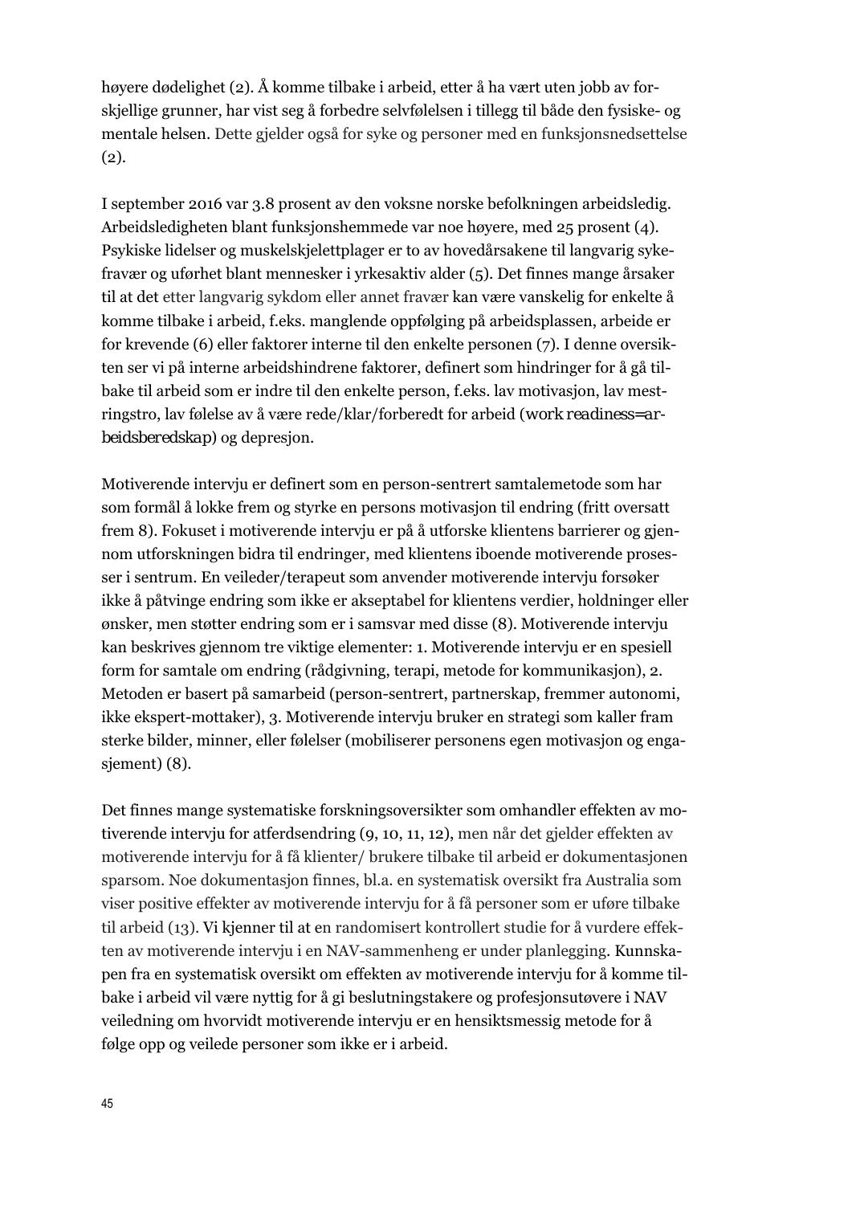høyere dødelighet (2). Å komme tilbake i arbeid, etter å ha vært uten jobb av forskjellige grunner, har vist seg å forbedre selvfølelsen i tillegg til både den fysiske- og mentale helsen. Dette gjelder også for syke og personer med en funksjonsnedsettelse (2).

I september 2016 var 3.8 prosent av den voksne norske befolkningen arbeidsledig. Arbeidsledigheten blant funksjonshemmede var noe høyere, med 25 prosent (4). Psykiske lidelser og muskelskjelettplager er to av hovedårsakene til langvarig sykefravær og uførhet blant mennesker i yrkesaktiv alder (5). Det finnes mange årsaker til at det etter langvarig sykdom eller annet fravær kan være vanskelig for enkelte å komme tilbake i arbeid, f.eks. manglende oppfølging på arbeidsplassen, arbeide er for krevende (6) eller faktorer interne til den enkelte personen (7). I denne oversikten ser vi på interne arbeidshindrene faktorer, definert som hindringer for å gå tilbake til arbeid som er indre til den enkelte person, f.eks. lav motivasjon, lav mestringstro, lav følelse av å være rede/klar/forberedt for arbeid (*work readiness=arbeidsberedskap*) og depresjon.

Motiverende intervju er definert som en person-sentrert samtalemetode som har som formål å lokke frem og styrke en persons motivasjon til endring (fritt oversatt frem 8). Fokuset i motiverende intervju er på å utforske klientens barrierer og gjennom utforskningen bidra til endringer, med klientens iboende motiverende prosesser i sentrum. En veileder/terapeut som anvender motiverende intervju forsøker ikke å påtvinge endring som ikke er akseptabel for klientens verdier, holdninger eller ønsker, men støtter endring som er i samsvar med disse (8). Motiverende intervju kan beskrives gjennom tre viktige elementer: 1. Motiverende intervju er en spesiell form for samtale om endring (rådgivning, terapi, metode for kommunikasjon), 2. Metoden er basert på samarbeid (person-sentrert, partnerskap, fremmer autonomi, ikke ekspert-mottaker), 3. Motiverende intervju bruker en strategi som kaller fram sterke bilder, minner, eller følelser (mobiliserer personens egen motivasjon og engasjement) (8).

Det finnes mange systematiske forskningsoversikter som omhandler effekten av motiverende intervju for atferdsendring (9, 10, 11, 12), men når det gjelder effekten av motiverende intervju for å få klienter/ brukere tilbake til arbeid er dokumentasjonen sparsom. Noe dokumentasjon finnes, bl.a. en systematisk oversikt fra Australia som viser positive effekter av motiverende intervju for å få personer som er uføre tilbake til arbeid (13). Vi kjenner til at en randomisert kontrollert studie for å vurdere effekten av motiverende intervju i en NAV-sammenheng er under planlegging. Kunnskapen fra en systematisk oversikt om effekten av motiverende intervju for å komme tilbake i arbeid vil være nyttig for å gi beslutningstakere og profesjonsutøvere i NAV veiledning om hvorvidt motiverende intervju er en hensiktsmessig metode for å følge opp og veilede personer som ikke er i arbeid.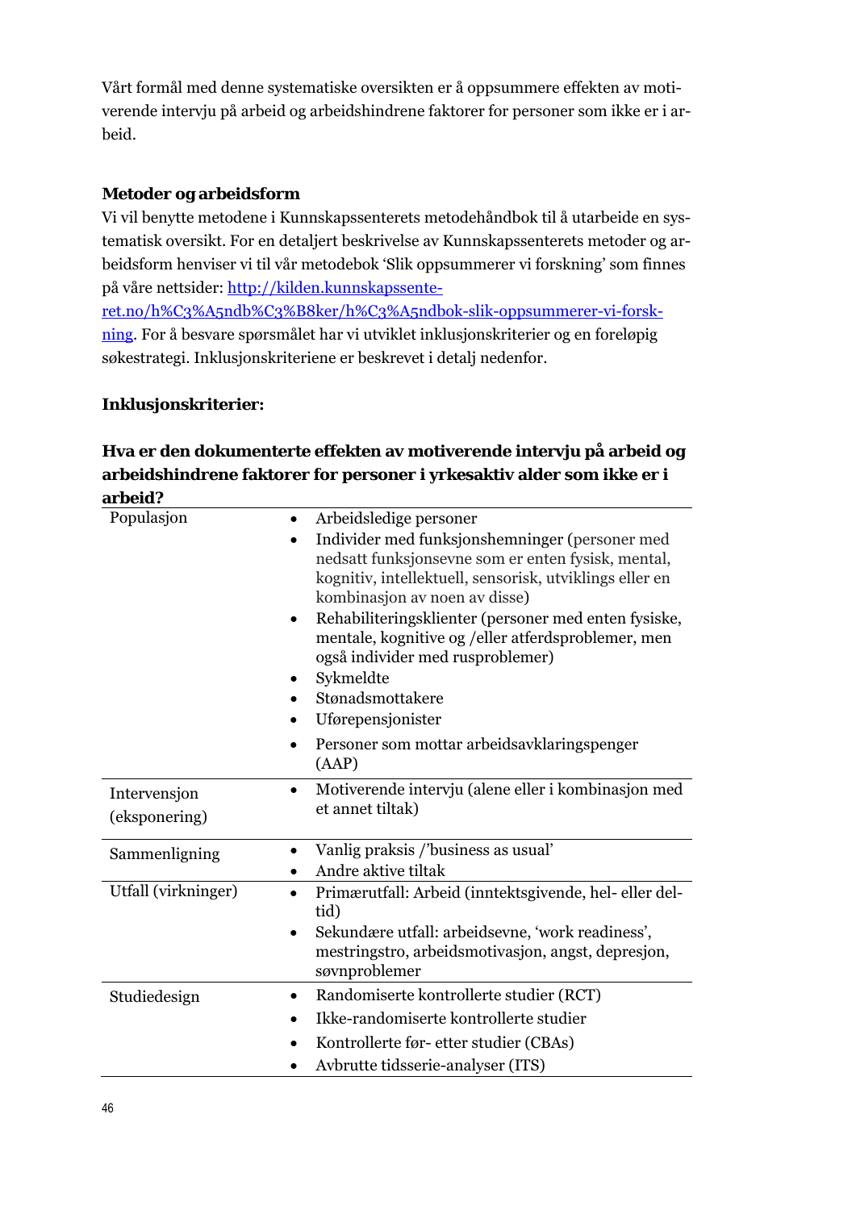Vårt formål med denne systematiske oversikten er å oppsummere effekten av motiverende intervju på arbeid og arbeidshindrende faktorer for personer som ikke er i arbeid.

**Metoder og arbeidsform**

Vi vil benytte metodene i Kunnskapssenterets metodehåndbok til å utarbeide en systematisk oversikt. For en detaljert beskrivelse av Kunnskapssenterets metoder og arbeidsform henviser vi til vår metodebok 'Slik oppsummerer vi forskning' som finnes på våre nettsider: [http://kilden.kunnskapssenteret.no/h%C3%A5ndb%C3%B8ker/h%C3%A5ndbok-slik-oppsummerer-vi-forskning](http://kilden.kunnskapssenteret.no/h%C3%A5ndb%C3%B8ker/h%C3%A5ndbok-slik-oppsummerer-vi-forskning). For å besvare spørsmålet har vi utviklet inklusjonskriterier og en foreløpig søkestrategi. Inklusjonskriteriene er beskrevet i detalj nedenfor.

**Inklusjonskriterier:**

**Hva er den dokumenterte effekten av motiverende intervju på arbeid og arbeidshindrende faktorer for personer i yrkesaktiv alder som ikke er i arbeid?**

| | |
|---|---|
| Populasjon | • Arbeidsledige personer<br>• Individer med funksjonshemninger (personer med nedsatt funksjonsevne som er enten fysisk, mental, kognitiv, intellektuell, sensorisk, utviklings eller en kombinasjon av noen av disse)<br>• Rehabiliteringsklienter (personer med enten fysiske, mentale, kognitive og /eller atferdsproblemer, men også individer med rusproblemer)<br>• Sykmeldte<br>• Stønadsmottakere<br>• Uførepensjonister<br>• Personer som mottar arbeidsavklaringspenger (AAP) |
| Intervensjon (eksponering) | • Motiverende intervju (alene eller i kombinasjon med et annet tiltak) |
| Sammenligning | • Vanlig praksis /'business as usual'<br>• Andre aktive tiltak |
| Utfall (virkninger) | • Primærutfall: Arbeid (inntektsgivende, hel- eller deltid)<br>• Sekundære utfall: arbeidsevne, 'work readiness', mestringstro, arbeidsmotivasjon, angst, depresjon, søvnproblemer |
| Studiedesign | • Randomiserte kontrollerte studier (RCT)<br>• Ikke-randomiserte kontrollerte studier<br>• Kontrollerte før- etter studier (CBAs)<br>• Avbrutte tidsserie-analyser (ITS) |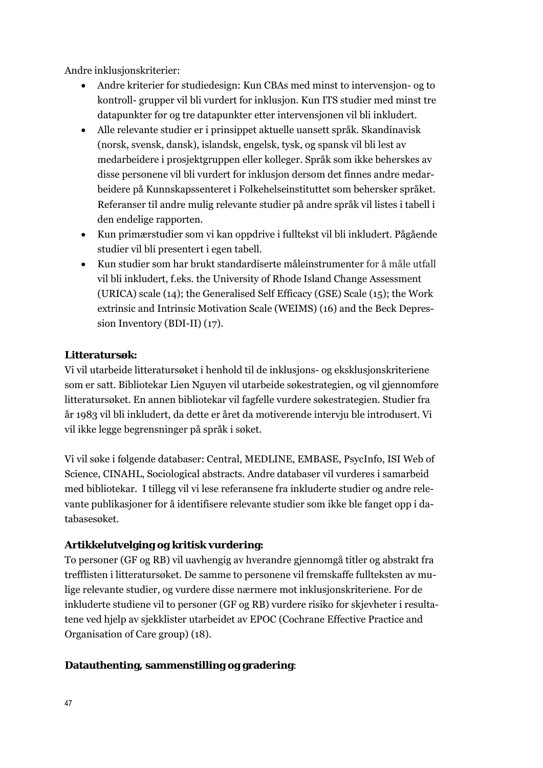Andre inklusjonskriterier:

- Andre kriterier for studiedesign: Kun CBAs med minst to intervensjon- og to kontroll- grupper vil bli vurdert for inklusjon. Kun ITS studier med minst tre datapunkter før og tre datapunkter etter intervensjonen vil bli inkludert.
- Alle relevante studier er i prinsippet aktuelle uansett språk. Skandinavisk (norsk, svensk, dansk), islandsk, engelsk, tysk, og spansk vil bli lest av medarbeidere i prosjektgruppen eller kolleger. Språk som ikke beherskes av disse personene vil bli vurdert for inklusjon dersom det finnes andre medarbeidere på Kunnskapssenteret i Folkehelseinstituttet som behersker språket. Referanser til andre mulig relevante studier på andre språk vil listes i tabell i den endelige rapporten.
- Kun primærstudier som vi kan oppdrive i fulltekst vil bli inkludert. Pågående studier vil bli presentert i egen tabell.
- Kun studier som har brukt standardiserte måleinstrumenter for å måle utfall vil bli inkludert, f.eks. the University of Rhode Island Change Assessment (URICA) scale (14); the Generalised Self Efficacy (GSE) Scale (15); the Work extrinsic and Intrinsic Motivation Scale (WEIMS) (16) and the Beck Depression Inventory (BDI-II) (17).

**Litteratursøk:**

Vi vil utarbeide litteratursøket i henhold til de inklusjons- og eksklusjonskriteriene som er satt. Bibliotekar Lien Nguyen vil utarbeide søkestrategien, og vil gjennomføre litteratursøket. En annen bibliotekar vil fagfelle vurdere søkestrategien. Studier fra år 1983 vil bli inkludert, da dette er året da motiverende intervju ble introdusert. Vi vil ikke legge begrensninger på språk i søket.

Vi vil søke i følgende databaser: Central, MEDLINE, EMBASE, PsycInfo, ISI Web of Science, CINAHL, Sociological abstracts. Andre databaser vil vurderes i samarbeid med bibliotekar. I tillegg vil vi lese referansene fra inkluderte studier og andre relevante publikasjoner for å identifisere relevante studier som ikke ble fanget opp i databasesøket.

**Artikkelutvelging og kritisk vurdering:**

To personer (GF og RB) vil uavhengig av hverandre gjennomgå titler og abstrakt fra trefflisten i litteratursøket. De samme to personene vil fremskaffe fullteksten av mulige relevante studier, og vurdere disse nærmere mot inklusjonskriteriene. For de inkluderte studiene vil to personer (GF og RB) vurdere risiko for skjevheter i resultatene ved hjelp av sjekklister utarbeidet av EPOC (Cochrane Effective Practice and Organisation of Care group) (18).

**Datauthenting, sammenstilling og gradering:**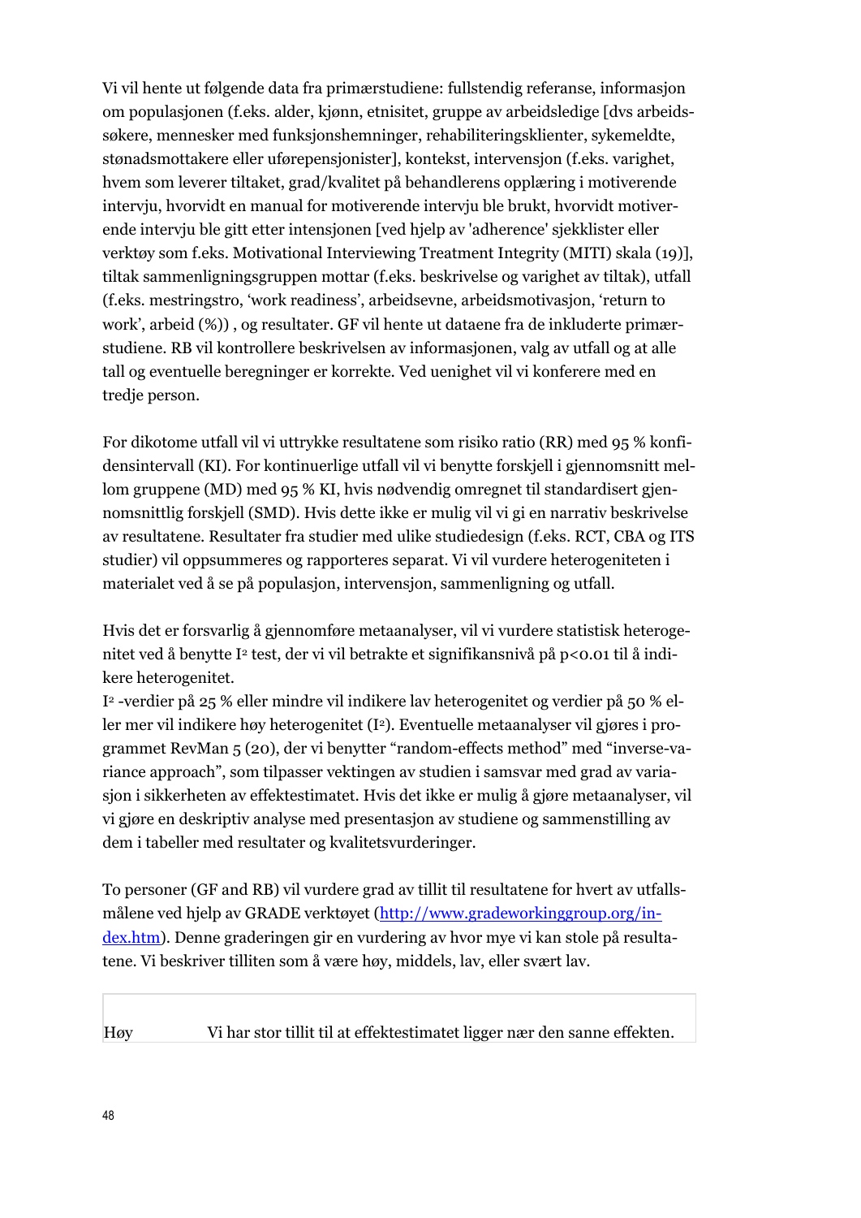Vi vil hente ut følgende data fra primærstudiene: fullstendig referanse, informasjon om populasjonen (f.eks. alder, kjønn, etnisitet, gruppe av arbeidsledige [dvs arbeidssøkere, mennesker med funksjonshemninger, rehabiliteringsklienter, sykemeldte, stønadsmottakere eller uførepensjonister], kontekst, intervensjon (f.eks. varighet, hvem som leverer tiltaket, grad/kvalitet på behandlerens opplæring i motiverende intervju, hvorvidt en manual for motiverende intervju ble brukt, hvorvidt motiverende intervju ble gitt etter intensjonen [ved hjelp av 'adherence' sjekklister eller verktøy som f.eks. Motivational Interviewing Treatment Integrity (MITI) skala (19)], tiltak sammenligningsgruppen mottar (f.eks. beskrivelse og varighet av tiltak), utfall (f.eks. mestringstro, 'work readiness', arbeidsevne, arbeidsmotivasjon, 'return to work', arbeid (%)) , og resultater. GF vil hente ut dataene fra de inkluderte primærstudiene. RB vil kontrollere beskrivelsen av informasjonen, valg av utfall og at alle tall og eventuelle beregninger er korrekte. Ved uenighet vil vi konferere med en tredje person.

For dikotome utfall vil vi uttrykke resultatene som risiko ratio (RR) med 95 % konfidensintervall (KI). For kontinuerlige utfall vil vi benytte forskjell i gjennomsnitt mellom gruppene (MD) med 95 % KI, hvis nødvendig omregnet til standardisert gjennomsnittlig forskjell (SMD). Hvis dette ikke er mulig vil vi gi en narrativ beskrivelse av resultatene. Resultater fra studier med ulike studiedesign (f.eks. RCT, CBA og ITS studier) vil oppsummeres og rapporteres separat. Vi vil vurdere heterogeniteten i materialet ved å se på populasjon, intervensjon, sammenligning og utfall.

Hvis det er forsvarlig å gjennomføre metaanalyser, vil vi vurdere statistisk heterogenitet ved å benytte $I^2$ test, der vi vil betrakte et signifikansnivå på $p<0.01$ til å indikere heterogenitet.
$I^2$ -verdier på 25 % eller mindre vil indikere lav heterogenitet og verdier på 50 % eller mer vil indikere høy heterogenitet ($I^2$). Eventuelle metaanalyser vil gjøres i programmet RevMan 5 (20), der vi benytter "random-effects method" med "inverse-variance approach", som tilpasser vektingen av studien i samsvar med grad av variasjon i sikkerheten av effektestimatet. Hvis det ikke er mulig å gjøre metaanalyser, vil vi gjøre en deskriptiv analyse med presentasjon av studiene og sammenstilling av dem i tabeller med resultater og kvalitetsvurderinger.

To personer (GF and RB) vil vurdere grad av tillit til resultatene for hvert av utfallsmålene ved hjelp av GRADE verktøyet (http://www.gradeworkinggroup.org/index.htm). Denne graderingen gir en vurdering av hvor mye vi kan stole på resultatene. Vi beskriver tilliten som å være høy, middels, lav, eller svært lav.

| | |
|---|---|
| Høy | Vi har stor tillit til at effektestimatet ligger nær den sanne effekten. |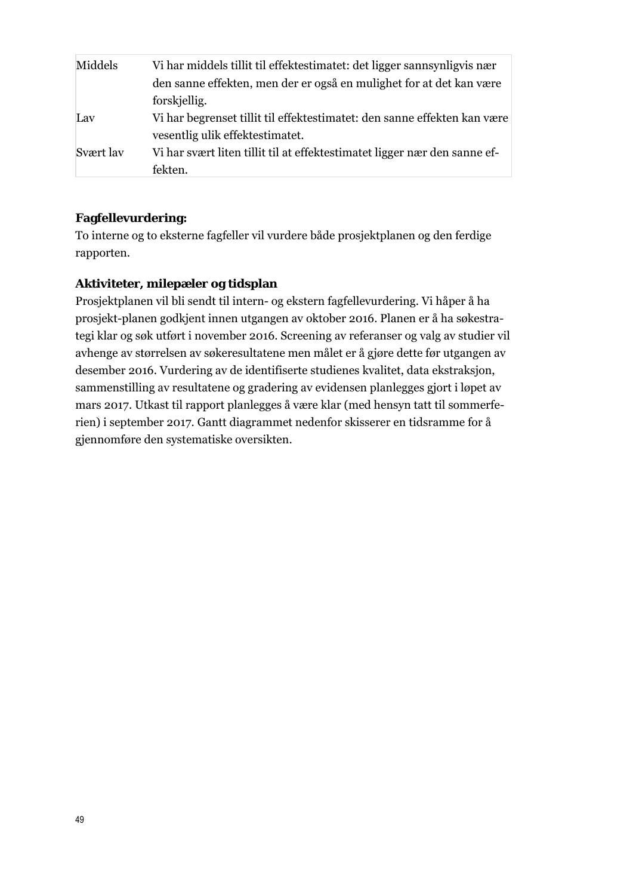| | |
|---|---|
| Middels | Vi har middels tillit til effektestimatet: det ligger sannsynligvis nær den sanne effekten, men der er også en mulighet for at det kan være forskjellig. |
| Lav | Vi har begrenset tillit til effektestimatet: den sanne effekten kan være vesentlig ulik effektestimatet. |
| Svært lav | Vi har svært liten tillit til at effektestimatet ligger nær den sanne effekten. |

**Fagfellevurdering:**
To interne og to eksterne fagfeller vil vurdere både prosjektplanen og den ferdige rapporten.

**Aktiviteter, milepæler og tidsplan**
Prosjektplanen vil bli sendt til intern- og ekstern fagfellevurdering. Vi håper å ha prosjekt-planen godkjent innen utgangen av oktober 2016. Planen er å ha søkestrategi klar og søk utført i november 2016. Screening av referanser og valg av studier vil avhenge av størrelsen av søkeresultatene men målet er å gjøre dette før utgangen av desember 2016. Vurdering av de identifiserte studienes kvalitet, data ekstraksjon, sammenstilling av resultatene og gradering av evidensen planlegges gjort i løpet av mars 2017. Utkast til rapport planlegges å være klar (med hensyn tatt til sommerferien) i september 2017. Gantt diagrammet nedenfor skisserer en tidsramme for å gjennomføre den systematiske oversikten.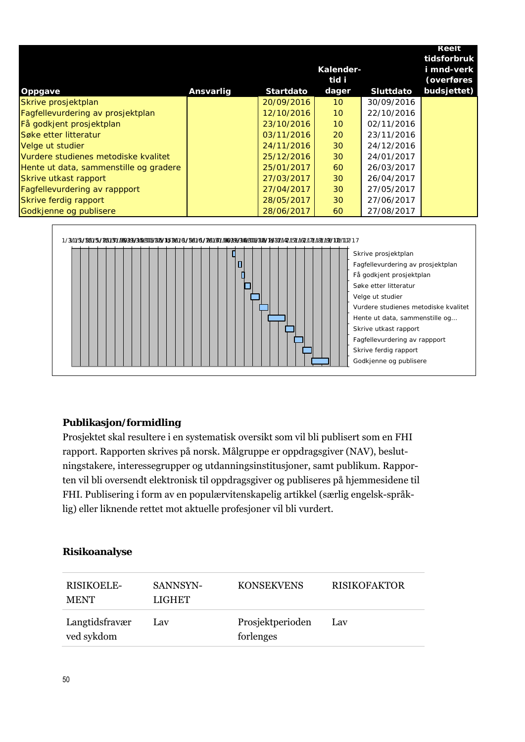| Oppgave | Ansvarlig | Startdato | Kalender-tid i dager | Sluttdato | Reelt tidsforbruk i mnd-verk (overføres budsjettet) |
|---|---|---|---|---|---|
| Skrive prosjektplan | | 20/09/2016 | 10 | 30/09/2016 | |
| Fagfellevurdering av prosjektplan | | 12/10/2016 | 10 | 22/10/2016 | |
| Få godkjent prosjektplan | | 23/10/2016 | 10 | 02/11/2016 | |
| Søke etter litteratur | | 03/11/2016 | 20 | 23/11/2016 | |
| Velge ut studier | | 24/11/2016 | 30 | 24/12/2016 | |
| Vurdere studienes metodiske kvalitet | | 25/12/2016 | 30 | 24/01/2017 | |
| Hente ut data, sammenstille og gradere | | 25/01/2017 | 60 | 26/03/2017 | |
| Skrive utkast rapport | | 27/03/2017 | 30 | 26/04/2017 | |
| Fagfellevurdering av rappport | | 27/04/2017 | 30 | 27/05/2017 | |
| Skrive ferdig rapport | | 28/05/2017 | 30 | 27/06/2017 | |
| Godkjenne og publisere | | 28/06/2017 | 60 | 27/08/2017 | |

### Publikasjon/formidling

Prosjektet skal resultere i en systematisk oversikt som vil bli publisert som en FHI rapport. Rapporten skrives på norsk. Målgruppe er oppdragsgiver (NAV), beslutningstakere, interessegrupper og utdanningsinstitusjoner, samt publikum. Rapporten vil bli oversendt elektronisk til oppdragsgiver og publiseres på hjemmesidene til FHI. Publisering i form av en populærvitenskapelig artikkel (særlig engelsk-språklig) eller liknende rettet mot aktuelle profesjoner vil bli vurdert.

### Risikoanalyse

| RISIKOELEMENT | SANNSYNLIGHET | KONSEKVENS | RISIKOFAKTOR |
|---|---|---|---|
| Langtidsfravær ved sykdom | Lav | Prosjektperioden forlenges | Lav |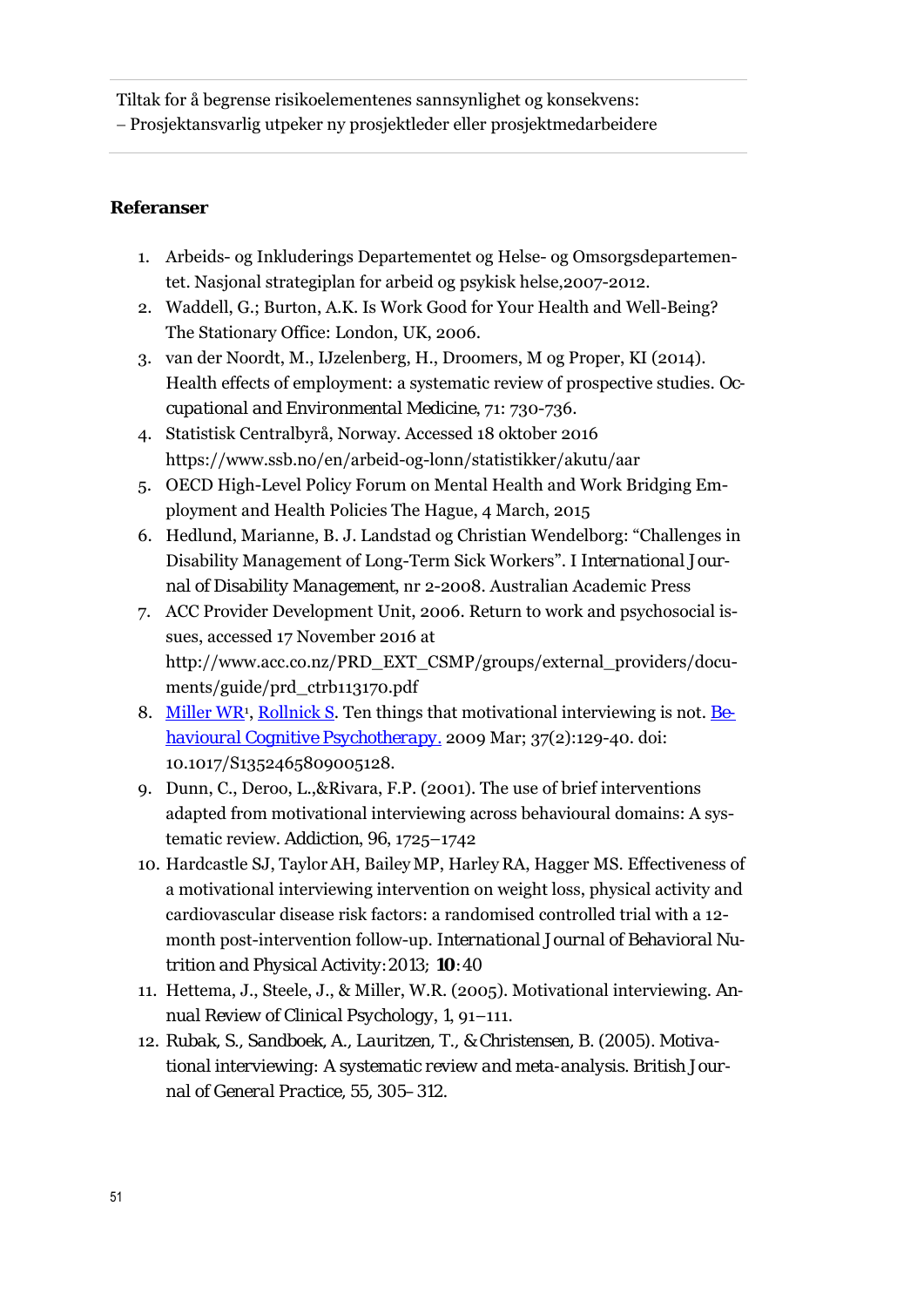Tiltak for å begrense risikoelementenes sannsynlighet og konsekvens:
– Prosjektansvarlig utpeker ny prosjektleder eller prosjektmedarbeidere

**Referanser**

1. Arbeids- og Inkluderings Departementet og Helse- og Omsorgsdepartementet. Nasjonal strategiplan for arbeid og psykisk helse,2007-2012.
2. Waddell, G.; Burton, A.K. Is Work Good for Your Health and Well-Being? The Stationary Office: London, UK, 2006.
3. van der Noordt, M., IJzelenberg, H., Droomers, M og Proper, KI (2014). Health effects of employment: a systematic review of prospective studies. *Occupational and Environmental Medicine*, 71: 730-736.
4. Statistisk Centralbyrå, Norway. Accessed 18 oktober 2016 https://www.ssb.no/en/arbeid-og-lonn/statistikker/akutu/aar
5. OECD High-Level Policy Forum on Mental Health and Work Bridging Employment and Health Policies The Hague, 4 March, 2015
6. Hedlund, Marianne, B. J. Landstad og Christian Wendelborg: "Challenges in Disability Management of Long-Term Sick Workers". I *International Journal of Disability Management*, nr 2-2008. Australian Academic Press
7. ACC Provider Development Unit, 2006. Return to work and psychosocial issues, accessed 17 November 2016 at http://www.acc.co.nz/PRD_EXT_CSMP/groups/external_providers/documents/guide/prd_ctrb113170.pdf
8. Miller WR[1], Rollnick S. Ten things that motivational interviewing is not. Behavioural Cognitive Psychotherapy. 2009 Mar; 37(2):129-40. doi: 10.1017/S1352465809005128.
9. Dunn, C., Deroo, L.,&Rivara, F.P. (2001). The use of brief interventions adapted from motivational interviewing across behavioural domains: A systematic review. *Addiction*, 96, 1725–1742
10. Hardcastle SJ, Taylor AH, Bailey MP, Harley RA, Hagger MS. Effectiveness of a motivational interviewing intervention on weight loss, physical activity and cardiovascular disease risk factors: a randomised controlled trial with a 12-month post-intervention follow-up. *International Journal of Behavioral Nutrition and Physical Activity*: 2013; **10**:40
11. Hettema, J., Steele, J., & Miller, W.R. (2005). Motivational interviewing. *Annual Review of Clinical Psychology*, 1, 91–111.
12. Rubak, S., Sandboek, A., Lauritzen, T., & Christensen, B. (2005). Motivational interviewing: A systematic review and meta-analysis. *British Journal of General Practice*, 55, 305–312.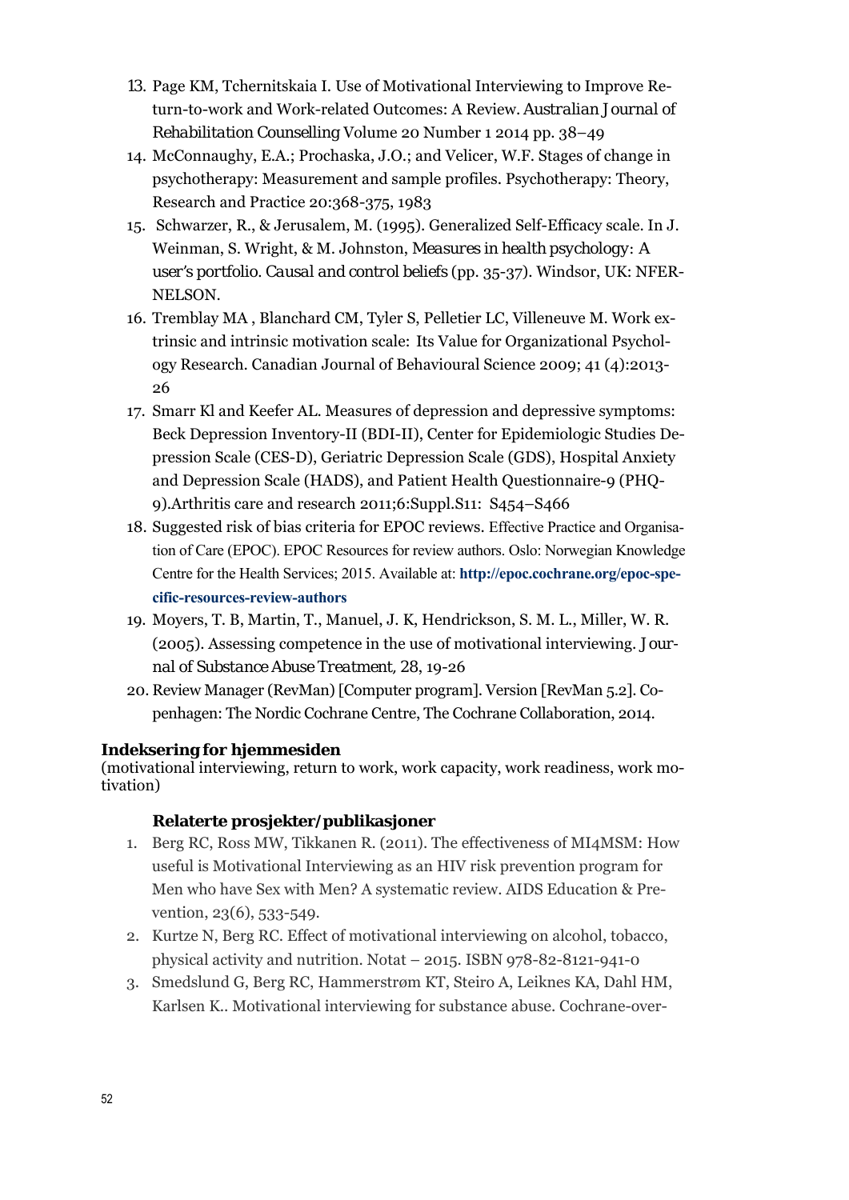13. Page KM, Tchernitskaia I. Use of Motivational Interviewing to Improve Return-to-work and Work-related Outcomes: A Review. *Australian Journal of Rehabilitation Counselling* Volume 20 Number 1 2014 pp. 38–49
14. McConnaughy, E.A.; Prochaska, J.O.; and Velicer, W.F. Stages of change in psychotherapy: Measurement and sample profiles. Psychotherapy: Theory, Research and Practice 20:368-375, 1983
15. Schwarzer, R., & Jerusalem, M. (1995). Generalized Self-Efficacy scale. In J. Weinman, S. Wright, & M. Johnston, *Measures in health psychology: A user's portfolio. Causal and control beliefs* (pp. 35-37). Windsor, UK: NFER-NELSON.
16. Tremblay MA , Blanchard CM, Tyler S, Pelletier LC, Villeneuve M. Work extrinsic and intrinsic motivation scale: Its Value for Organizational Psychology Research. Canadian Journal of Behavioural Science 2009; 41 (4):2013-26
17. Smarr Kl and Keefer AL. Measures of depression and depressive symptoms: Beck Depression Inventory-II (BDI-II), Center for Epidemiologic Studies Depression Scale (CES-D), Geriatric Depression Scale (GDS), Hospital Anxiety and Depression Scale (HADS), and Patient Health Questionnaire-9 (PHQ-9).Arthritis care and research 2011;6:Suppl.S11: S454–S466
18. Suggested risk of bias criteria for EPOC reviews. Effective Practice and Organisation of Care (EPOC). EPOC Resources for review authors. Oslo: Norwegian Knowledge Centre for the Health Services; 2015. Available at: **http://epoc.cochrane.org/epoc-specific-resources-review-authors**
19. Moyers, T. B, Martin, T., Manuel, J. K, Hendrickson, S. M. L., Miller, W. R. (2005). Assessing competence in the use of motivational interviewing. *Journal of Substance Abuse Treatment, 28*, 19-26
20. Review Manager (RevMan) [Computer program]. Version [RevMan 5.2]. Copenhagen: The Nordic Cochrane Centre, The Cochrane Collaboration, 2014.

**Indeksering for hjemmesiden**

(motivational interviewing, return to work, work capacity, work readiness, work motivation)

**Relaterte prosjekter/publikasjoner**

1. Berg RC, Ross MW, Tikkanen R. (2011). The effectiveness of MI4MSM: How useful is Motivational Interviewing as an HIV risk prevention program for Men who have Sex with Men? A systematic review. AIDS Education & Prevention, 23(6), 533-549.
2. Kurtze N, Berg RC. Effect of motivational interviewing on alcohol, tobacco, physical activity and nutrition. Notat – 2015. ISBN 978-82-8121-941-0
3. Smedslund G, Berg RC, Hammerstrøm KT, Steiro A, Leiknes KA, Dahl HM, Karlsen K.. Motivational interviewing for substance abuse. Cochrane-over-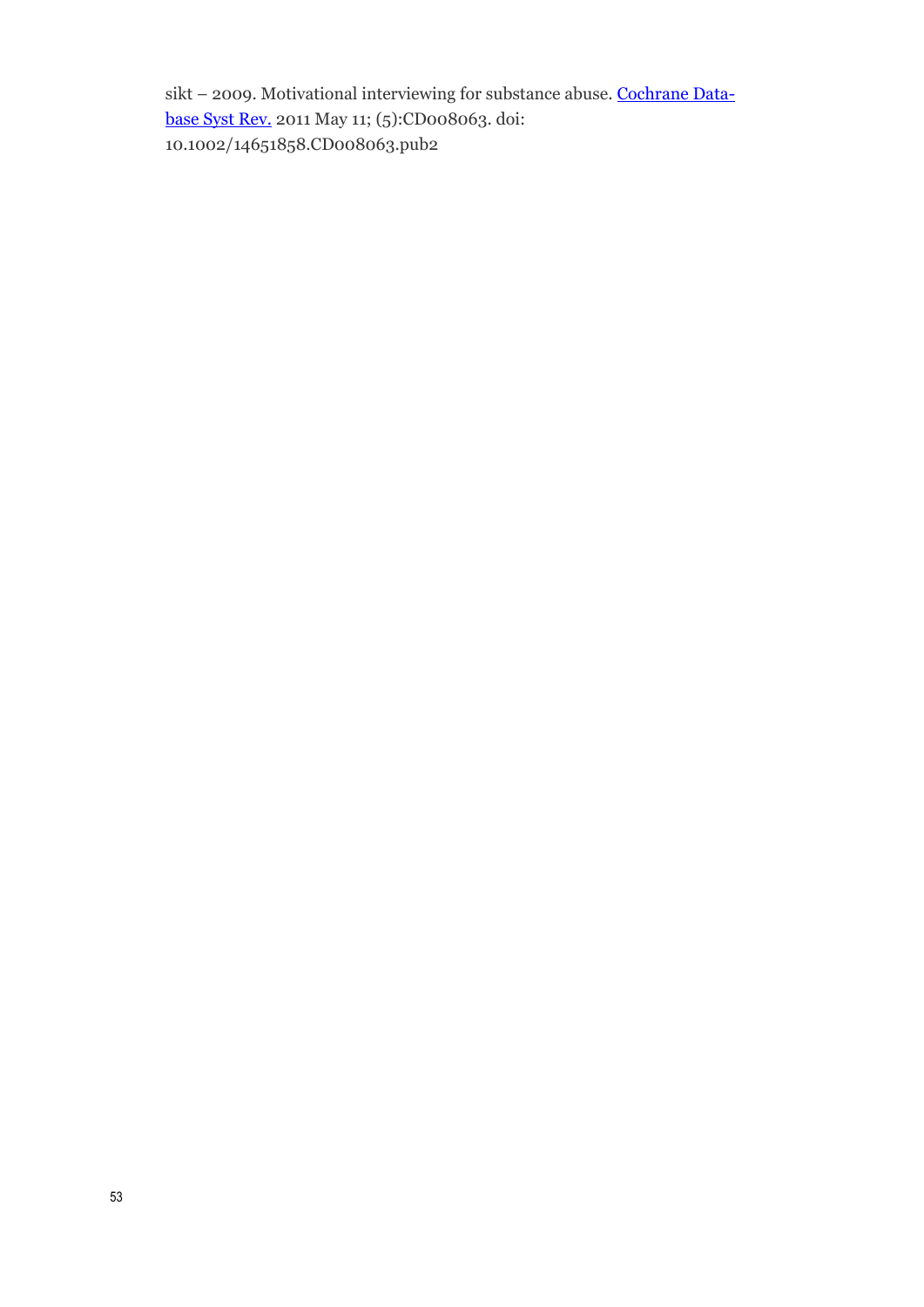sikt – 2009. Motivational interviewing for substance abuse. [Cochrane Database Syst Rev.] 2011 May 11; (5):CD008063. doi: 10.1002/14651858.CD008063.pub2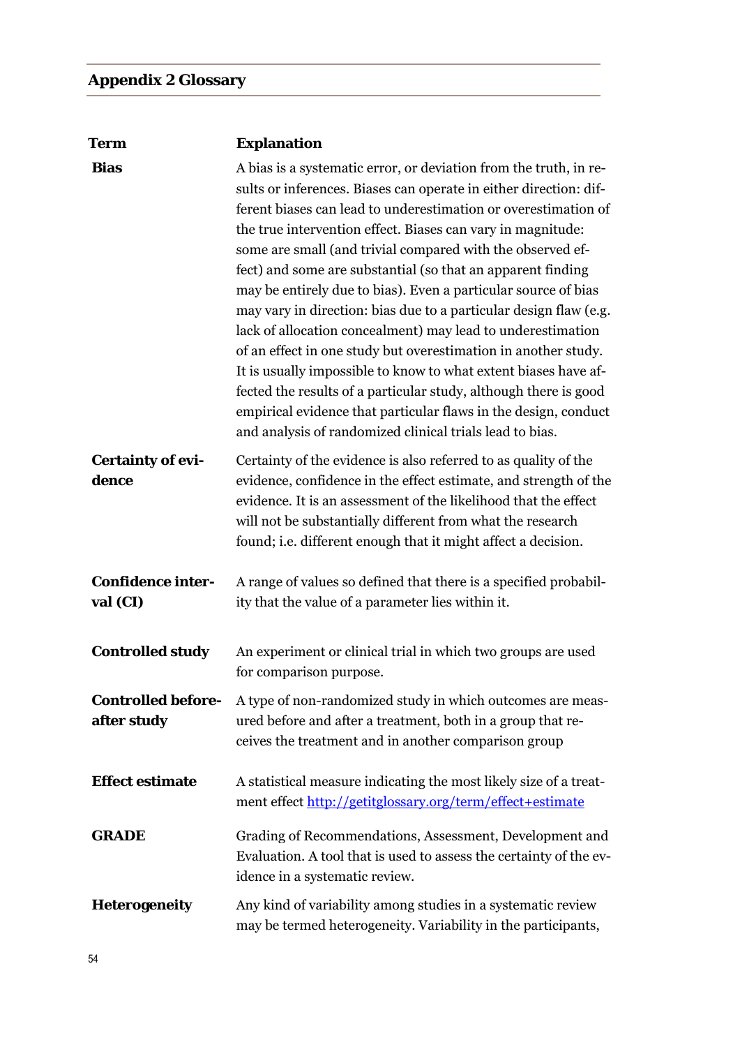## Appendix 2 Glossary

| Term | Explanation |
|---|---|
| **Bias** | A bias is a systematic error, or deviation from the truth, in results or inferences. Biases can operate in either direction: different biases can lead to underestimation or overestimation of the true intervention effect. Biases can vary in magnitude: some are small (and trivial compared with the observed effect) and some are substantial (so that an apparent finding may be entirely due to bias). Even a particular source of bias may vary in direction: bias due to a particular design flaw (e.g. lack of allocation concealment) may lead to underestimation of an effect in one study but overestimation in another study. It is usually impossible to know to what extent biases have affected the results of a particular study, although there is good empirical evidence that particular flaws in the design, conduct and analysis of randomized clinical trials lead to bias. |
| **Certainty of evidence** | Certainty of the evidence is also referred to as quality of the evidence, confidence in the effect estimate, and strength of the evidence. It is an assessment of the likelihood that the effect will not be substantially different from what the research found; i.e. different enough that it might affect a decision. |
| **Confidence interval (CI)** | A range of values so defined that there is a specified probability that the value of a parameter lies within it. |
| **Controlled study** | An experiment or clinical trial in which two groups are used for comparison purpose. |
| **Controlled before-after study** | A type of non-randomized study in which outcomes are measured before and after a treatment, both in a group that receives the treatment and in another comparison group |
| **Effect estimate** | A statistical measure indicating the most likely size of a treatment effect http://getitglossary.org/term/effect+estimate |
| **GRADE** | Grading of Recommendations, Assessment, Development and Evaluation. A tool that is used to assess the certainty of the evidence in a systematic review. |
| **Heterogeneity** | Any kind of variability among studies in a systematic review may be termed heterogeneity. Variability in the participants, |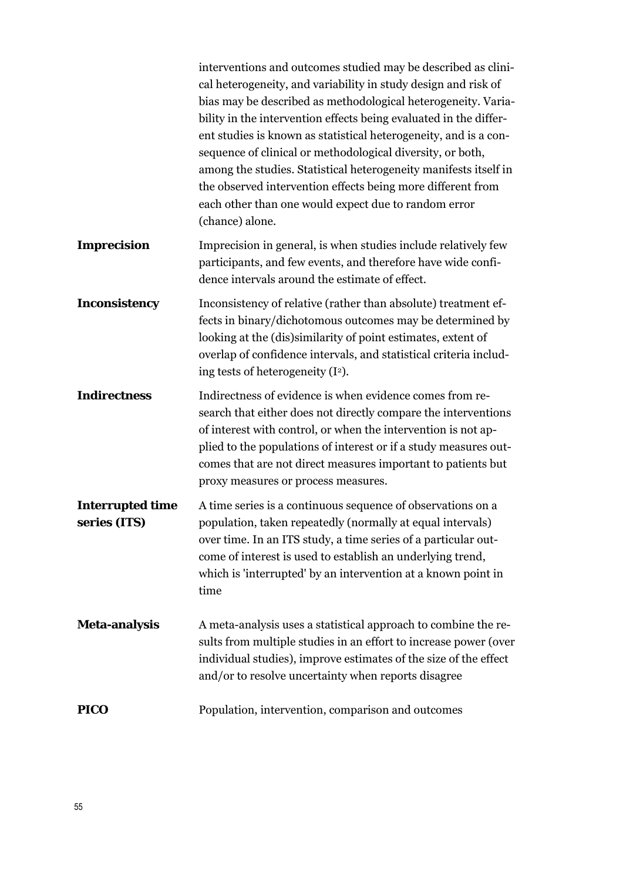interventions and outcomes studied may be described as clinical heterogeneity, and variability in study design and risk of bias may be described as methodological heterogeneity. Variability in the intervention effects being evaluated in the different studies is known as statistical heterogeneity, and is a consequence of clinical or methodological diversity, or both, among the studies. Statistical heterogeneity manifests itself in the observed intervention effects being more different from each other than one would expect due to random error (chance) alone.

**Imprecision** Imprecision in general, is when studies include relatively few participants, and few events, and therefore have wide confidence intervals around the estimate of effect.

**Inconsistency** Inconsistency of relative (rather than absolute) treatment effects in binary/dichotomous outcomes may be determined by looking at the (dis)similarity of point estimates, extent of overlap of confidence intervals, and statistical criteria including tests of heterogeneity ($I^2$).

**Indirectness** Indirectness of evidence is when evidence comes from research that either does not directly compare the interventions of interest with control, or when the intervention is not applied to the populations of interest or if a study measures outcomes that are not direct measures important to patients but proxy measures or process measures.

**Interrupted time series (ITS)** A time series is a continuous sequence of observations on a population, taken repeatedly (normally at equal intervals) over time. In an ITS study, a time series of a particular outcome of interest is used to establish an underlying trend, which is 'interrupted' by an intervention at a known point in time

**Meta-analysis** A meta-analysis uses a statistical approach to combine the results from multiple studies in an effort to increase power (over individual studies), improve estimates of the size of the effect and/or to resolve uncertainty when reports disagree

**PICO** Population, intervention, comparison and outcomes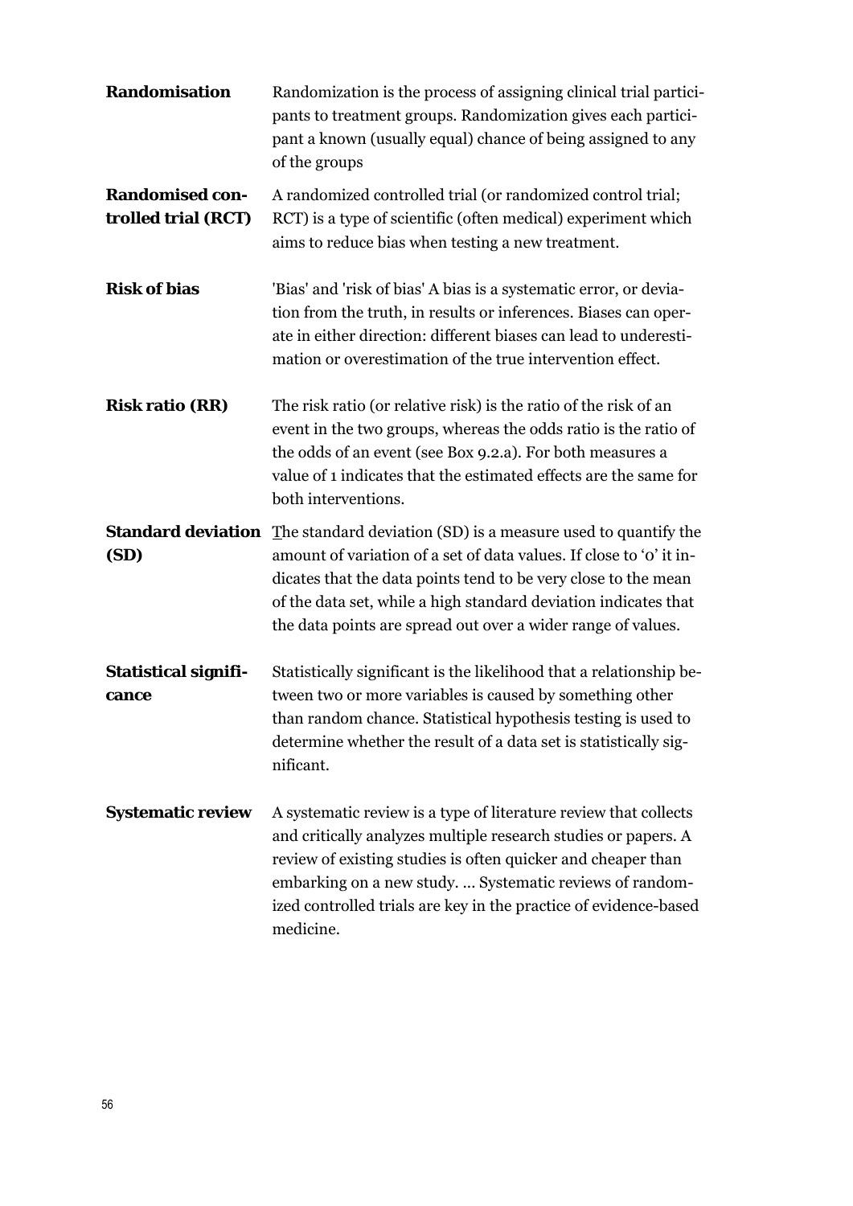| | |
|---|---|
| **Randomisation** | Randomization is the process of assigning clinical trial participants to treatment groups. Randomization gives each participant a known (usually equal) chance of being assigned to any of the groups |
| **Randomised controlled trial (RCT)** | A randomized controlled trial (or randomized control trial; RCT) is a type of scientific (often medical) experiment which aims to reduce bias when testing a new treatment. |
| **Risk of bias** | 'Bias' and 'risk of bias' A bias is a systematic error, or deviation from the truth, in results or inferences. Biases can operate in either direction: different biases can lead to underestimation or overestimation of the true intervention effect. |
| **Risk ratio (RR)** | The risk ratio (or relative risk) is the ratio of the risk of an event in the two groups, whereas the odds ratio is the ratio of the odds of an event (see Box 9.2.a). For both measures a value of 1 indicates that the estimated effects are the same for both interventions. |
| **Standard deviation (SD)** | The standard deviation (SD) is a measure used to quantify the amount of variation of a set of data values. If close to '0' it indicates that the data points tend to be very close to the mean of the data set, while a high standard deviation indicates that the data points are spread out over a wider range of values. |
| **Statistical significance** | Statistically significant is the likelihood that a relationship between two or more variables is caused by something other than random chance. Statistical hypothesis testing is used to determine whether the result of a data set is statistically significant. |
| **Systematic review** | A systematic review is a type of literature review that collects and critically analyzes multiple research studies or papers. A review of existing studies is often quicker and cheaper than embarking on a new study. ... Systematic reviews of randomized controlled trials are key in the practice of evidence-based medicine. |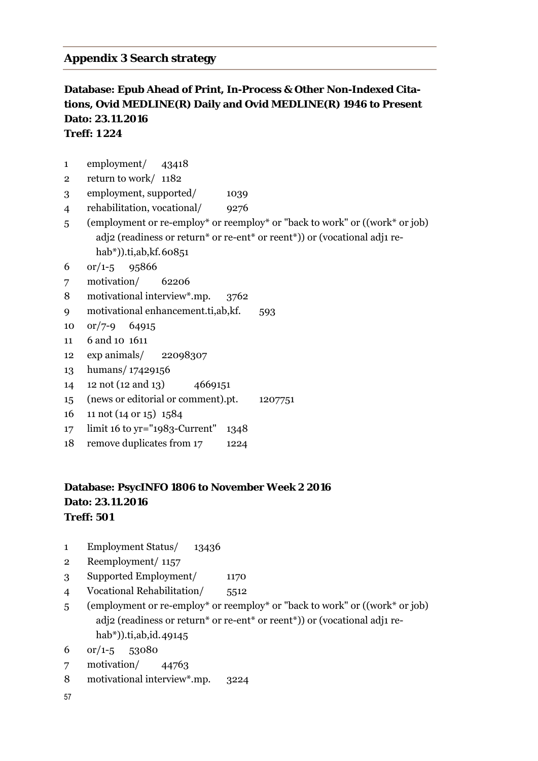## Appendix 3 Search strategy

**Database: Epub Ahead of Print, In-Process & Other Non-Indexed Citations, Ovid MEDLINE(R) Daily and Ovid MEDLINE(R) 1946 to Present**
**Dato: 23.11.2016**
**Treff: 1224**

| | | |
|---|---|---|
| 1 | employment/ | 43418 |
| 2 | return to work/ | 1182 |
| 3 | employment, supported/ | 1039 |
| 4 | rehabilitation, vocational/ | 9276 |
| 5 | (employment or re-employ* or reemploy* or "back to work" or ((work* or job) adj2 (readiness or return* or re-ent* or reent*)) or (vocational adj1 rehab*)).ti,ab,kf. | 60851 |
| 6 | or/1-5 | 95866 |
| 7 | motivation/ | 62206 |
| 8 | motivational interview*.mp. | 3762 |
| 9 | motivational enhancement.ti,ab,kf. | 593 |
| 10 | or/7-9 | 64915 |
| 11 | 6 and 10 | 1611 |
| 12 | exp animals/ | 22098307 |
| 13 | humans/ | 17429156 |
| 14 | 12 not (12 and 13) | 4669151 |
| 15 | (news or editorial or comment).pt. | 1207751 |
| 16 | 11 not (14 or 15) | 1584 |
| 17 | limit 16 to yr="1983-Current" | 1348 |
| 18 | remove duplicates from 17 | 1224 |

**Database: PsycINFO 1806 to November Week 2 2016**
**Dato: 23.11.2016**
**Treff: 501**

| | | |
|---|---|---|
| 1 | Employment Status/ | 13436 |
| 2 | Reemployment/ | 1157 |
| 3 | Supported Employment/ | 1170 |
| 4 | Vocational Rehabilitation/ | 5512 |
| 5 | (employment or re-employ* or reemploy* or "back to work" or ((work* or job) adj2 (readiness or return* or re-ent* or reent*)) or (vocational adj1 rehab*)).ti,ab,id. | 49145 |
| 6 | or/1-5 | 53080 |
| 7 | motivation/ | 44763 |
| 8 | motivational interview*.mp. | 3224 |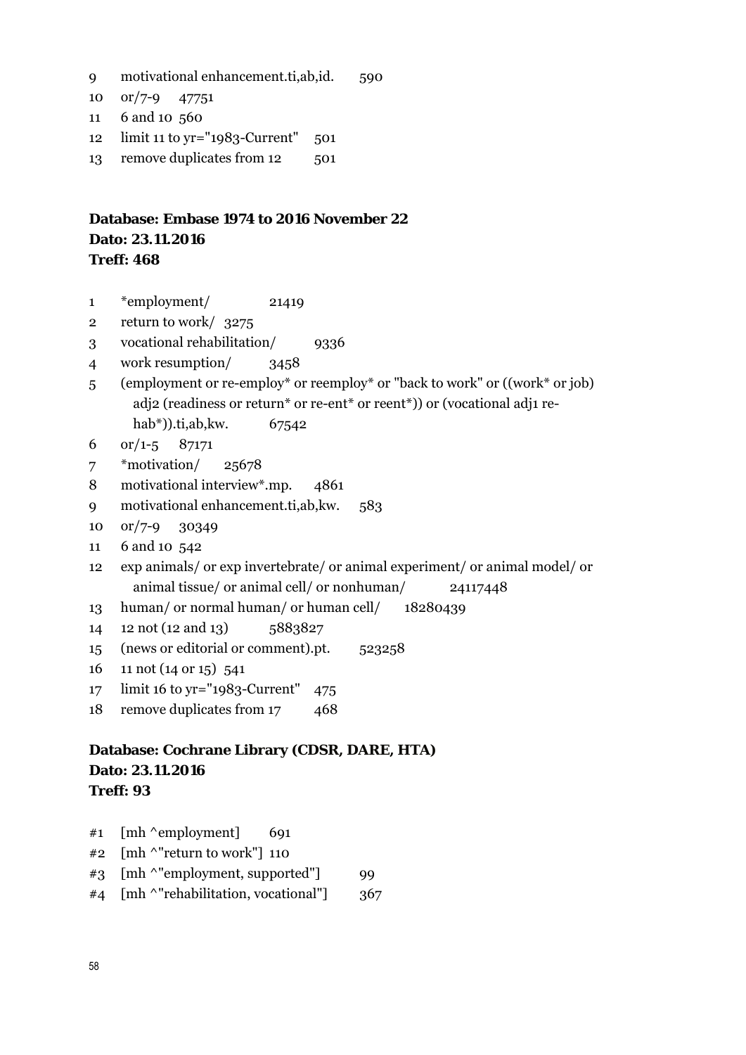9 motivational enhancement.ti,ab,id. 590

10 or/7-9 47751

11 6 and 10 560

12 limit 11 to yr="1983-Current" 501

13 remove duplicates from 12 501

**Database: Embase 1974 to 2016 November 22**
**Dato: 23.11.2016**
**Treff: 468**

1 *employment/ 21419

2 return to work/ 3275

3 vocational rehabilitation/ 9336

4 work resumption/ 3458

5 (employment or re-employ* or reemploy* or "back to work" or ((work* or job) adj2 (readiness or return* or re-ent* or reent*)) or (vocational adj1 re-hab*)).ti,ab,kw. 67542

6 or/1-5 87171

7 *motivation/ 25678

8 motivational interview*.mp. 4861

9 motivational enhancement.ti,ab,kw. 583

10 or/7-9 30349

11 6 and 10 542

12 exp animals/ or exp invertebrate/ or animal experiment/ or animal model/ or animal tissue/ or animal cell/ or nonhuman/ 24117448

13 human/ or normal human/ or human cell/ 18280439

14 12 not (12 and 13) 5883827

15 (news or editorial or comment).pt. 523258

16 11 not (14 or 15) 541

17 limit 16 to yr="1983-Current" 475

18 remove duplicates from 17 468

**Database: Cochrane Library (CDSR, DARE, HTA)**
**Dato: 23.11.2016**
**Treff: 93**

#1 [mh ^employment] 691

#2 [mh ^"return to work"] 110

#3 [mh ^"employment, supported"] 99

#4 [mh ^"rehabilitation, vocational"] 367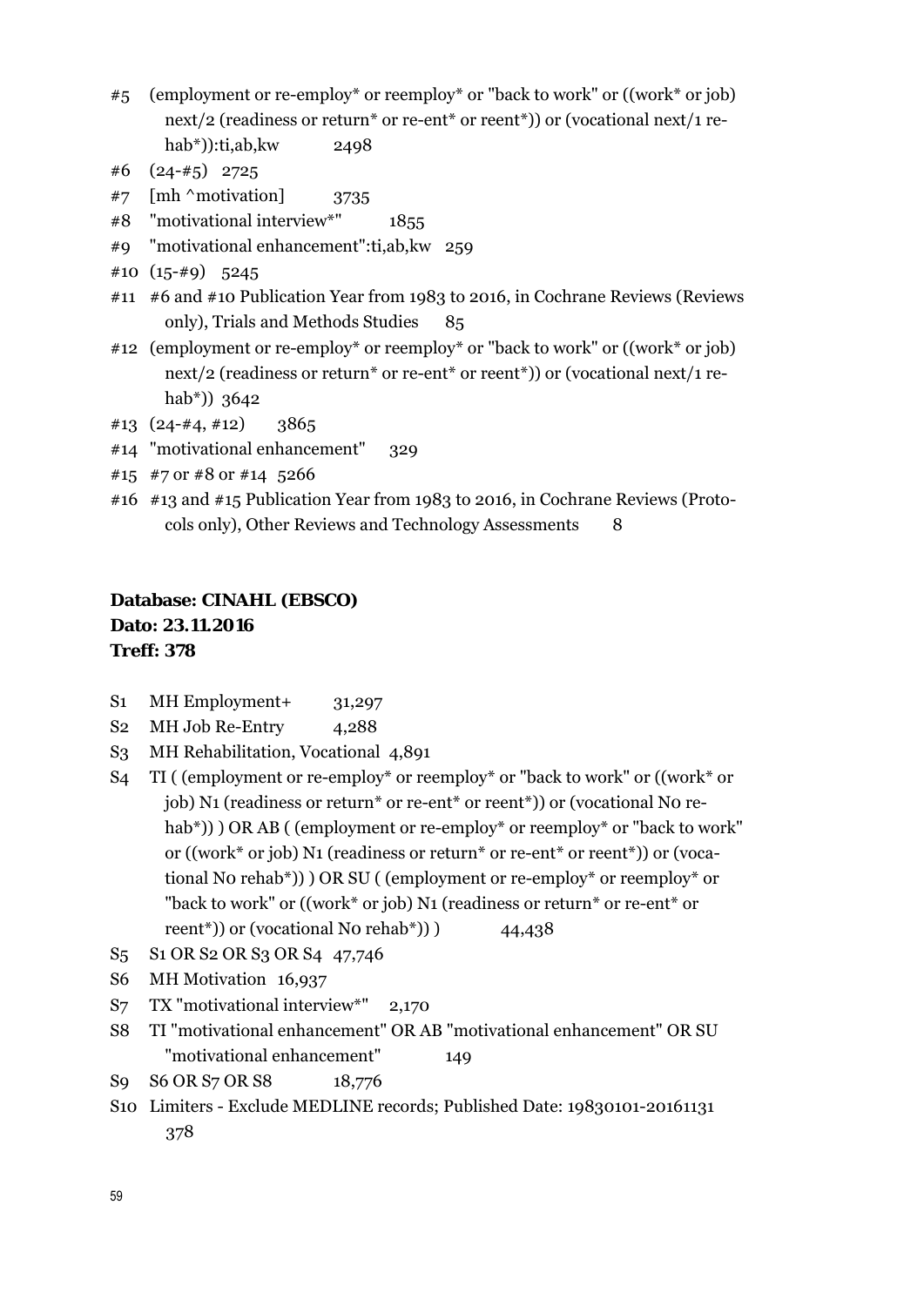#5 (employment or re-employ* or reemploy* or "back to work" or ((work* or job) next/2 (readiness or return* or re-ent* or reent*)) or (vocational next/1 rehab*)):ti,ab,kw 2498

#6 (24-#5) 2725

#7 [mh ^motivation] 3735

#8 "motivational interview*" 1855

#9 "motivational enhancement":ti,ab,kw 259

#10 (15-#9) 5245

#11 #6 and #10 Publication Year from 1983 to 2016, in Cochrane Reviews (Reviews only), Trials and Methods Studies 85

#12 (employment or re-employ* or reemploy* or "back to work" or ((work* or job) next/2 (readiness or return* or re-ent* or reent*)) or (vocational next/1 rehab*)) 3642

#13 (24-#4, #12) 3865

#14 "motivational enhancement" 329

#15 #7 or #8 or #14 5266

#16 #13 and #15 Publication Year from 1983 to 2016, in Cochrane Reviews (Protocols only), Other Reviews and Technology Assessments 8

**Database: CINAHL (EBSCO)**
**Dato: 23.11.2016**
**Treff: 378**

S1 MH Employment+ 31,297

S2 MH Job Re-Entry 4,288

S3 MH Rehabilitation, Vocational 4,891

S4 TI ( (employment or re-employ* or reemploy* or "back to work" or ((work* or job) N1 (readiness or return* or re-ent* or reent*)) or (vocational N0 rehab*)) ) OR AB ( (employment or re-employ* or reemploy* or "back to work" or ((work* or job) N1 (readiness or return* or re-ent* or reent*)) or (vocational N0 rehab*)) ) OR SU ( (employment or re-employ* or reemploy* or "back to work" or ((work* or job) N1 (readiness or return* or re-ent* or reent*)) or (vocational N0 rehab*)) ) 44,438

S5 S1 OR S2 OR S3 OR S4 47,746

S6 MH Motivation 16,937

S7 TX "motivational interview*" 2,170

S8 TI "motivational enhancement" OR AB "motivational enhancement" OR SU "motivational enhancement" 149

S9 S6 OR S7 OR S8 18,776

S10 Limiters - Exclude MEDLINE records; Published Date: 19830101-20161131 378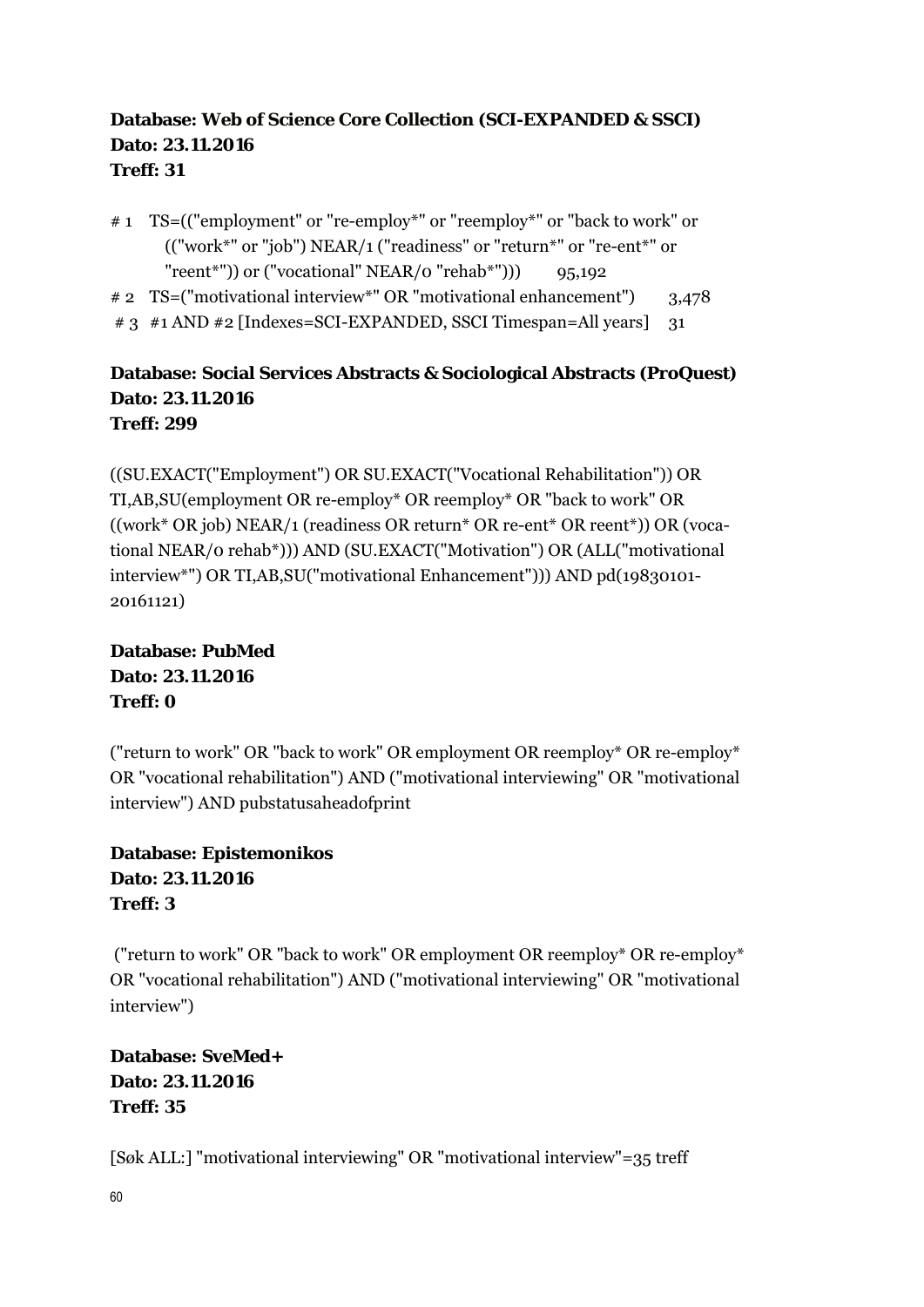**Database: Web of Science Core Collection (SCI-EXPANDED & SSCI)**
**Dato: 23.11.2016**
**Treff: 31**

# 1 TS=(("employment" or "re-employ*" or "reemploy*" or "back to work" or (("work*" or "job") NEAR/1 ("readiness" or "return*" or "re-ent*" or "reent*")) or ("vocational" NEAR/0 "rehab*"))) 95,192
# 2 TS=("motivational interview*" OR "motivational enhancement") 3,478
# 3 #1 AND #2 [Indexes=SCI-EXPANDED, SSCI Timespan=All years] 31

**Database: Social Services Abstracts & Sociological Abstracts (ProQuest)**
**Dato: 23.11.2016**
**Treff: 299**

((SU.EXACT("Employment") OR SU.EXACT("Vocational Rehabilitation")) OR TI,AB,SU(employment OR re-employ* OR reemploy* OR "back to work" OR ((work* OR job) NEAR/1 (readiness OR return* OR re-ent* OR reent*)) OR (vocational NEAR/0 rehab*))) AND (SU.EXACT("Motivation") OR (ALL("motivational interview*") OR TI,AB,SU("motivational Enhancement"))) AND pd(19830101-20161121)

**Database: PubMed**
**Dato: 23.11.2016**
**Treff: 0**

("return to work" OR "back to work" OR employment OR reemploy* OR re-employ* OR "vocational rehabilitation") AND ("motivational interviewing" OR "motivational interview") AND pubstatusaheadofprint

**Database: Epistemonikos**
**Dato: 23.11.2016**
**Treff: 3**

("return to work" OR "back to work" OR employment OR reemploy* OR re-employ* OR "vocational rehabilitation") AND ("motivational interviewing" OR "motivational interview")

**Database: SveMed+**
**Dato: 23.11.2016**
**Treff: 35**

[Søk ALL:] "motivational interviewing" OR "motivational interview"=35 treff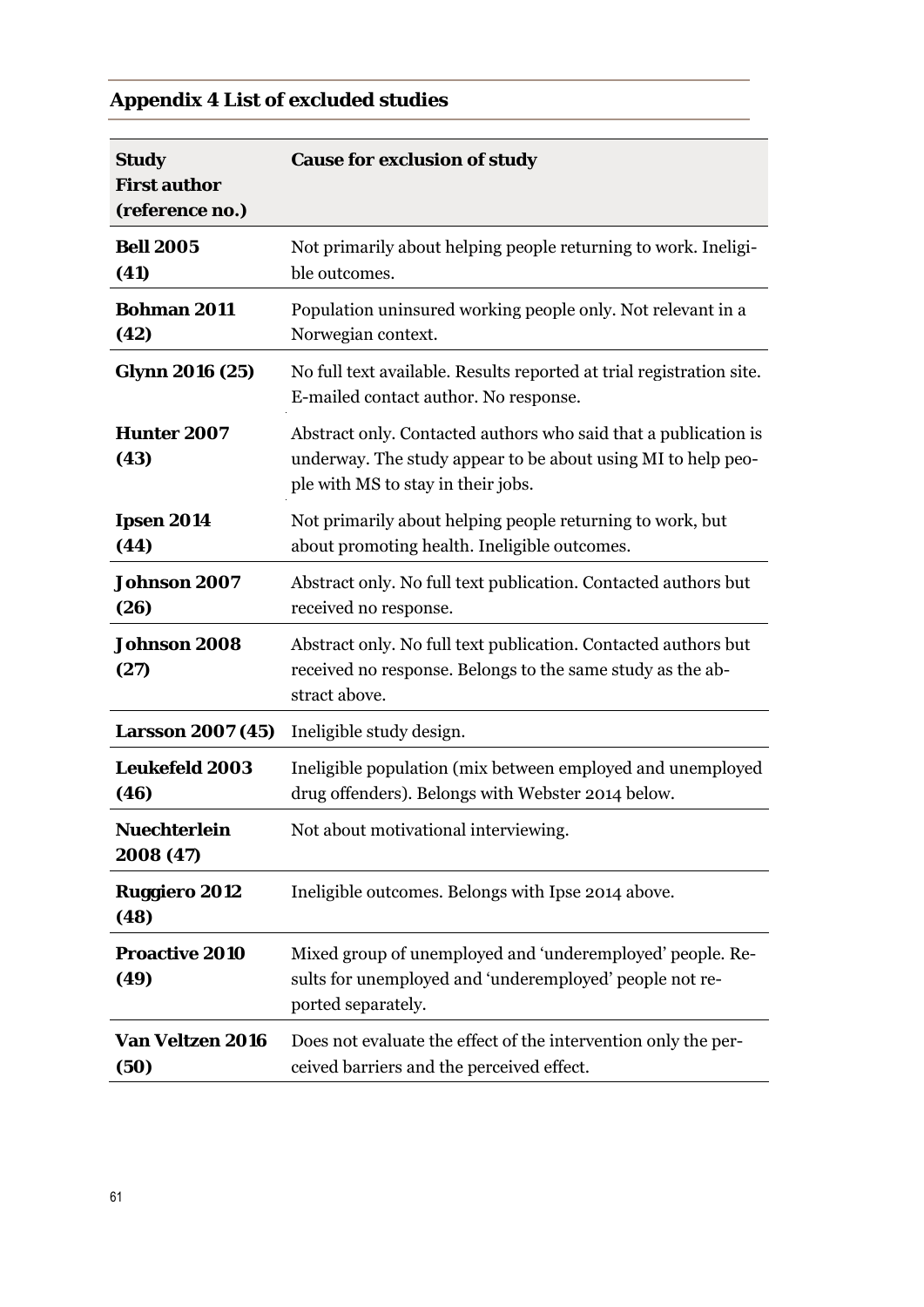## Appendix 4 List of excluded studies

| Study First author (reference no.) | Cause for exclusion of study |
|---|---|
| **Bell 2005 (41)** | Not primarily about helping people returning to work. Ineligible outcomes. |
| **Bohman 2011 (42)** | Population uninsured working people only. Not relevant in a Norwegian context. |
| **Glynn 2016 (25)** | No full text available. Results reported at trial registration site. E-mailed contact author. No response. |
| **Hunter 2007 (43)** | Abstract only. Contacted authors who said that a publication is underway. The study appear to be about using MI to help people with MS to stay in their jobs. |
| **Ipsen 2014 (44)** | Not primarily about helping people returning to work, but about promoting health. Ineligible outcomes. |
| **Johnson 2007 (26)** | Abstract only. No full text publication. Contacted authors but received no response. |
| **Johnson 2008 (27)** | Abstract only. No full text publication. Contacted authors but received no response. Belongs to the same study as the abstract above. |
| **Larsson 2007 (45)** | Ineligible study design. |
| **Leukefeld 2003 (46)** | Ineligible population (mix between employed and unemployed drug offenders). Belongs with Webster 2014 below. |
| **Nuechterlein 2008 (47)** | Not about motivational interviewing. |
| **Ruggiero 2012 (48)** | Ineligible outcomes. Belongs with Ipse 2014 above. |
| **Proactive 2010 (49)** | Mixed group of unemployed and 'underemployed' people. Results for unemployed and 'underemployed' people not reported separately. |
| **Van Veltzen 2016 (50)** | Does not evaluate the effect of the intervention only the perceived barriers and the perceived effect. |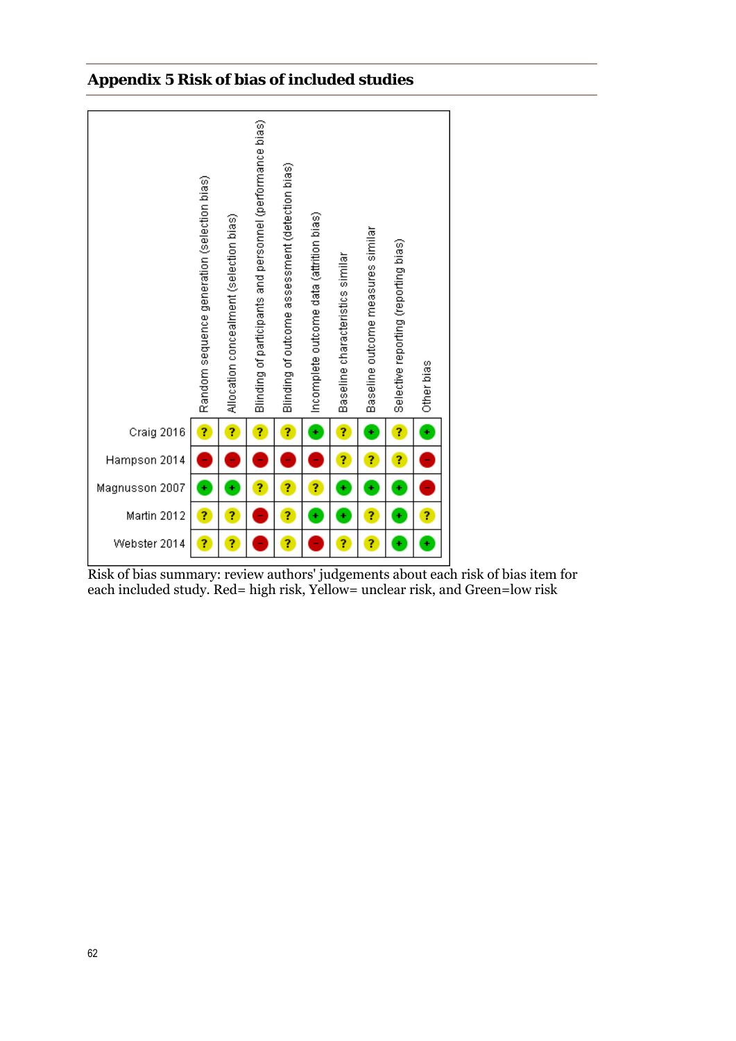## Appendix 5 Risk of bias of included studies

| | Random sequence generation (selection bias) | Allocation concealment (selection bias) | Blinding of participants and personnel (performance bias) | Blinding of outcome assessment (detection bias) | Incomplete outcome data (attrition bias) | Baseline characteristics similar | Baseline outcome measures similar | Selective reporting (reporting bias) | Other bias |
|---|---|---|---|---|---|---|---|---|---|
| Craig 2016 | ? | ? | ? | ? | + | ? | + | ? | + |
| Hampson 2014 | – | – | – | – | – | ? | ? | ? | – |
| Magnusson 2007 | + | + | ? | ? | ? | + | + | + | – |
| Martin 2012 | ? | ? | – | ? | + | + | ? | + | ? |
| Webster 2014 | ? | ? | – | ? | – | ? | ? | + | + |

Risk of bias summary: review authors' judgements about each risk of bias item for each included study. Red= high risk, Yellow= unclear risk, and Green=low risk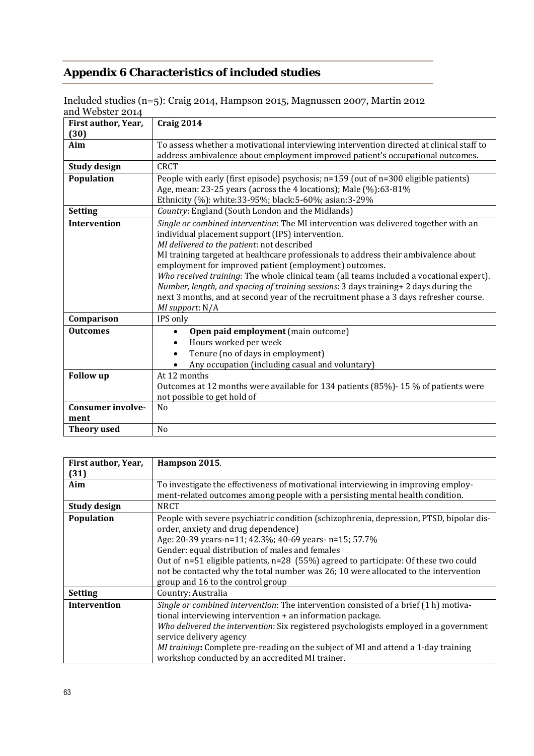## Appendix 6 Characteristics of included studies

Included studies (n=5): Craig 2014, Hampson 2015, Magnussen 2007, Martin 2012 and Webster 2014

| First author, Year, (30) | Craig 2014 |
|---|---|
| Aim | To assess whether a motivational interviewing intervention directed at clinical staff to address ambivalence about employment improved patient's occupational outcomes. |
| Study design | CRCT |
| Population | People with early (first episode) psychosis; n=159 (out of n=300 eligible patients)<br>Age, mean: 23-25 years (across the 4 locations); Male (%):63-81%<br>Ethnicity (%): white:33-95%; black:5-60%; asian:3-29% |
| Setting | *Country*: England (South London and the Midlands) |
| Intervention | *Single or combined intervention*: The MI intervention was delivered together with an individual placement support (IPS) intervention.<br>*MI delivered to the patient*: not described<br>MI training targeted at healthcare professionals to address their ambivalence about employment for improved patient (employment) outcomes.<br>*Who received training*: The whole clinical team (all teams included a vocational expert).<br>*Number, length, and spacing of training sessions*: 3 days training+ 2 days during the next 3 months, and at second year of the recruitment phase a 3 days refresher course.<br>*MI support*: N/A |
| Comparison | IPS only |
| Outcomes | • **Open paid employment** (main outcome)<br>• Hours worked per week<br>• Tenure (no of days in employment)<br>• Any occupation (including casual and voluntary) |
| Follow up | At 12 months<br>Outcomes at 12 months were available for 134 patients (85%)- 15 % of patients were not possible to get hold of |
| Consumer involvement | No |
| Theory used | No |

| First author, Year, (31) | Hampson 2015. |
|---|---|
| Aim | To investigate the effectiveness of motivational interviewing in improving employment-related outcomes among people with a persisting mental health condition. |
| Study design | NRCT |
| Population | People with severe psychiatric condition (schizophrenia, depression, PTSD, bipolar disorder, anxiety and drug dependence)<br>Age: 20-39 years-n=11; 42.3%; 40-69 years- n=15; 57.7%<br>Gender: equal distribution of males and females<br>Out of n=51 eligible patients, n=28 (55%) agreed to participate: Of these two could not be contacted why the total number was 26; 10 were allocated to the intervention group and 16 to the control group |
| Setting | Country: Australia |
| Intervention | *Single or combined intervention*: The intervention consisted of a brief (1 h) motivational interviewing intervention + an information package.<br>*Who delivered the intervention*: Six registered psychologists employed in a government service delivery agency<br>*MI training*: Complete pre-reading on the subject of MI and attend a 1-day training workshop conducted by an accredited MI trainer. |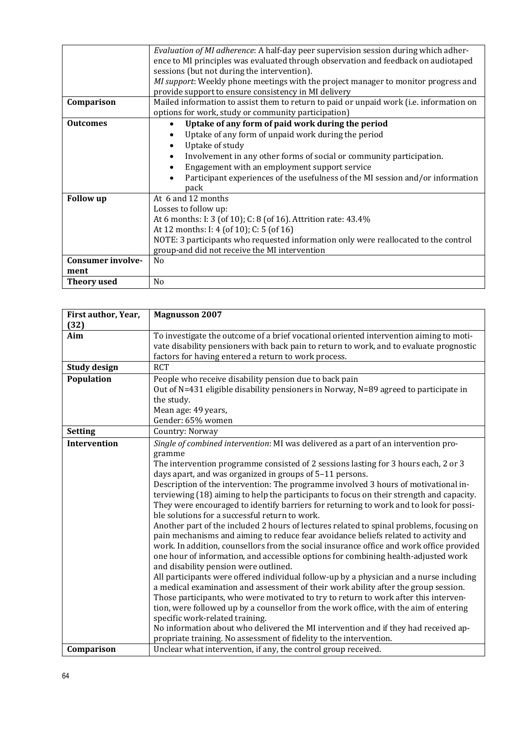| | |
|---|---|
| | *Evaluation of MI adherence*: A half-day peer supervision session during which adherence to MI principles was evaluated through observation and feedback on audiotaped sessions (but not during the intervention).<br>*MI support*: Weekly phone meetings with the project manager to monitor progress and provide support to ensure consistency in MI delivery |
| **Comparison** | Mailed information to assist them to return to paid or unpaid work (i.e. information on options for work, study or community participation) |
| **Outcomes** | • **Uptake of any form of paid work during the period**<br>• Uptake of any form of unpaid work during the period<br>• Uptake of study<br>• Involvement in any other forms of social or community participation.<br>• Engagement with an employment support service<br>• Participant experiences of the usefulness of the MI session and/or information pack |
| **Follow up** | At 6 and 12 months<br>Losses to follow up:<br>At 6 months: I: 3 (of 10); C: 8 (of 16). Attrition rate: 43.4%<br>At 12 months: I: 4 (of 10); C: 5 (of 16)<br>NOTE: 3 participants who requested information only were reallocated to the control group-and did not receive the MI intervention |
| **Consumer involvement** | No |
| **Theory used** | No |

| **First author, Year, (32)** | **Magnusson 2007** |
|---|---|
| **Aim** | To investigate the outcome of a brief vocational oriented intervention aiming to motivate disability pensioners with back pain to return to work, and to evaluate prognostic factors for having entered a return to work process. |
| **Study design** | RCT |
| **Population** | People who receive disability pension due to back pain<br>Out of N=431 eligible disability pensioners in Norway, N=89 agreed to participate in the study.<br>Mean age: 49 years,<br>Gender: 65% women |
| **Setting** | Country: Norway |
| **Intervention** | *Single of combined intervention*: MI was delivered as a part of an intervention programme<br>The intervention programme consisted of 2 sessions lasting for 3 hours each, 2 or 3 days apart, and was organized in groups of 5–11 persons.<br>Description of the intervention: The programme involved 3 hours of motivational interviewing (18) aiming to help the participants to focus on their strength and capacity. They were encouraged to identify barriers for returning to work and to look for possible solutions for a successful return to work.<br>Another part of the included 2 hours of lectures related to spinal problems, focusing on pain mechanisms and aiming to reduce fear avoidance beliefs related to activity and work. In addition, counsellors from the social insurance office and work office provided one hour of information, and accessible options for combining health-adjusted work and disability pension were outlined.<br>All participants were offered individual follow-up by a physician and a nurse including a medical examination and assessment of their work ability after the group session. Those participants, who were motivated to try to return to work after this intervention, were followed up by a counsellor from the work office, with the aim of entering specific work-related training.<br>No information about who delivered the MI intervention and if they had received appropriate training. No assessment of fidelity to the intervention. |
| **Comparison** | Unclear what intervention, if any, the control group received. |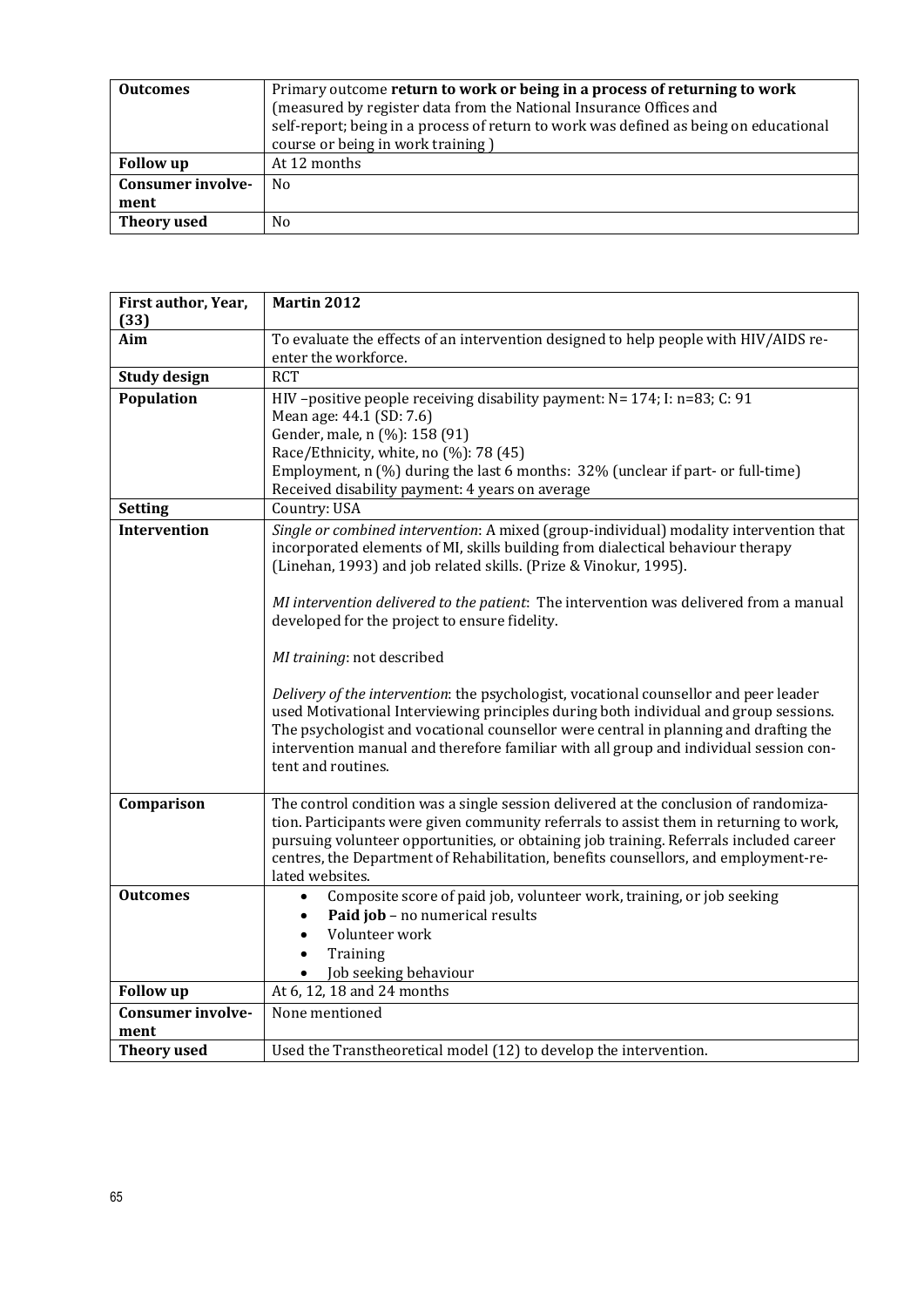| Outcomes | Primary outcome **return to work or being in a process of returning to work** (measured by register data from the National Insurance Offices and self-report; being in a process of return to work was defined as being on educational course or being in work training ) |
|---|---|
| **Follow up** | At 12 months |
| **Consumer involve-ment** | No |
| **Theory used** | No |

| First author, Year, (33) | Martin 2012 |
|---|---|
| **Aim** | To evaluate the effects of an intervention designed to help people with HIV/AIDS re-enter the workforce. |
| **Study design** | RCT |
| **Population** | HIV –positive people receiving disability payment: N= 174; I: n=83; C: 91<br>Mean age: 44.1 (SD: 7.6)<br>Gender, male, n (%): 158 (91)<br>Race/Ethnicity, white, no (%): 78 (45)<br>Employment, n (%) during the last 6 months: 32% (unclear if part- or full-time)<br>Received disability payment: 4 years on average |
| **Setting** | Country: USA |
| **Intervention** | *Single or combined intervention*: A mixed (group-individual) modality intervention that incorporated elements of MI, skills building from dialectical behaviour therapy (Linehan, 1993) and job related skills. (Prize & Vinokur, 1995).<br><br>*MI intervention delivered to the patient*: The intervention was delivered from a manual developed for the project to ensure fidelity.<br><br>*MI training*: not described<br><br>*Delivery of the intervention*: the psychologist, vocational counsellor and peer leader used Motivational Interviewing principles during both individual and group sessions. The psychologist and vocational counsellor were central in planning and drafting the intervention manual and therefore familiar with all group and individual session content and routines. |
| **Comparison** | The control condition was a single session delivered at the conclusion of randomization. Participants were given community referrals to assist them in returning to work, pursuing volunteer opportunities, or obtaining job training. Referrals included career centres, the Department of Rehabilitation, benefits counsellors, and employment-related websites. |
| **Outcomes** | • Composite score of paid job, volunteer work, training, or job seeking<br>• **Paid job** – no numerical results<br>• Volunteer work<br>• Training<br>• Job seeking behaviour |
| **Follow up** | At 6, 12, 18 and 24 months |
| **Consumer involve-ment** | None mentioned |
| **Theory used** | Used the Transtheoretical model (12) to develop the intervention. |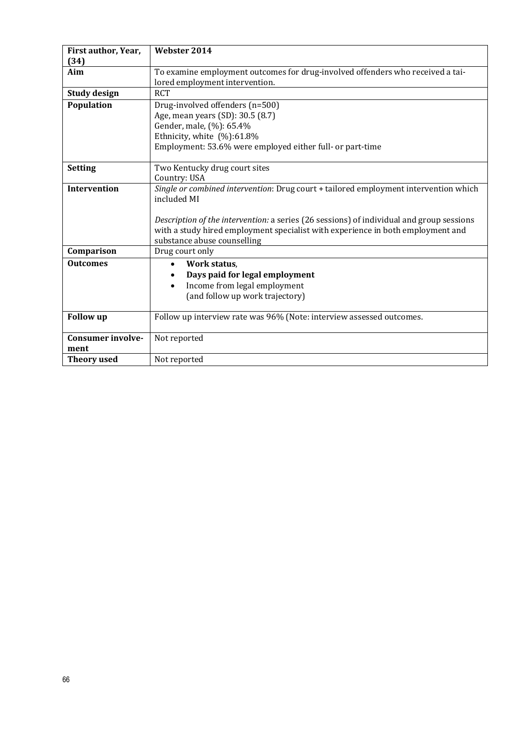| **First author, Year, (34)** | **Webster 2014** |
|---|---|
| **Aim** | To examine employment outcomes for drug-involved offenders who received a tailored employment intervention. |
| **Study design** | RCT |
| **Population** | Drug-involved offenders (n=500)<br>Age, mean years (SD): 30.5 (8.7)<br>Gender, male, (%): 65.4%<br>Ethnicity, white (%):61.8%<br>Employment: 53.6% were employed either full- or part-time |
| **Setting** | Two Kentucky drug court sites<br>Country: USA |
| **Intervention** | *Single or combined intervention*: Drug court + tailored employment intervention which included MI<br><br>*Description of the intervention:* a series (26 sessions) of individual and group sessions with a study hired employment specialist with experience in both employment and substance abuse counselling |
| **Comparison** | Drug court only |
| **Outcomes** | • **Work status**,<br>• **Days paid for legal employment**<br>• Income from legal employment<br>(and follow up work trajectory) |
| **Follow up** | Follow up interview rate was 96% (Note: interview assessed outcomes. |
| **Consumer involvement** | Not reported |
| **Theory used** | Not reported |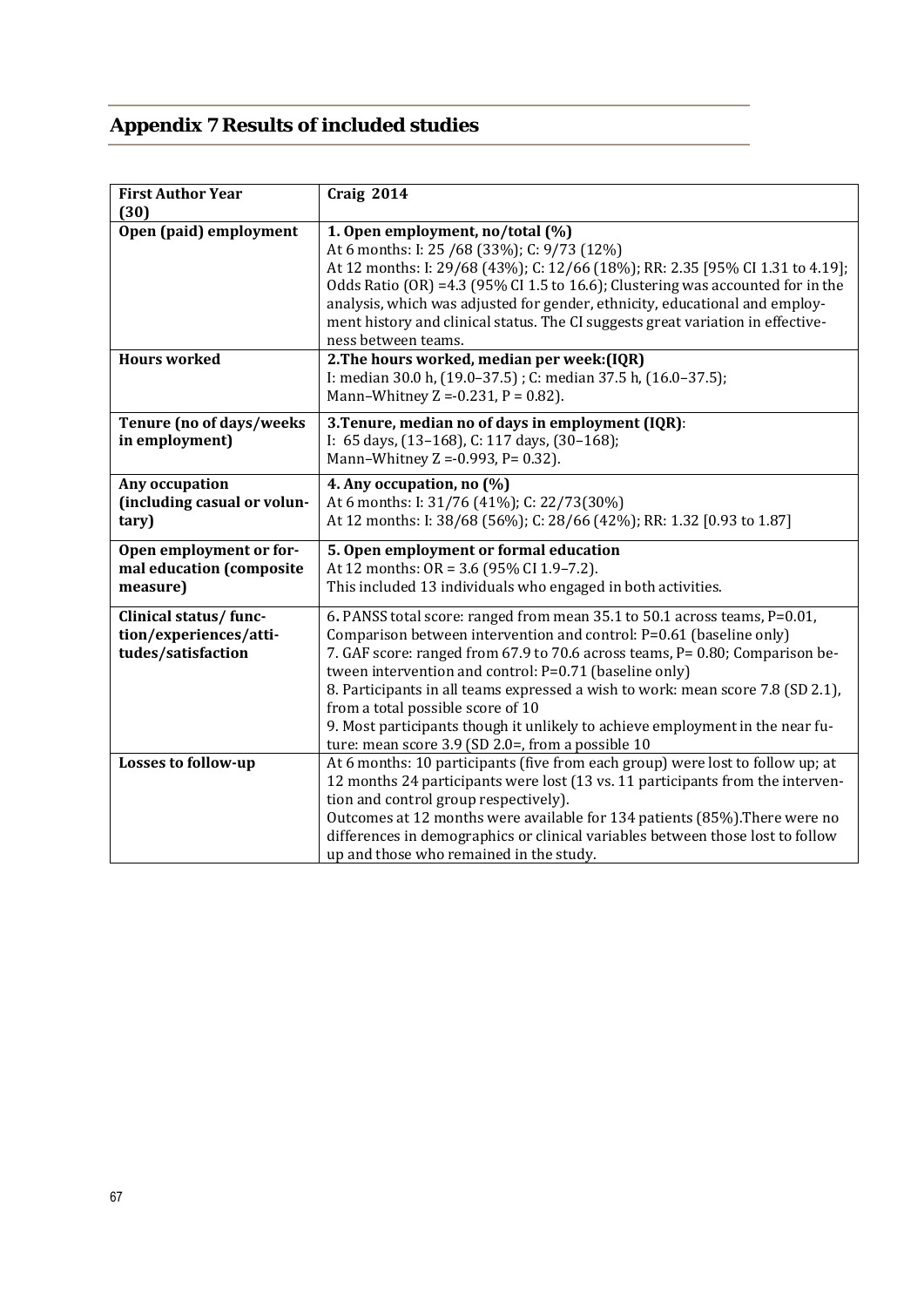## Appendix 7 Results of included studies

| First Author Year (30) | Craig 2014 |
|---|---|
| **Open (paid) employment** | **1. Open employment, no/total (%)**<br>At 6 months: I: 25 /68 (33%); C: 9/73 (12%)<br>At 12 months: I: 29/68 (43%); C: 12/66 (18%); RR: 2.35 [95% CI 1.31 to 4.19]; Odds Ratio (OR) =4.3 (95% CI 1.5 to 16.6); Clustering was accounted for in the analysis, which was adjusted for gender, ethnicity, educational and employment history and clinical status. The CI suggests great variation in effectiveness between teams. |
| **Hours worked** | **2.The hours worked, median per week:(IQR)**<br>I: median 30.0 h, (19.0–37.5) ; C: median 37.5 h, (16.0–37.5);<br>Mann–Whitney Z =-0.231, P = 0.82). |
| **Tenure (no of days/weeks in employment)** | **3.Tenure, median no of days in employment (IQR)**:<br>I: 65 days, (13–168), C: 117 days, (30–168);<br>Mann–Whitney Z =-0.993, P= 0.32). |
| **Any occupation (including casual or voluntary)** | **4. Any occupation, no (%)**<br>At 6 months: I: 31/76 (41%); C: 22/73(30%)<br>At 12 months: I: 38/68 (56%); C: 28/66 (42%); RR: 1.32 [0.93 to 1.87] |
| **Open employment or formal education (composite measure)** | **5. Open employment or formal education**<br>At 12 months: OR = 3.6 (95% CI 1.9–7.2).<br>This included 13 individuals who engaged in both activities. |
| **Clinical status/ function/experiences/attitudes/satisfaction** | 6. PANSS total score: ranged from mean 35.1 to 50.1 across teams, P=0.01, Comparison between intervention and control: P=0.61 (baseline only)<br>7. GAF score: ranged from 67.9 to 70.6 across teams, P= 0.80; Comparison between intervention and control: P=0.71 (baseline only)<br>8. Participants in all teams expressed a wish to work: mean score 7.8 (SD 2.1), from a total possible score of 10<br>9. Most participants though it unlikely to achieve employment in the near future: mean score 3.9 (SD 2.0=, from a possible 10 |
| **Losses to follow-up** | At 6 months: 10 participants (five from each group) were lost to follow up; at 12 months 24 participants were lost (13 vs. 11 participants from the intervention and control group respectively).<br>Outcomes at 12 months were available for 134 patients (85%).There were no differences in demographics or clinical variables between those lost to follow up and those who remained in the study. |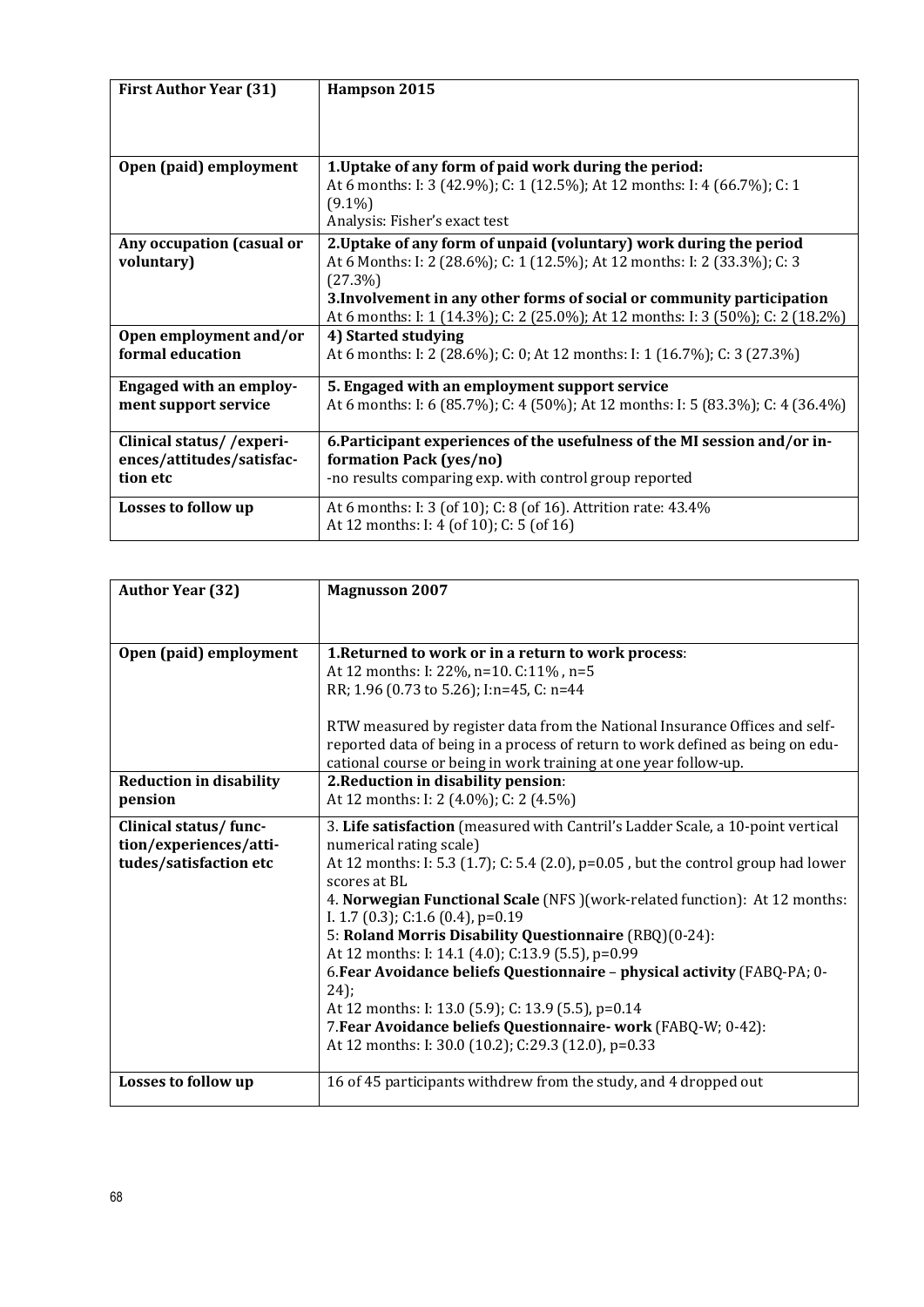| First Author Year (31) | Hampson 2015 |
|---|---|
| Open (paid) employment | **1.Uptake of any form of paid work during the period:**<br>At 6 months: I: 3 (42.9%); C: 1 (12.5%); At 12 months: I: 4 (66.7%); C: 1 (9.1%)<br>Analysis: Fisher's exact test |
| Any occupation (casual or voluntary) | **2.Uptake of any form of unpaid (voluntary) work during the period**<br>At 6 Months: I: 2 (28.6%); C: 1 (12.5%); At 12 months: I: 2 (33.3%); C: 3 (27.3%)<br>**3.Involvement in any other forms of social or community participation**<br>At 6 months: I: 1 (14.3%); C: 2 (25.0%); At 12 months: I: 3 (50%); C: 2 (18.2%) |
| Open employment and/or formal education | **4) Started studying**<br>At 6 months: I: 2 (28.6%); C: 0; At 12 months: I: 1 (16.7%); C: 3 (27.3%) |
| Engaged with an employment support service | **5. Engaged with an employment support service**<br>At 6 months: I: 6 (85.7%); C: 4 (50%); At 12 months: I: 5 (83.3%); C: 4 (36.4%) |
| Clinical status/ /experiences/attitudes/satisfaction etc | **6.Participant experiences of the usefulness of the MI session and/or information Pack (yes/no)**<br>-no results comparing exp. with control group reported |
| Losses to follow up | At 6 months: I: 3 (of 10); C: 8 (of 16). Attrition rate: 43.4%<br>At 12 months: I: 4 (of 10); C: 5 (of 16) |

| Author Year (32) | Magnusson 2007 |
|---|---|
| Open (paid) employment | **1.Returned to work or in a return to work process**:<br>At 12 months: I: 22%, n=10. C:11% , n=5<br>RR; 1.96 (0.73 to 5.26); I:n=45, C: n=44<br><br>RTW measured by register data from the National Insurance Offices and self-reported data of being in a process of return to work defined as being on educational course or being in work training at one year follow-up. |
| Reduction in disability pension | **2.Reduction in disability pension**:<br>At 12 months: I: 2 (4.0%); C: 2 (4.5%) |
| Clinical status/ function/experiences/attitudes/satisfaction etc | 3. **Life satisfaction** (measured with Cantril's Ladder Scale, a 10-point vertical numerical rating scale)<br>At 12 months: I: 5.3 (1.7); C: 5.4 (2.0), p=0.05 , but the control group had lower scores at BL<br>4. **Norwegian Functional Scale** (NFS )(work-related function): At 12 months: I. 1.7 (0.3); C:1.6 (0.4), p=0.19<br>5: **Roland Morris Disability Questionnaire** (RBQ)(0-24):<br>At 12 months: I: 14.1 (4.0); C:13.9 (5.5), p=0.99<br>6.**Fear Avoidance beliefs Questionnaire – physical activity** (FABQ-PA; 0-24);<br>At 12 months: I: 13.0 (5.9); C: 13.9 (5.5), p=0.14<br>7.**Fear Avoidance beliefs Questionnaire- work** (FABQ-W; 0-42):<br>At 12 months: I: 30.0 (10.2); C:29.3 (12.0), p=0.33 |
| Losses to follow up | 16 of 45 participants withdrew from the study, and 4 dropped out |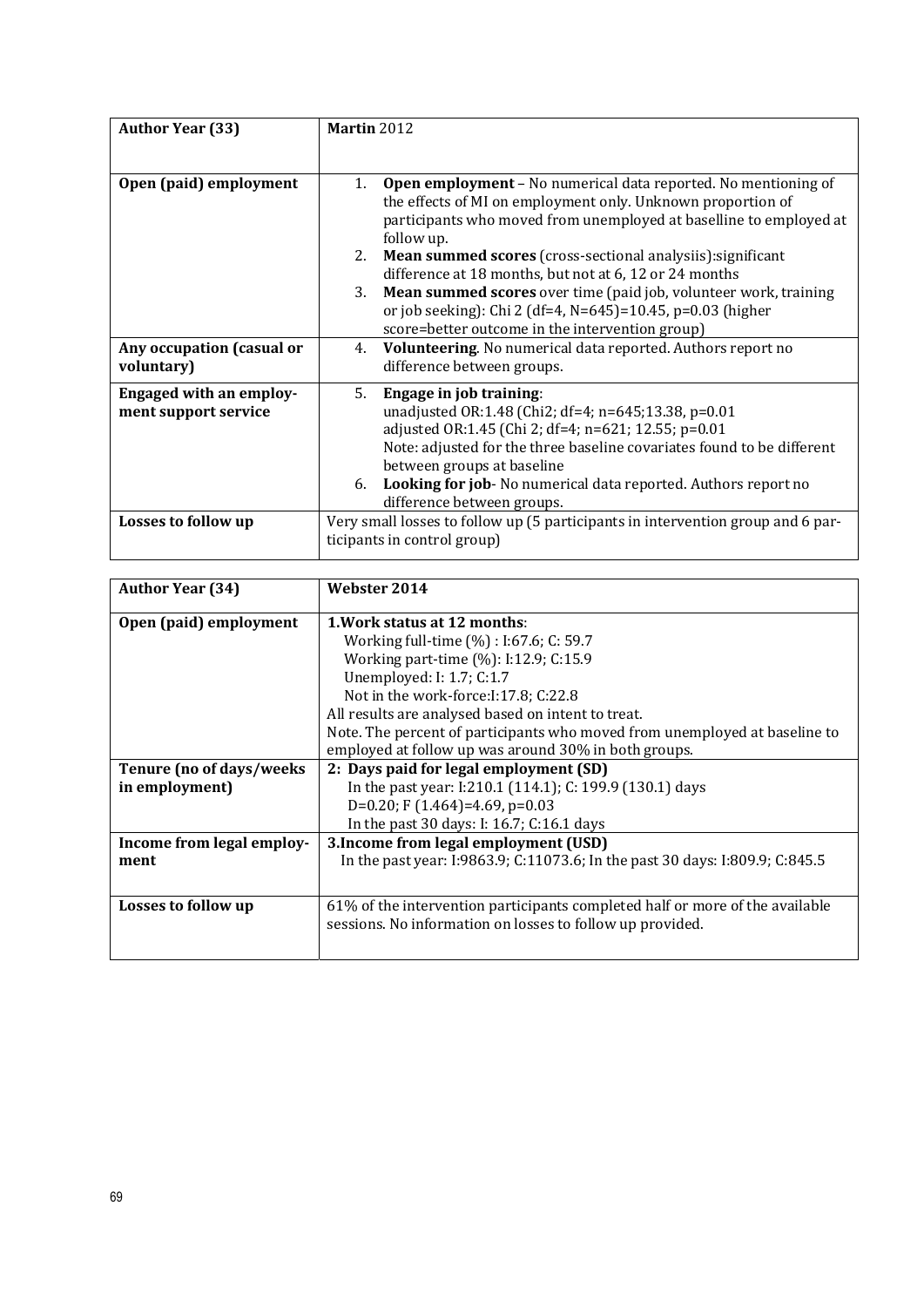| Author Year (33) | **Martin** 2012 |
|---|---|
| **Open (paid) employment** | 1. **Open employment** – No numerical data reported. No mentioning of the effects of MI on employment only. Unknown proportion of participants who moved from unemployed at baseline to employed at follow up.<br>2. **Mean summed scores** (cross-sectional analysiis):significant difference at 18 months, but not at 6, 12 or 24 months<br>3. **Mean summed scores** over time (paid job, volunteer work, training or job seeking): Chi 2 (df=4, N=645)=10.45, p=0.03 (higher score=better outcome in the intervention group) |
| **Any occupation (casual or voluntary)** | 4. **Volunteering**. No numerical data reported. Authors report no difference between groups. |
| **Engaged with an employment support service** | 5. **Engage in job training**:<br>unadjusted OR:1.48 (Chi2; df=4; n=645;13.38, p=0.01<br>adjusted OR:1.45 (Chi 2; df=4; n=621; 12.55; p=0.01<br>Note: adjusted for the three baseline covariates found to be different between groups at baseline<br>6. **Looking for job**- No numerical data reported. Authors report no difference between groups. |
| **Losses to follow up** | Very small losses to follow up (5 participants in intervention group and 6 participants in control group) |

| Author Year (34) | Webster 2014 |
|---|---|
| **Open (paid) employment** | **1.Work status at 12 months**:<br>Working full-time (%) : I:67.6; C: 59.7<br>Working part-time (%): I:12.9; C:15.9<br>Unemployed: I: 1.7; C:1.7<br>Not in the work-force:I:17.8; C:22.8<br>All results are analysed based on intent to treat.<br>Note. The percent of participants who moved from unemployed at baseline to employed at follow up was around 30% in both groups. |
| **Tenure (no of days/weeks in employment)** | **2: Days paid for legal employment (SD)**<br>In the past year: I:210.1 (114.1); C: 199.9 (130.1) days<br>D=0.20; F (1.464)=4.69, p=0.03<br>In the past 30 days: I: 16.7; C:16.1 days |
| **Income from legal employment** | **3.Income from legal employment (USD)**<br>In the past year: I:9863.9; C:11073.6; In the past 30 days: I:809.9; C:845.5 |
| **Losses to follow up** | 61% of the intervention participants completed half or more of the available sessions. No information on losses to follow up provided. |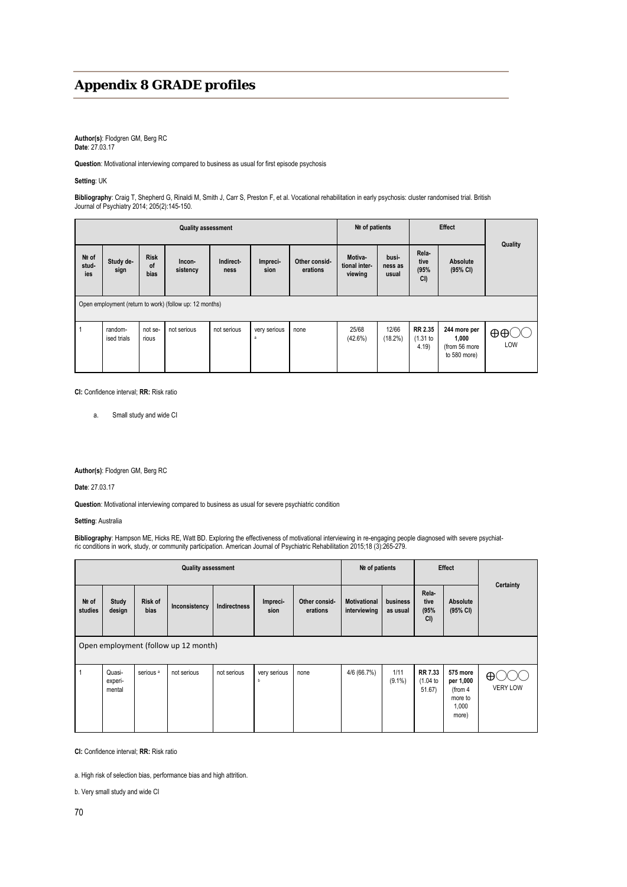# Appendix 8 GRADE profiles

**Author(s)**: Flodgren GM, Berg RC
**Date**: 27.03.17

**Question**: Motivational interviewing compared to business as usual for first episode psychosis

**Setting**: UK

**Bibliography**: Craig T, Shepherd G, Rinaldi M, Smith J, Carr S, Preston F, et al. Vocational rehabilitation in early psychosis: cluster randomised trial. British Journal of Psychiatry 2014; 205(2):145-150.

| Quality assessment | | | | | | | № of patients | | Effect | | Quality |
|---|---|---|---|---|---|---|---|---|---|---|---|
| № of studies | Study design | Risk of bias | Inconsistency | Indirectness | Imprecision | Other considerations | Motivational interviewing | business as usual | Relative (95% CI) | Absolute (95% CI) | |
| Open employment (return to work) (follow up: 12 months) | | | | | | | | | | | |
| 1 | randomised trials | not serious | not serious | not serious | very serious [a] | none | 25/68 (42.6%) | 12/66 (18.2%) | **RR 2.35** (1.31 to 4.19) | **244 more per 1,000** (from 56 more to 580 more) | ⊕⊕◯◯ LOW |

**CI:** Confidence interval; **RR:** Risk ratio

a. Small study and wide CI

**Author(s)**: Flodgren GM, Berg RC

**Date**: 27.03.17

**Question**: Motivational interviewing compared to business as usual for severe psychiatric condition

**Setting**: Australia

**Bibliography**: Hampson ME, Hicks RE, Watt BD. Exploring the effectiveness of motivational interviewing in re-engaging people diagnosed with severe psychiatric conditions in work, study, or community participation. American Journal of Psychiatric Rehabilitation 2015;18 (3):265-279.

| Quality assessment | | | | | | | № of patients | | Effect | | Certainty |
|---|---|---|---|---|---|---|---|---|---|---|---|
| № of studies | Study design | Risk of bias | Inconsistency | Indirectness | Imprecision | Other considerations | Motivational interviewing | business as usual | Relative (95% CI) | Absolute (95% CI) | |
| Open employment (follow up 12 month) | | | | | | | | | | | |
| 1 | Quasi-experimental | serious [a] | not serious | not serious | very serious [b] | none | 4/6 (66.7%) | 1/11 (9.1%) | **RR 7.33** (1.04 to 51.67) | **575 more per 1,000** (from 4 more to 1,000 more) | ⊕◯◯◯ VERY LOW |

**CI:** Confidence interval; **RR:** Risk ratio

a. High risk of selection bias, performance bias and high attrition.

b. Very small study and wide CI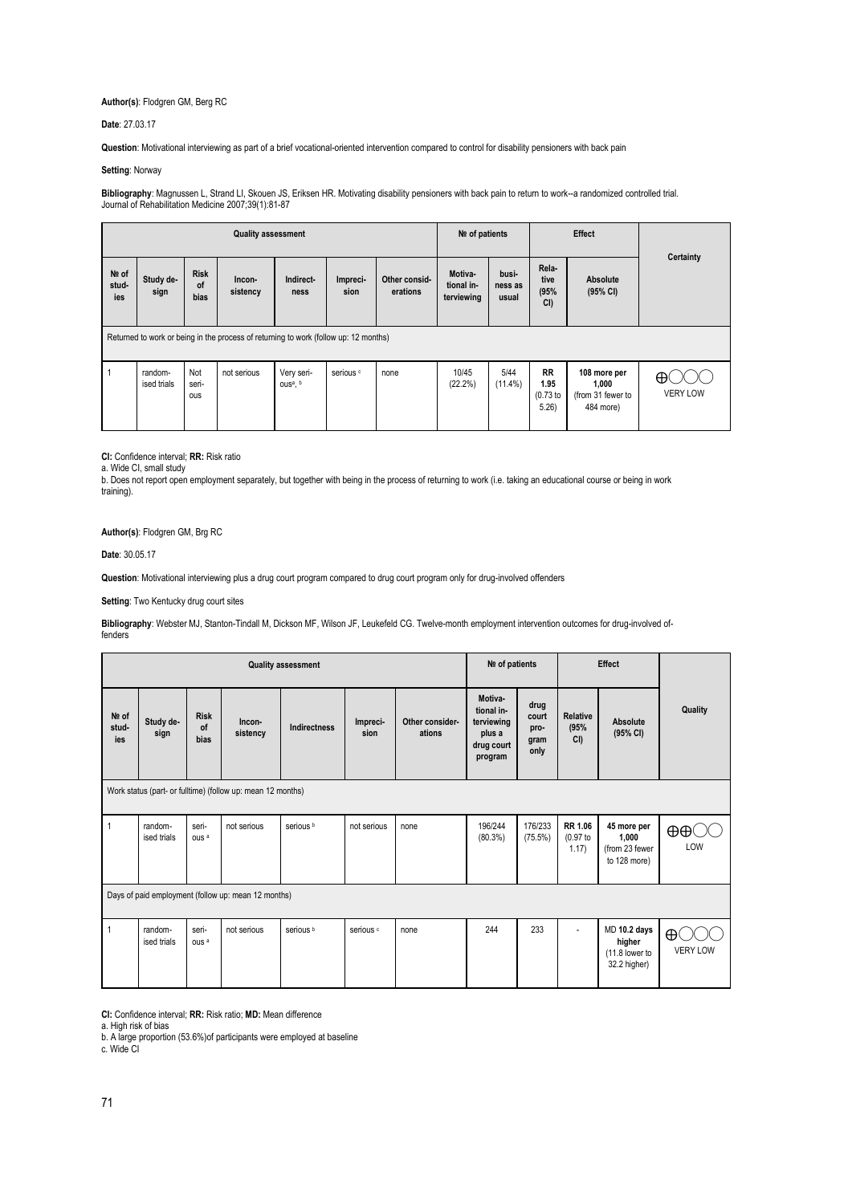**Author(s)**: Flodgren GM, Berg RC

**Date**: 27.03.17

**Question**: Motivational interviewing as part of a brief vocational-oriented intervention compared to control for disability pensioners with back pain

**Setting**: Norway

**Bibliography**: Magnussen L, Strand LI, Skouen JS, Eriksen HR. Motivating disability pensioners with back pain to return to work--a randomized controlled trial. Journal of Rehabilitation Medicine 2007;39(1):81-87

| Quality assessment | | | | | | | № of patients | | Effect | | Certainty |
|---|---|---|---|---|---|---|---|---|---|---|---|
| № of studies | Study design | Risk of bias | Inconsistency | Indirectness | Imprecision | Other considerations | Motivational interviewing | business as usual | Relative (95% CI) | Absolute (95% CI) | |
| Returned to work or being in the process of returning to work (follow up: 12 months) | | | | | | | | | | | |
| 1 | randomised trials | Not serious | not serious | Very serious[a], [b] | serious [c] | none | 10/45 (22.2%) | 5/44 (11.4%) | **RR 1.95** (0.73 to 5.26) | **108 more per 1,000** (from 31 fewer to 484 more) | ⊕◯◯◯ VERY LOW |

**CI:** Confidence interval; **RR:** Risk ratio

a. Wide CI, small study

b. Does not report open employment separately, but together with being in the process of returning to work (i.e. taking an educational course or being in work training).

**Author(s)**: Flodgren GM, Brg RC

**Date**: 30.05.17

**Question**: Motivational interviewing plus a drug court program compared to drug court program only for drug-involved offenders

**Setting**: Two Kentucky drug court sites

**Bibliography**: Webster MJ, Stanton-Tindall M, Dickson MF, Wilson JF, Leukefeld CG. Twelve-month employment intervention outcomes for drug-involved offenders

| Quality assessment | | | | | | | № of patients | | Effect | | Quality |
|---|---|---|---|---|---|---|---|---|---|---|---|
| № of studies | Study design | Risk of bias | Inconsistency | Indirectness | Imprecision | Other considerations | Motivational interviewing plus a drug court program | drug court program only | Relative (95% CI) | Absolute (95% CI) | |
| Work status (part- or fulltime) (follow up: mean 12 months) | | | | | | | | | | | |
| 1 | randomised trials | serious [a] | not serious | serious [b] | not serious | none | 196/244 (80.3%) | 176/233 (75.5%) | **RR 1.06** (0.97 to 1.17) | **45 more per 1,000** (from 23 fewer to 128 more) | ⊕⊕◯◯ LOW |
| Days of paid employment (follow up: mean 12 months) | | | | | | | | | | | |
| 1 | randomised trials | serious [a] | not serious | serious [b] | serious [c] | none | 244 | 233 | - | MD **10.2 days higher** (11.8 lower to 32.2 higher) | ⊕◯◯◯ VERY LOW |

**CI:** Confidence interval; **RR:** Risk ratio; **MD:** Mean difference

a. High risk of bias

b. A large proportion (53.6%)of participants were employed at baseline

c. Wide CI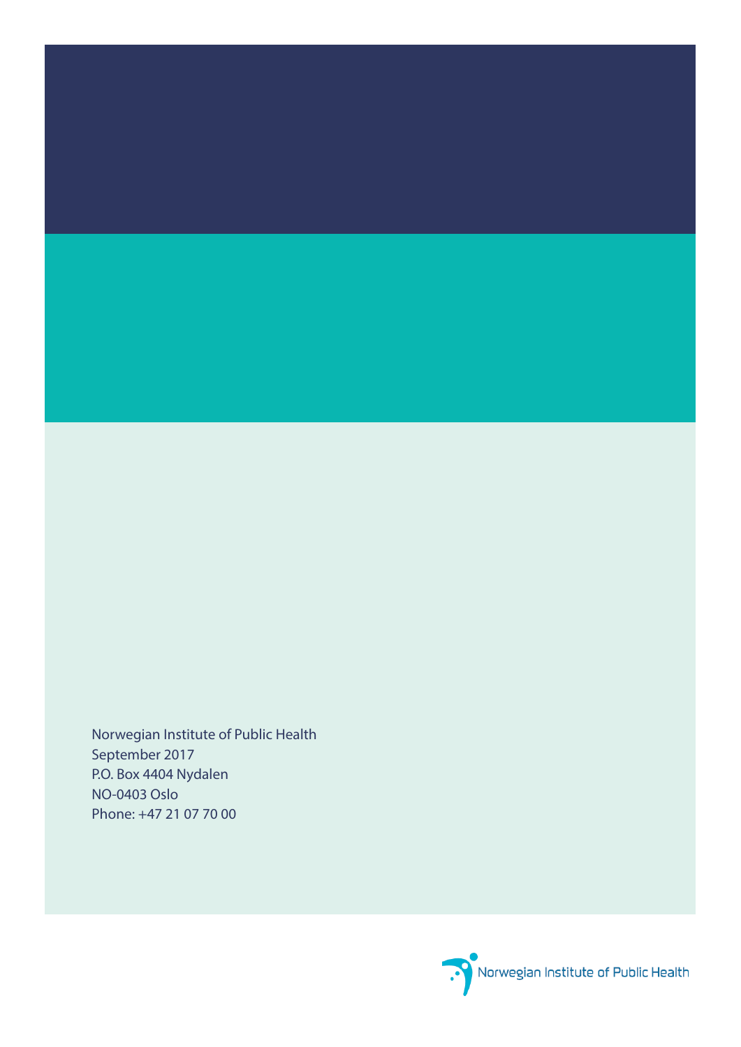Norwegian Institute of Public Health
September 2017
P.O. Box 4404 Nydalen
NO-0403 Oslo
Phone: +47 21 07 70 00

Norwegian Institute of Public Health